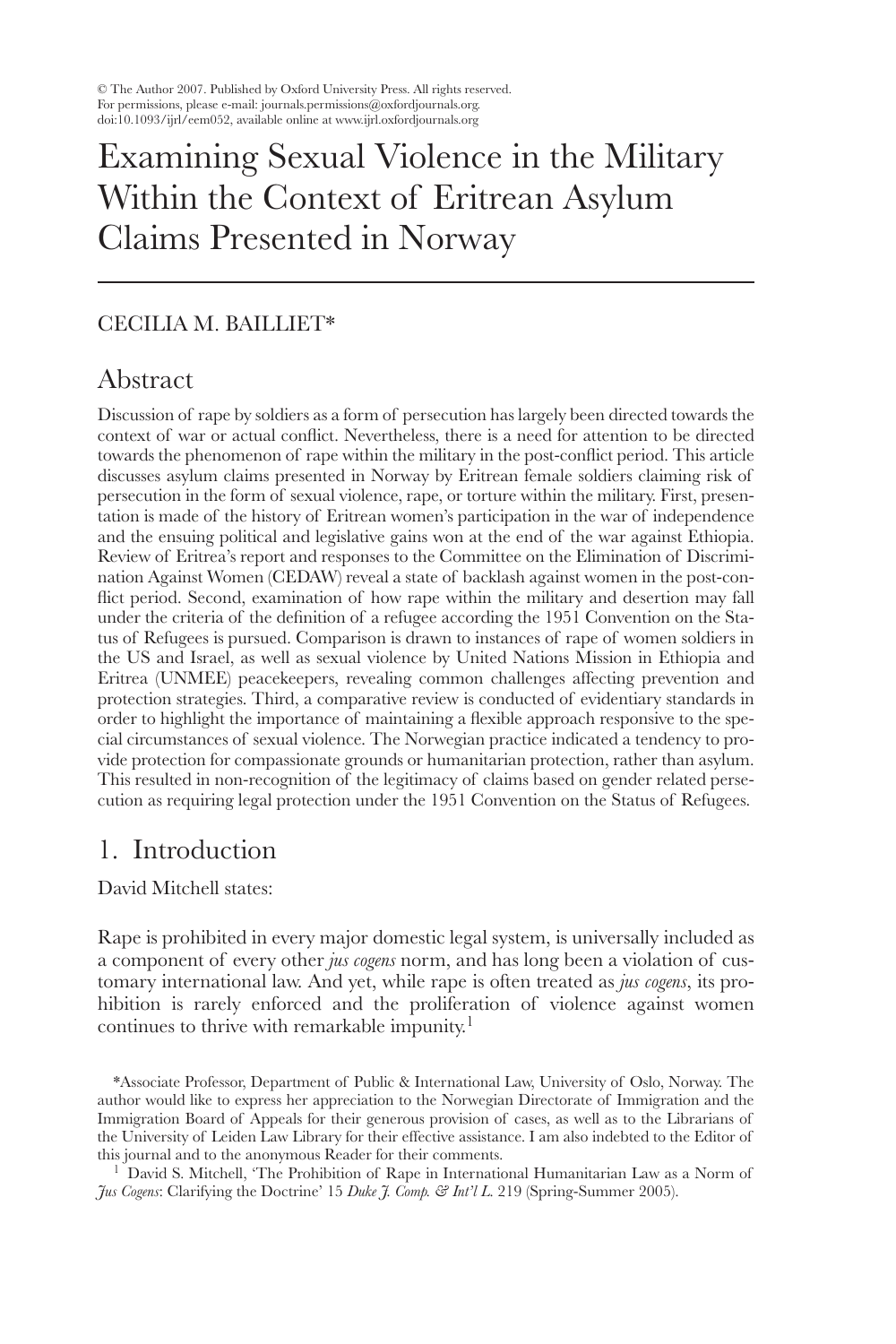© The Author 2007. Published by Oxford University Press. All rights reserved.
For permissions, please e-mail: journals.permissions@oxfordjournals.org.
doi:10.1093/ijrl/eem052, available online at www.ijrl.oxfordjournals.org

# Examining Sexual Violence in the Military Within the Context of Eritrean Asylum Claims Presented in Norway

CECILIA M. BAILLIET*

## Abstract

Discussion of rape by soldiers as a form of persecution has largely been directed towards the context of war or actual conflict. Nevertheless, there is a need for attention to be directed towards the phenomenon of rape within the military in the post-conflict period. This article discusses asylum claims presented in Norway by Eritrean female soldiers claiming risk of persecution in the form of sexual violence, rape, or torture within the military. First, presentation is made of the history of Eritrean women's participation in the war of independence and the ensuing political and legislative gains won at the end of the war against Ethiopia. Review of Eritrea's report and responses to the Committee on the Elimination of Discrimination Against Women (CEDAW) reveal a state of backlash against women in the post-conflict period. Second, examination of how rape within the military and desertion may fall under the criteria of the definition of a refugee according the 1951 Convention on the Status of Refugees is pursued. Comparison is drawn to instances of rape of women soldiers in the US and Israel, as well as sexual violence by United Nations Mission in Ethiopia and Eritrea (UNMEE) peacekeepers, revealing common challenges affecting prevention and protection strategies. Third, a comparative review is conducted of evidentiary standards in order to highlight the importance of maintaining a flexible approach responsive to the special circumstances of sexual violence. The Norwegian practice indicated a tendency to provide protection for compassionate grounds or humanitarian protection, rather than asylum. This resulted in non-recognition of the legitimacy of claims based on gender related persecution as requiring legal protection under the 1951 Convention on the Status of Refugees.

## 1. Introduction

David Mitchell states:

Rape is prohibited in every major domestic legal system, is universally included as a component of every other *jus cogens* norm, and has long been a violation of customary international law. And yet, while rape is often treated as *jus cogens*, its prohibition is rarely enforced and the proliferation of violence against women continues to thrive with remarkable impunity.[1]

*Associate Professor, Department of Public & International Law, University of Oslo, Norway. The author would like to express her appreciation to the Norwegian Directorate of Immigration and the Immigration Board of Appeals for their generous provision of cases, as well as to the Librarians of the University of Leiden Law Library for their effective assistance. I am also indebted to the Editor of this journal and to the anonymous Reader for their comments.

[1] David S. Mitchell, 'The Prohibition of Rape in International Humanitarian Law as a Norm of *Jus Cogens*: Clarifying the Doctrine' 15 *Duke J. Comp. & Int'l L.* 219 (Spring-Summer 2005).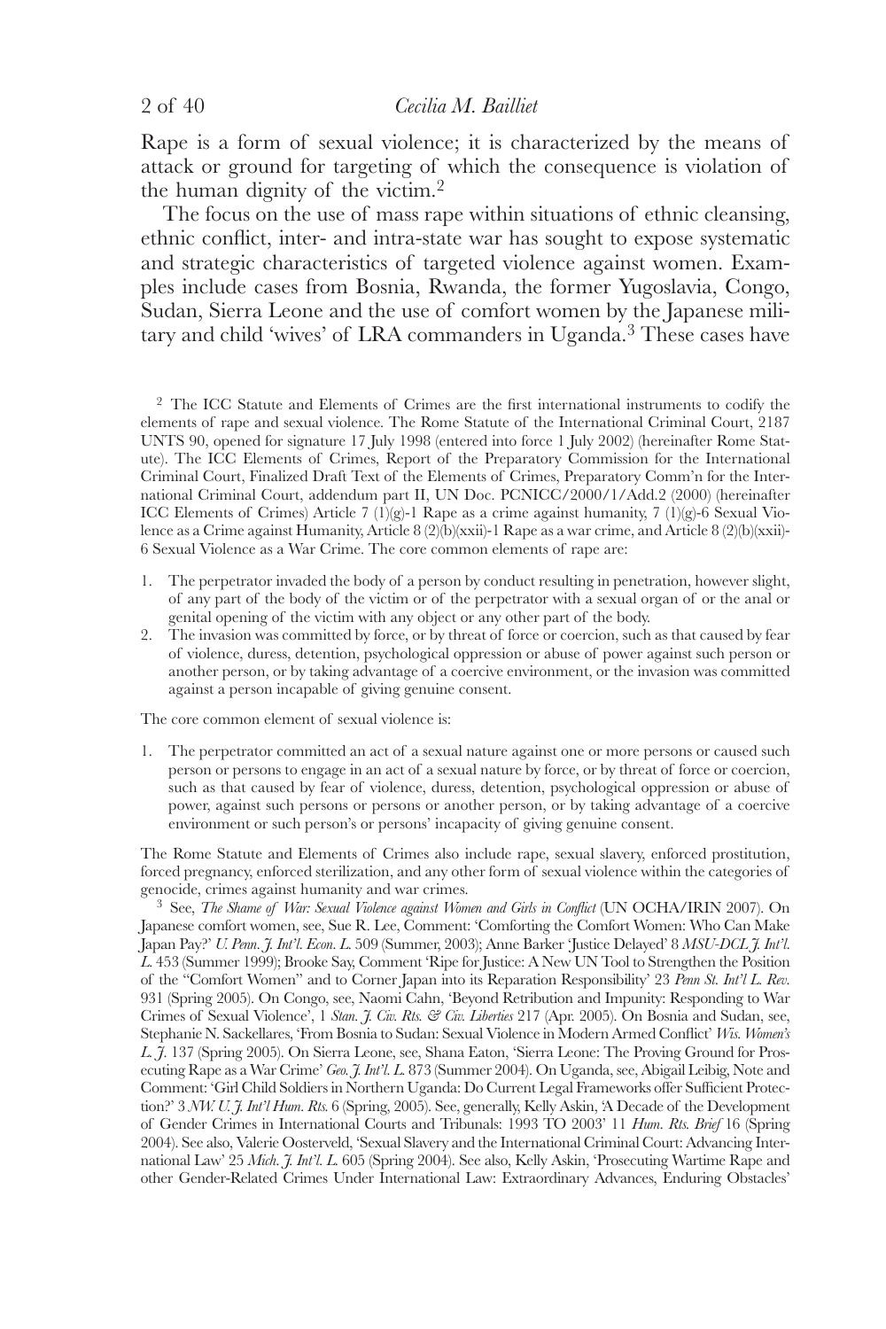Rape is a form of sexual violence; it is characterized by the means of attack or ground for targeting of which the consequence is violation of the human dignity of the victim.[2]

The focus on the use of mass rape within situations of ethnic cleansing, ethnic conflict, inter- and intra-state war has sought to expose systematic and strategic characteristics of targeted violence against women. Examples include cases from Bosnia, Rwanda, the former Yugoslavia, Congo, Sudan, Sierra Leone and the use of comfort women by the Japanese military and child 'wives' of LRA commanders in Uganda.[3] These cases have

---

[2] The ICC Statute and Elements of Crimes are the first international instruments to codify the elements of rape and sexual violence. The Rome Statute of the International Criminal Court, 2187 UNTS 90, opened for signature 17 July 1998 (entered into force 1 July 2002) (hereinafter Rome Statute). The ICC Elements of Crimes, Report of the Preparatory Commission for the International Criminal Court, Finalized Draft Text of the Elements of Crimes, Preparatory Comm'n for the International Criminal Court, addendum part II, UN Doc. PCNICC/2000/1/Add.2 (2000) (hereinafter ICC Elements of Crimes) Article 7 (1)(g)-1 Rape as a crime against humanity, 7 (1)(g)-6 Sexual Violence as a Crime against Humanity, Article 8 (2)(b)(xxii)-1 Rape as a war crime, and Article 8 (2)(b)(xxii)-6 Sexual Violence as a War Crime. The core common elements of rape are:

1. The perpetrator invaded the body of a person by conduct resulting in penetration, however slight, of any part of the body of the victim or of the perpetrator with a sexual organ of or the anal or genital opening of the victim with any object or any other part of the body.
2. The invasion was committed by force, or by threat of force or coercion, such as that caused by fear of violence, duress, detention, psychological oppression or abuse of power against such person or another person, or by taking advantage of a coercive environment, or the invasion was committed against a person incapable of giving genuine consent.

The core common element of sexual violence is:

1. The perpetrator committed an act of a sexual nature against one or more persons or caused such person or persons to engage in an act of a sexual nature by force, or by threat of force or coercion, such as that caused by fear of violence, duress, detention, psychological oppression or abuse of power, against such persons or persons or another person, or by taking advantage of a coercive environment or such person's or persons' incapacity of giving genuine consent.

The Rome Statute and Elements of Crimes also include rape, sexual slavery, enforced prostitution, forced pregnancy, enforced sterilization, and any other form of sexual violence within the categories of genocide, crimes against humanity and war crimes.

[3] See, *The Shame of War: Sexual Violence against Women and Girls in Conflict* (UN OCHA/IRIN 2007). On Japanese comfort women, see, Sue R. Lee, Comment: 'Comforting the Comfort Women: Who Can Make Japan Pay?' *U. Penn. J. Int'l. Econ. L.* 509 (Summer, 2003); Anne Barker 'Justice Delayed' 8 *MSU-DCL J. Int'l. L.* 453 (Summer 1999); Brooke Say, Comment 'Ripe for Justice: A New UN Tool to Strengthen the Position of the "Comfort Women" and to Corner Japan into its Reparation Responsibility' 23 *Penn St. Int'l L. Rev.* 931 (Spring 2005). On Congo, see, Naomi Cahn, 'Beyond Retribution and Impunity: Responding to War Crimes of Sexual Violence', 1 *Stan. J. Civ. Rts. & Civ. Liberties* 217 (Apr. 2005). On Bosnia and Sudan, see, Stephanie N. Sackellares, 'From Bosnia to Sudan: Sexual Violence in Modern Armed Conflict' *Wis. Women's L. J.* 137 (Spring 2005). On Sierra Leone, see, Shana Eaton, 'Sierra Leone: The Proving Ground for Prosecuting Rape as a War Crime' *Geo. J. Int'l. L.* 873 (Summer 2004). On Uganda, see, Abigail Leibig, Note and Comment: 'Girl Child Soldiers in Northern Uganda: Do Current Legal Frameworks offer Sufficient Protection?' 3 *NW. U. J. Int'l Hum. Rts.* 6 (Spring, 2005). See, generally, Kelly Askin, 'A Decade of the Development of Gender Crimes in International Courts and Tribunals: 1993 TO 2003' 11 *Hum. Rts. Brief* 16 (Spring 2004). See also, Valerie Oosterveld, 'Sexual Slavery and the International Criminal Court: Advancing International Law' 25 *Mich. J. Int'l. L.* 605 (Spring 2004). See also, Kelly Askin, 'Prosecuting Wartime Rape and other Gender-Related Crimes Under International Law: Extraordinary Advances, Enduring Obstacles'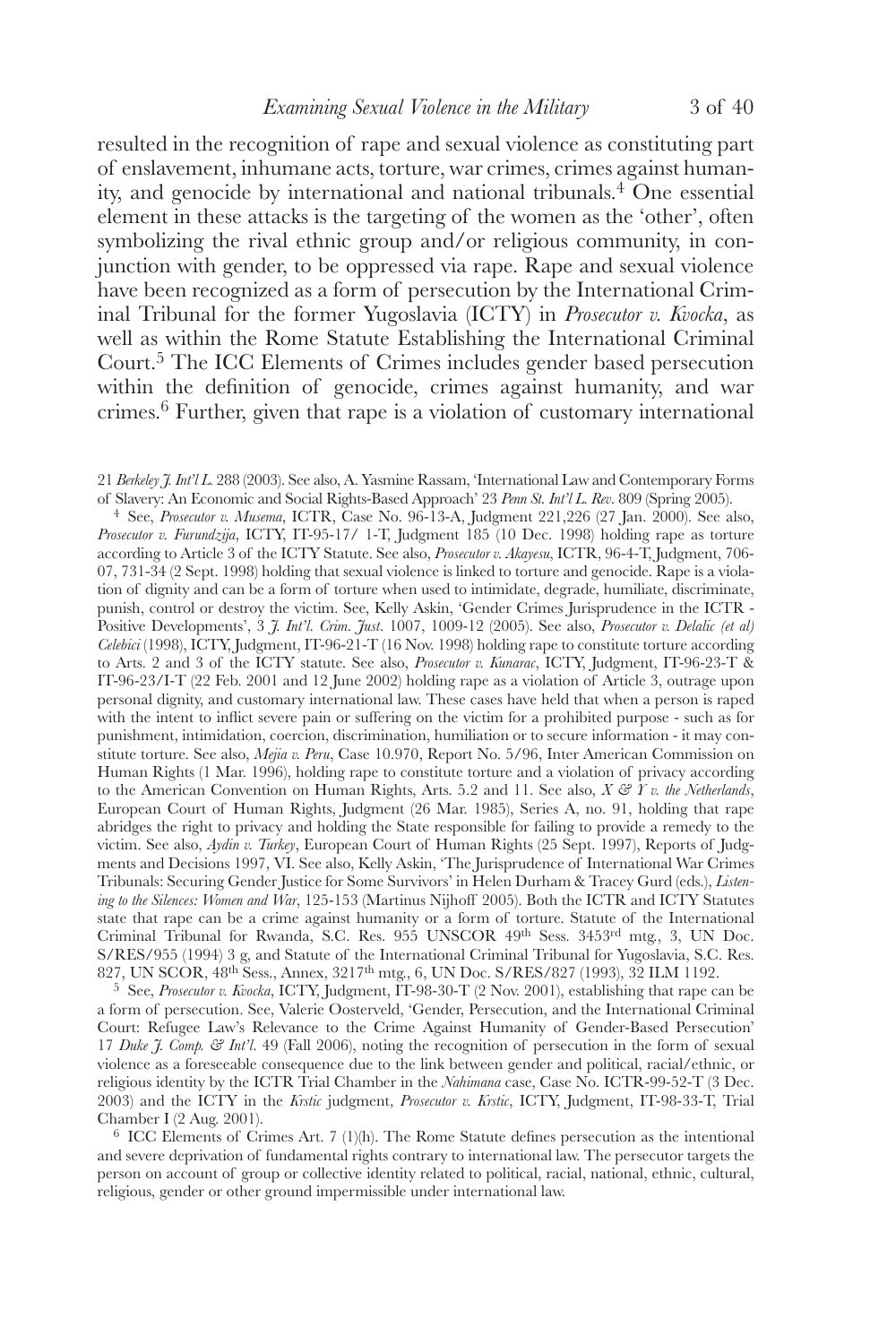resulted in the recognition of rape and sexual violence as constituting part of enslavement, inhumane acts, torture, war crimes, crimes against humanity, and genocide by international and national tribunals.[4] One essential element in these attacks is the targeting of the women as the 'other', often symbolizing the rival ethnic group and/or religious community, in conjunction with gender, to be oppressed via rape. Rape and sexual violence have been recognized as a form of persecution by the International Criminal Tribunal for the former Yugoslavia (ICTY) in *Prosecutor v. Kvocka*, as well as within the Rome Statute Establishing the International Criminal Court.[5] The ICC Elements of Crimes includes gender based persecution within the definition of genocide, crimes against humanity, and war crimes.[6] Further, given that rape is a violation of customary international

---

21 *Berkeley J. Int'l L.* 288 (2003). See also, A. Yasmine Rassam, 'International Law and Contemporary Forms of Slavery: An Economic and Social Rights-Based Approach' 23 *Penn St. Int'l L. Rev.* 809 (Spring 2005).

[4] See, *Prosecutor v. Musema*, ICTR, Case No. 96-13-A, Judgment 221,226 (27 Jan. 2000). See also, *Prosecutor v. Furundzija*, ICTY, IT-95-17/ 1-T, Judgment 185 (10 Dec. 1998) holding rape as torture according to Article 3 of the ICTY Statute. See also, *Prosecutor v. Akayesu*, ICTR, 96-4-T, Judgment, 706-07, 731-34 (2 Sept. 1998) holding that sexual violence is linked to torture and genocide. Rape is a violation of dignity and can be a form of torture when used to intimidate, degrade, humiliate, discriminate, punish, control or destroy the victim. See, Kelly Askin, 'Gender Crimes Jurisprudence in the ICTR - Positive Developments', 3 *J. Int'l. Crim. Just.* 1007, 1009-12 (2005). See also, *Prosecutor v. Delalic (et al) Celebici* (1998), ICTY, Judgment, IT-96-21-T (16 Nov. 1998) holding rape to constitute torture according to Arts. 2 and 3 of the ICTY statute. See also, *Prosecutor v. Kunarac*, ICTY, Judgment, IT-96-23-T & IT-96-23/I-T (22 Feb. 2001 and 12 June 2002) holding rape as a violation of Article 3, outrage upon personal dignity, and customary international law. These cases have held that when a person is raped with the intent to inflict severe pain or suffering on the victim for a prohibited purpose - such as for punishment, intimidation, coercion, discrimination, humiliation or to secure information - it may constitute torture. See also, *Mejia v. Peru*, Case 10.970, Report No. 5/96, Inter American Commission on Human Rights (1 Mar. 1996), holding rape to constitute torture and a violation of privacy according to the American Convention on Human Rights, Arts. 5.2 and 11. See also, *X & Y v. the Netherlands*, European Court of Human Rights, Judgment (26 Mar. 1985), Series A, no. 91, holding that rape abridges the right to privacy and holding the State responsible for failing to provide a remedy to the victim. See also, *Aydin v. Turkey*, European Court of Human Rights (25 Sept. 1997), Reports of Judgments and Decisions 1997, VI. See also, Kelly Askin, 'The Jurisprudence of International War Crimes Tribunals: Securing Gender Justice for Some Survivors' in Helen Durham & Tracey Gurd (eds.), *Listening to the Silences: Women and War*, 125-153 (Martinus Nijhoff 2005). Both the ICTR and ICTY Statutes state that rape can be a crime against humanity or a form of torture. Statute of the International Criminal Tribunal for Rwanda, S.C. Res. 955 UNSCOR 49th Sess. 3453rd mtg., 3, UN Doc. S/RES/955 (1994) 3 g, and Statute of the International Criminal Tribunal for Yugoslavia, S.C. Res. 827, UN SCOR, 48th Sess., Annex, 3217th mtg., 6, UN Doc. S/RES/827 (1993), 32 ILM 1192.

[5] See, *Prosecutor v. Kvocka*, ICTY, Judgment, IT-98-30-T (2 Nov. 2001), establishing that rape can be a form of persecution. See, Valerie Oosterveld, 'Gender, Persecution, and the International Criminal Court: Refugee Law's Relevance to the Crime Against Humanity of Gender-Based Persecution' 17 *Duke J. Comp. & Int'l.* 49 (Fall 2006), noting the recognition of persecution in the form of sexual violence as a foreseeable consequence due to the link between gender and political, racial/ethnic, or religious identity by the ICTR Trial Chamber in the *Nahimana* case, Case No. ICTR-99-52-T (3 Dec. 2003) and the ICTY in the *Krstic* judgment, *Prosecutor v. Krstic*, ICTY, Judgment, IT-98-33-T, Trial Chamber I (2 Aug. 2001).

[6] ICC Elements of Crimes Art. 7 (1)(h). The Rome Statute defines persecution as the intentional and severe deprivation of fundamental rights contrary to international law. The persecutor targets the person on account of group or collective identity related to political, racial, national, ethnic, cultural, religious, gender or other ground impermissible under international law.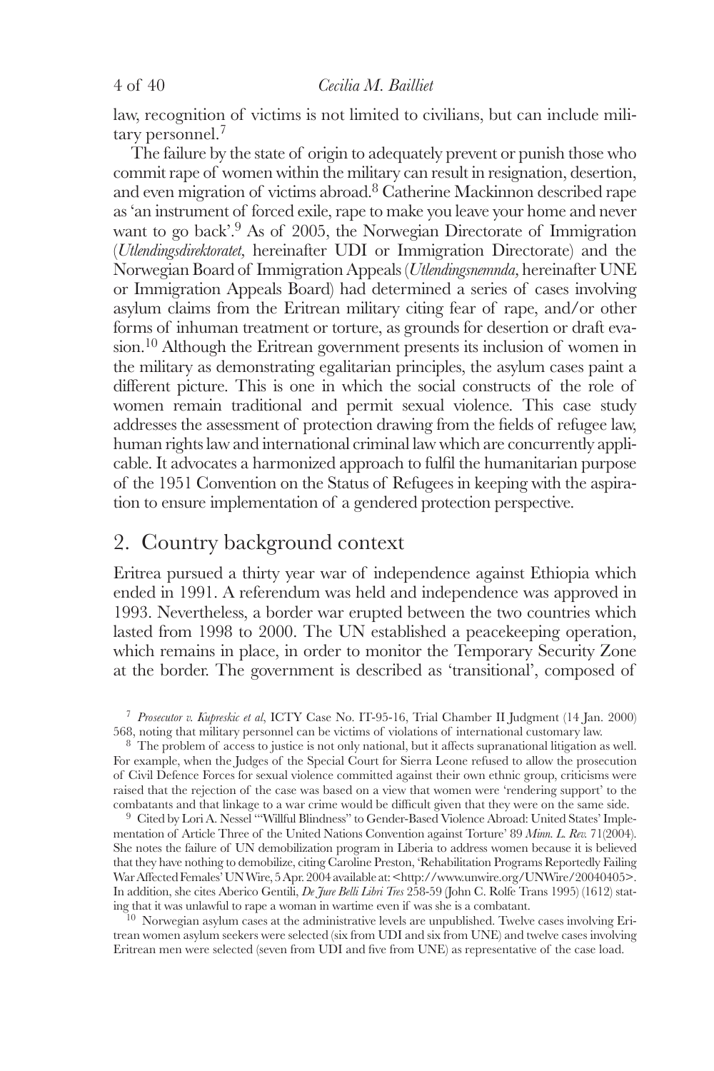law, recognition of victims is not limited to civilians, but can include military personnel.[7]

The failure by the state of origin to adequately prevent or punish those who commit rape of women within the military can result in resignation, desertion, and even migration of victims abroad.[8] Catherine Mackinnon described rape as 'an instrument of forced exile, rape to make you leave your home and never want to go back'.[9] As of 2005, the Norwegian Directorate of Immigration (*Utlendingsdirektoratet*, hereinafter UDI or Immigration Directorate) and the Norwegian Board of Immigration Appeals (*Utlendingsnemnda,* hereinafter UNE or Immigration Appeals Board) had determined a series of cases involving asylum claims from the Eritrean military citing fear of rape, and/or other forms of inhuman treatment or torture, as grounds for desertion or draft evasion.[10] Although the Eritrean government presents its inclusion of women in the military as demonstrating egalitarian principles, the asylum cases paint a different picture. This is one in which the social constructs of the role of women remain traditional and permit sexual violence. This case study addresses the assessment of protection drawing from the fields of refugee law, human rights law and international criminal law which are concurrently applicable. It advocates a harmonized approach to fulfil the humanitarian purpose of the 1951 Convention on the Status of Refugees in keeping with the aspiration to ensure implementation of a gendered protection perspective.

## 2. Country background context

Eritrea pursued a thirty year war of independence against Ethiopia which ended in 1991. A referendum was held and independence was approved in 1993. Nevertheless, a border war erupted between the two countries which lasted from 1998 to 2000. The UN established a peacekeeping operation, which remains in place, in order to monitor the Temporary Security Zone at the border. The government is described as 'transitional', composed of

---

[7] *Prosecutor v. Kupreskic et al*, ICTY Case No. IT-95-16, Trial Chamber II Judgment (14 Jan. 2000) 568, noting that military personnel can be victims of violations of international customary law.

[8] The problem of access to justice is not only national, but it affects supranational litigation as well. For example, when the Judges of the Special Court for Sierra Leone refused to allow the prosecution of Civil Defence Forces for sexual violence committed against their own ethnic group, criticisms were raised that the rejection of the case was based on a view that women were 'rendering support' to the combatants and that linkage to a war crime would be difficult given that they were on the same side.

[9] Cited by Lori A. Nessel '"Willful Blindness" to Gender-Based Violence Abroad: United States' Implementation of Article Three of the United Nations Convention against Torture' 89 *Minn. L. Rev.* 71(2004). She notes the failure of UN demobilization program in Liberia to address women because it is believed that they have nothing to demobilize, citing Caroline Preston, 'Rehabilitation Programs Reportedly Failing War Affected Females' UN Wire, 5 Apr. 2004 available at: <http://www.unwire.org/UNWire/20040405>. In addition, she cites Aberico Gentili, *De Jure Belli Libri Tres* 258-59 (John C. Rolfe Trans 1995) (1612) stating that it was unlawful to rape a woman in wartime even if was she is a combatant.

[10] Norwegian asylum cases at the administrative levels are unpublished. Twelve cases involving Eritrean women asylum seekers were selected (six from UDI and six from UNE) and twelve cases involving Eritrean men were selected (seven from UDI and five from UNE) as representative of the case load.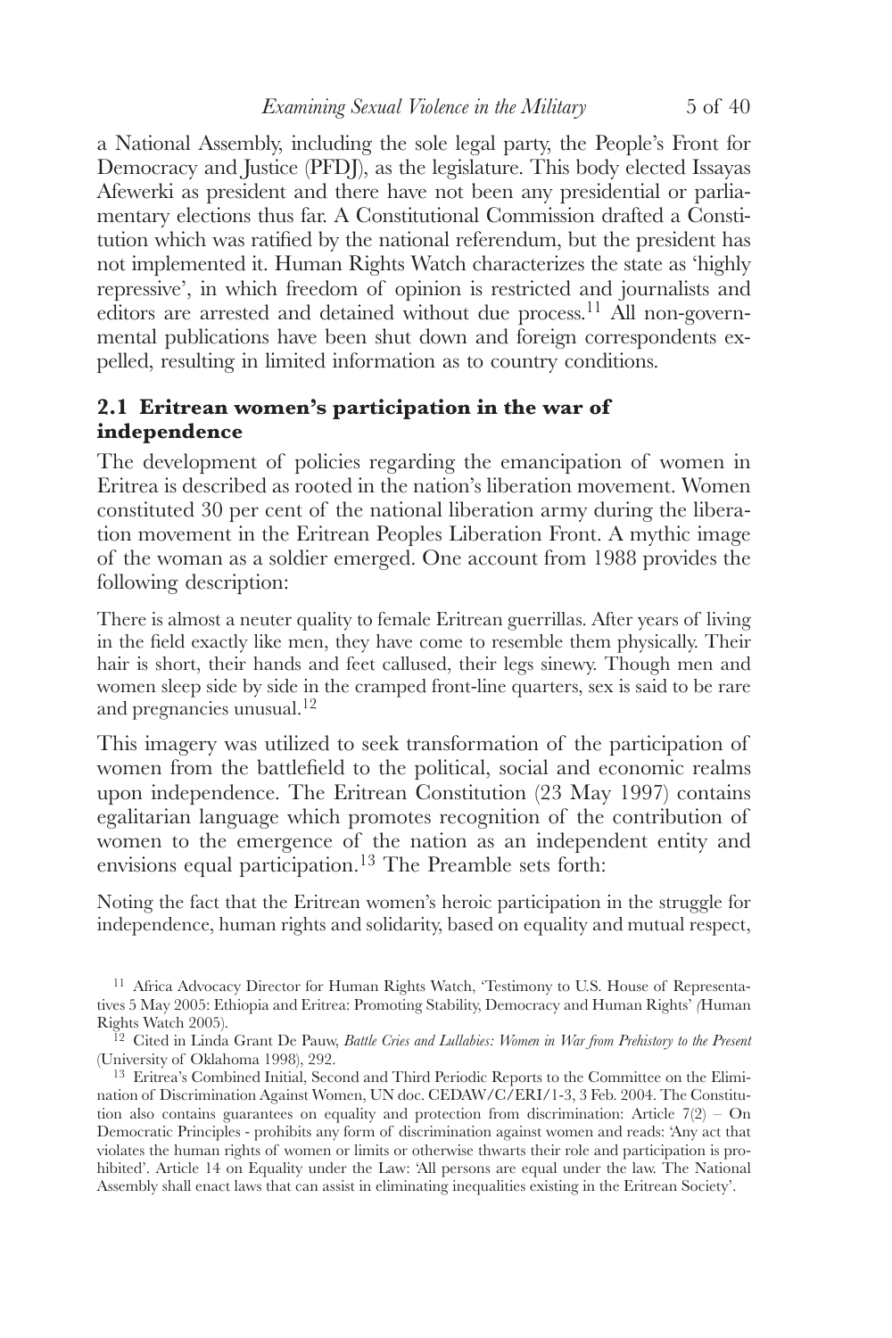a National Assembly, including the sole legal party, the People's Front for Democracy and Justice (PFDJ), as the legislature. This body elected Issayas Afewerki as president and there have not been any presidential or parliamentary elections thus far. A Constitutional Commission drafted a Constitution which was ratified by the national referendum, but the president has not implemented it. Human Rights Watch characterizes the state as 'highly repressive', in which freedom of opinion is restricted and journalists and editors are arrested and detained without due process.[11] All non-governmental publications have been shut down and foreign correspondents expelled, resulting in limited information as to country conditions.

## 2.1 Eritrean women's participation in the war of independence

The development of policies regarding the emancipation of women in Eritrea is described as rooted in the nation's liberation movement. Women constituted 30 per cent of the national liberation army during the liberation movement in the Eritrean Peoples Liberation Front. A mythic image of the woman as a soldier emerged. One account from 1988 provides the following description:

There is almost a neuter quality to female Eritrean guerrillas. After years of living in the field exactly like men, they have come to resemble them physically. Their hair is short, their hands and feet callused, their legs sinewy. Though men and women sleep side by side in the cramped front-line quarters, sex is said to be rare and pregnancies unusual.[12]

This imagery was utilized to seek transformation of the participation of women from the battlefield to the political, social and economic realms upon independence. The Eritrean Constitution (23 May 1997) contains egalitarian language which promotes recognition of the contribution of women to the emergence of the nation as an independent entity and envisions equal participation.[13] The Preamble sets forth:

Noting the fact that the Eritrean women's heroic participation in the struggle for independence, human rights and solidarity, based on equality and mutual respect,

---

[11] Africa Advocacy Director for Human Rights Watch, 'Testimony to U.S. House of Representatives 5 May 2005: Ethiopia and Eritrea: Promoting Stability, Democracy and Human Rights' (Human Rights Watch 2005).

[12] Cited in Linda Grant De Pauw, *Battle Cries and Lullabies: Women in War from Prehistory to the Present* (University of Oklahoma 1998), 292.

[13] Eritrea's Combined Initial, Second and Third Periodic Reports to the Committee on the Elimination of Discrimination Against Women, UN doc. CEDAW/C/ERI/1-3, 3 Feb. 2004. The Constitution also contains guarantees on equality and protection from discrimination: Article 7(2) – On Democratic Principles - prohibits any form of discrimination against women and reads: 'Any act that violates the human rights of women or limits or otherwise thwarts their role and participation is prohibited'. Article 14 on Equality under the Law: 'All persons are equal under the law. The National Assembly shall enact laws that can assist in eliminating inequalities existing in the Eritrean Society'.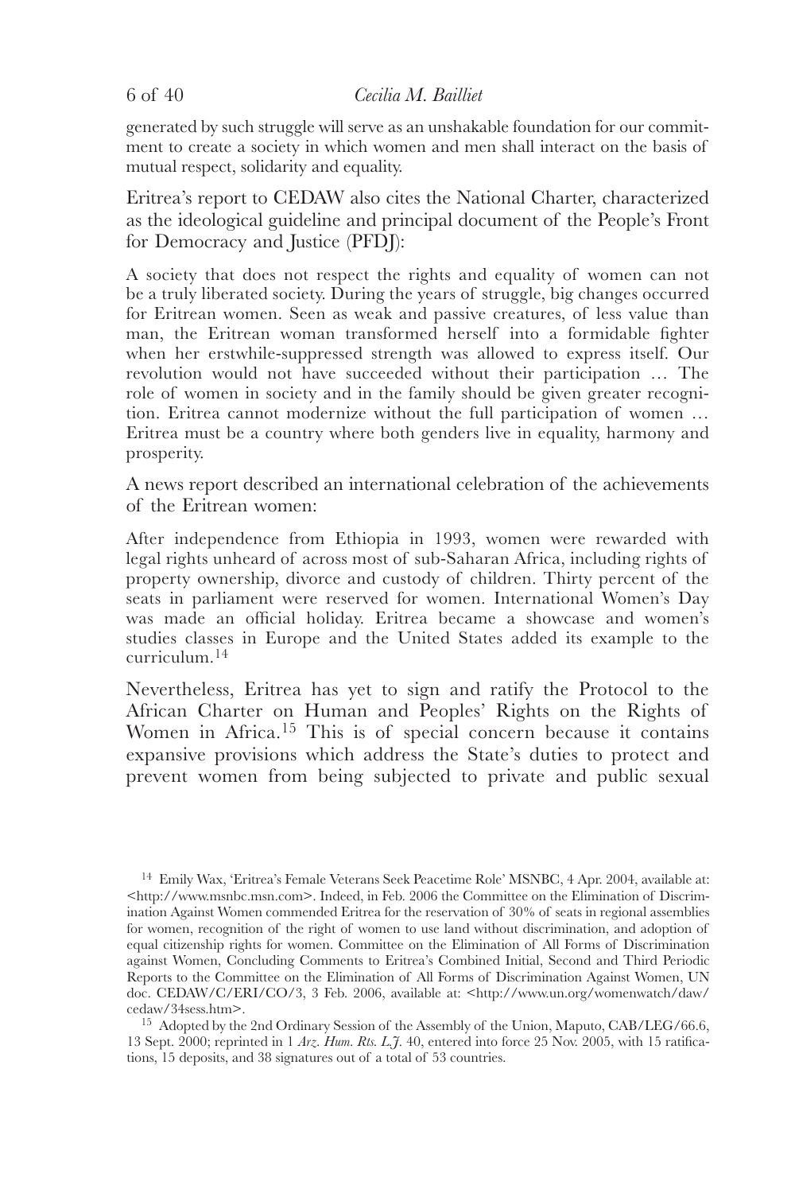generated by such struggle will serve as an unshakable foundation for our commitment to create a society in which women and men shall interact on the basis of mutual respect, solidarity and equality.

Eritrea's report to CEDAW also cites the National Charter, characterized as the ideological guideline and principal document of the People's Front for Democracy and Justice (PFDJ):

> A society that does not respect the rights and equality of women can not be a truly liberated society. During the years of struggle, big changes occurred for Eritrean women. Seen as weak and passive creatures, of less value than man, the Eritrean woman transformed herself into a formidable fighter when her erstwhile-suppressed strength was allowed to express itself. Our revolution would not have succeeded without their participation … The role of women in society and in the family should be given greater recognition. Eritrea cannot modernize without the full participation of women … Eritrea must be a country where both genders live in equality, harmony and prosperity.

A news report described an international celebration of the achievements of the Eritrean women:

> After independence from Ethiopia in 1993, women were rewarded with legal rights unheard of across most of sub-Saharan Africa, including rights of property ownership, divorce and custody of children. Thirty percent of the seats in parliament were reserved for women. International Women's Day was made an official holiday. Eritrea became a showcase and women's studies classes in Europe and the United States added its example to the curriculum.[14]

Nevertheless, Eritrea has yet to sign and ratify the Protocol to the African Charter on Human and Peoples' Rights on the Rights of Women in Africa.[15] This is of special concern because it contains expansive provisions which address the State's duties to protect and prevent women from being subjected to private and public sexual

---

[14] Emily Wax, 'Eritrea's Female Veterans Seek Peacetime Role' MSNBC, 4 Apr. 2004, available at: <http://www.msnbc.msn.com>. Indeed, in Feb. 2006 the Committee on the Elimination of Discrimination Against Women commended Eritrea for the reservation of 30% of seats in regional assemblies for women, recognition of the right of women to use land without discrimination, and adoption of equal citizenship rights for women. Committee on the Elimination of All Forms of Discrimination against Women, Concluding Comments to Eritrea's Combined Initial, Second and Third Periodic Reports to the Committee on the Elimination of All Forms of Discrimination Against Women, UN doc. CEDAW/C/ERI/CO/3, 3 Feb. 2006, available at: <http://www.un.org/womenwatch/daw/cedaw/34sess.htm>.

[15] Adopted by the 2nd Ordinary Session of the Assembly of the Union, Maputo, CAB/LEG/66.6, 13 Sept. 2000; reprinted in 1 *Arz. Hum. Rts. L.J.* 40, entered into force 25 Nov. 2005, with 15 ratifications, 15 deposits, and 38 signatures out of a total of 53 countries.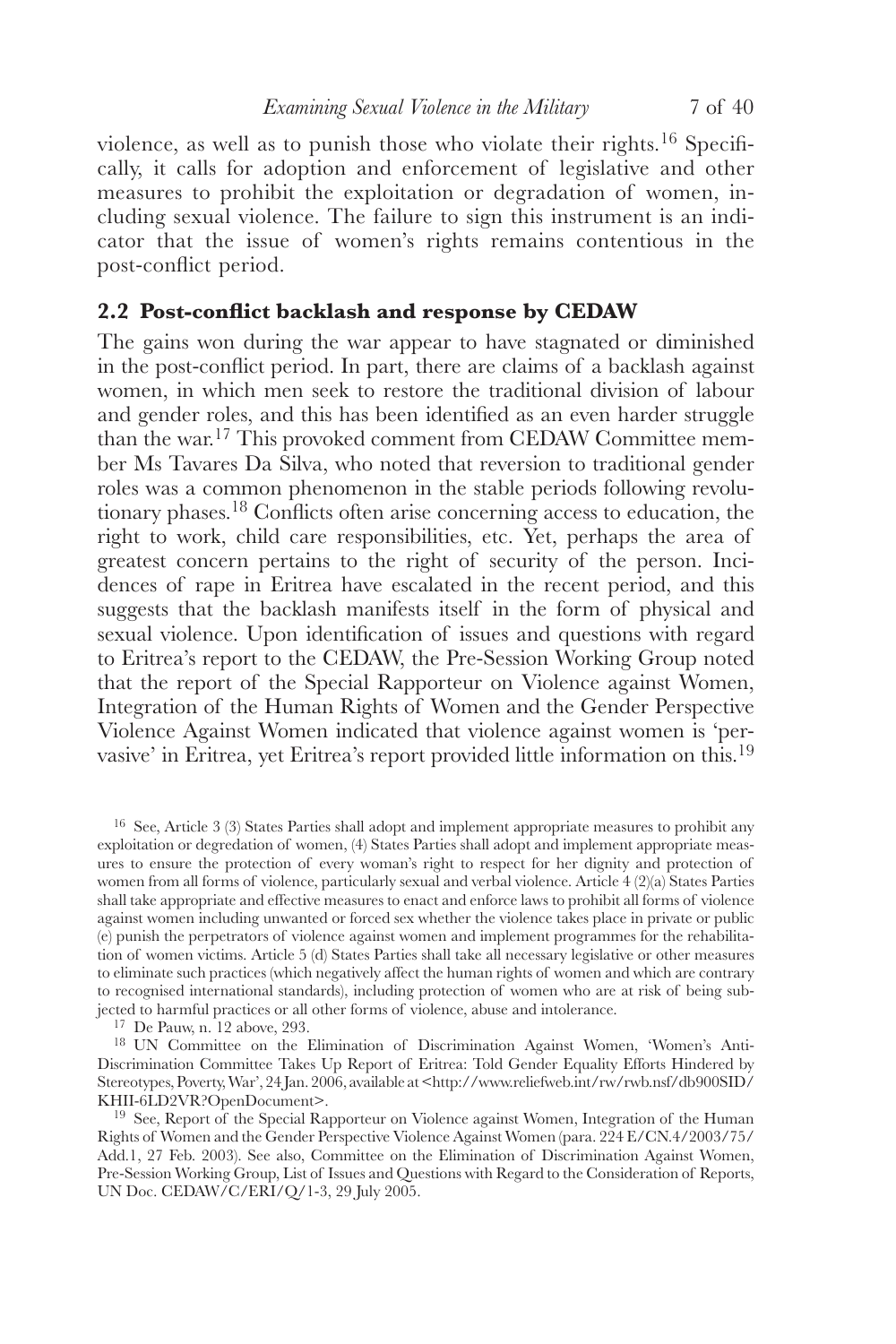violence, as well as to punish those who violate their rights.[16] Specifically, it calls for adoption and enforcement of legislative and other measures to prohibit the exploitation or degradation of women, including sexual violence. The failure to sign this instrument is an indicator that the issue of women's rights remains contentious in the post-conflict period.

## 2.2 Post-conflict backlash and response by CEDAW

The gains won during the war appear to have stagnated or diminished in the post-conflict period. In part, there are claims of a backlash against women, in which men seek to restore the traditional division of labour and gender roles, and this has been identified as an even harder struggle than the war.[17] This provoked comment from CEDAW Committee member Ms Tavares Da Silva, who noted that reversion to traditional gender roles was a common phenomenon in the stable periods following revolutionary phases.[18] Conflicts often arise concerning access to education, the right to work, child care responsibilities, etc. Yet, perhaps the area of greatest concern pertains to the right of security of the person. Incidences of rape in Eritrea have escalated in the recent period, and this suggests that the backlash manifests itself in the form of physical and sexual violence. Upon identification of issues and questions with regard to Eritrea's report to the CEDAW, the Pre-Session Working Group noted that the report of the Special Rapporteur on Violence against Women, Integration of the Human Rights of Women and the Gender Perspective Violence Against Women indicated that violence against women is 'pervasive' in Eritrea, yet Eritrea's report provided little information on this.[19]

[16] See, Article 3 (3) States Parties shall adopt and implement appropriate measures to prohibit any exploitation or degredation of women, (4) States Parties shall adopt and implement appropriate measures to ensure the protection of every woman's right to respect for her dignity and protection of women from all forms of violence, particularly sexual and verbal violence. Article 4 (2)(a) States Parties shall take appropriate and effective measures to enact and enforce laws to prohibit all forms of violence against women including unwanted or forced sex whether the violence takes place in private or public (e) punish the perpetrators of violence against women and implement programmes for the rehabilitation of women victims. Article 5 (d) States Parties shall take all necessary legislative or other measures to eliminate such practices (which negatively affect the human rights of women and which are contrary to recognised international standards), including protection of women who are at risk of being subjected to harmful practices or all other forms of violence, abuse and intolerance.

[17] De Pauw, n. 12 above, 293.

[18] UN Committee on the Elimination of Discrimination Against Women, 'Women's Anti-Discrimination Committee Takes Up Report of Eritrea: Told Gender Equality Efforts Hindered by Stereotypes, Poverty, War', 24 Jan. 2006, available at <http://www.reliefweb.int/rw/rwb.nsf/db900SID/KHII-6LD2VR?OpenDocument>.

[19] See, Report of the Special Rapporteur on Violence against Women, Integration of the Human Rights of Women and the Gender Perspective Violence Against Women (para. 224 E/CN.4/2003/75/Add.1, 27 Feb. 2003). See also, Committee on the Elimination of Discrimination Against Women, Pre-Session Working Group, List of Issues and Questions with Regard to the Consideration of Reports, UN Doc. CEDAW/C/ERI/Q/1-3, 29 July 2005.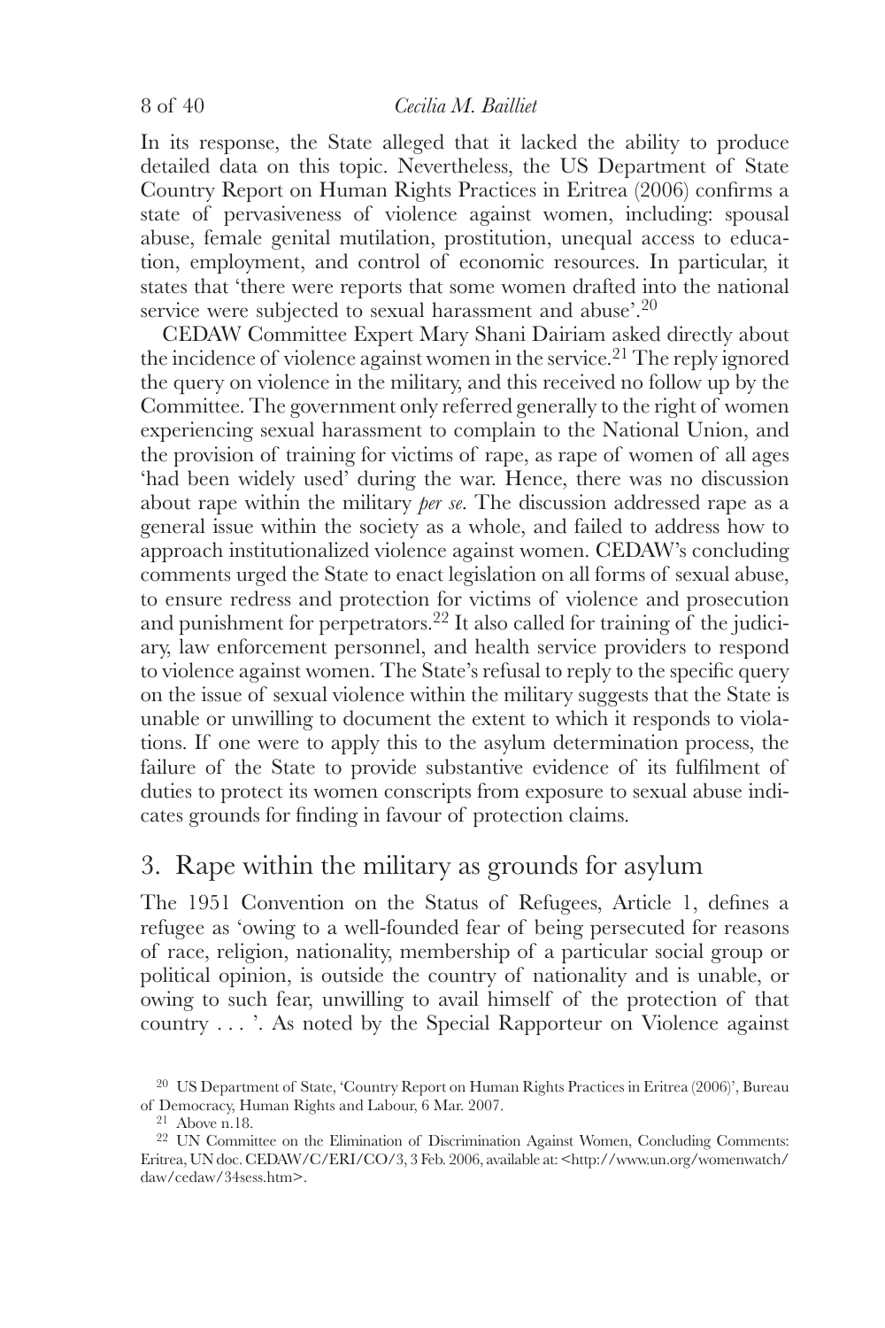In its response, the State alleged that it lacked the ability to produce detailed data on this topic. Nevertheless, the US Department of State Country Report on Human Rights Practices in Eritrea (2006) confirms a state of pervasiveness of violence against women, including: spousal abuse, female genital mutilation, prostitution, unequal access to education, employment, and control of economic resources. In particular, it states that 'there were reports that some women drafted into the national service were subjected to sexual harassment and abuse'.[20]

CEDAW Committee Expert Mary Shani Dairiam asked directly about the incidence of violence against women in the service.[21] The reply ignored the query on violence in the military, and this received no follow up by the Committee. The government only referred generally to the right of women experiencing sexual harassment to complain to the National Union, and the provision of training for victims of rape, as rape of women of all ages 'had been widely used' during the war. Hence, there was no discussion about rape within the military *per se*. The discussion addressed rape as a general issue within the society as a whole, and failed to address how to approach institutionalized violence against women. CEDAW's concluding comments urged the State to enact legislation on all forms of sexual abuse, to ensure redress and protection for victims of violence and prosecution and punishment for perpetrators.[22] It also called for training of the judiciary, law enforcement personnel, and health service providers to respond to violence against women. The State's refusal to reply to the specific query on the issue of sexual violence within the military suggests that the State is unable or unwilling to document the extent to which it responds to violations. If one were to apply this to the asylum determination process, the failure of the State to provide substantive evidence of its fulfilment of duties to protect its women conscripts from exposure to sexual abuse indicates grounds for finding in favour of protection claims.

## 3. Rape within the military as grounds for asylum

The 1951 Convention on the Status of Refugees, Article 1, defines a refugee as 'owing to a well-founded fear of being persecuted for reasons of race, religion, nationality, membership of a particular social group or political opinion, is outside the country of nationality and is unable, or owing to such fear, unwilling to avail himself of the protection of that country . . . '. As noted by the Special Rapporteur on Violence against

---

[20] US Department of State, 'Country Report on Human Rights Practices in Eritrea (2006)', Bureau of Democracy, Human Rights and Labour, 6 Mar. 2007.

[21] Above n.18.

[22] UN Committee on the Elimination of Discrimination Against Women, Concluding Comments: Eritrea, UN doc. CEDAW/C/ERI/CO/3, 3 Feb. 2006, available at: <http://www.un.org/womenwatch/daw/cedaw/34sess.htm>.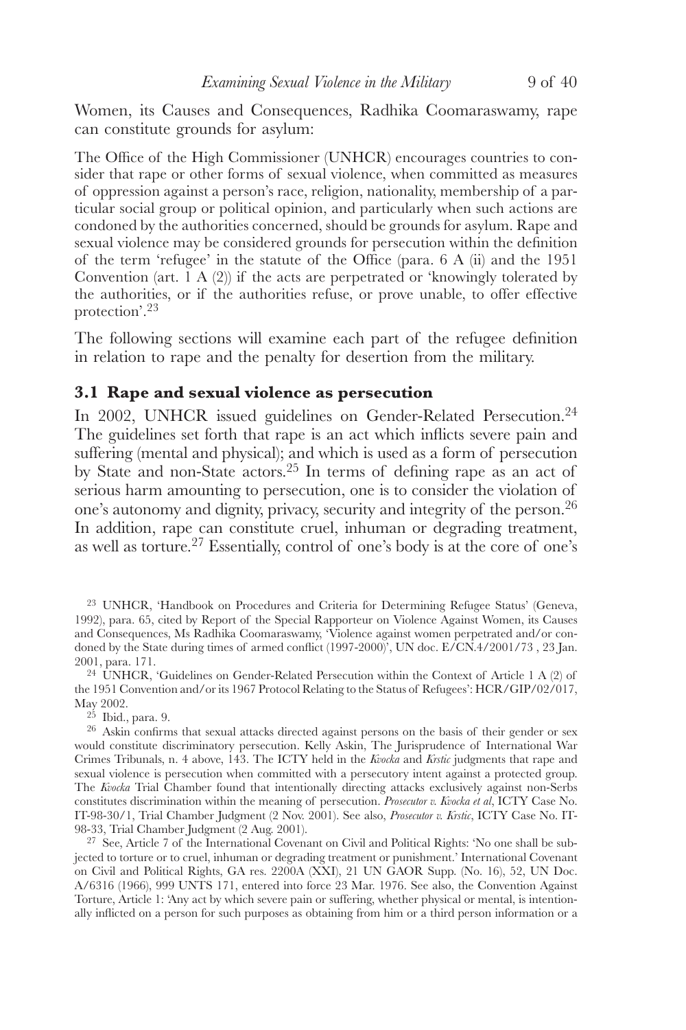Women, its Causes and Consequences, Radhika Coomaraswamy, rape can constitute grounds for asylum:

The Office of the High Commissioner (UNHCR) encourages countries to consider that rape or other forms of sexual violence, when committed as measures of oppression against a person's race, religion, nationality, membership of a particular social group or political opinion, and particularly when such actions are condoned by the authorities concerned, should be grounds for asylum. Rape and sexual violence may be considered grounds for persecution within the definition of the term 'refugee' in the statute of the Office (para. 6 A (ii) and the 1951 Convention (art. 1 A (2)) if the acts are perpetrated or 'knowingly tolerated by the authorities, or if the authorities refuse, or prove unable, to offer effective protection'.[23]

The following sections will examine each part of the refugee definition in relation to rape and the penalty for desertion from the military.

### 3.1 Rape and sexual violence as persecution

In 2002, UNHCR issued guidelines on Gender-Related Persecution.[24] The guidelines set forth that rape is an act which inflicts severe pain and suffering (mental and physical); and which is used as a form of persecution by State and non-State actors.[25] In terms of defining rape as an act of serious harm amounting to persecution, one is to consider the violation of one's autonomy and dignity, privacy, security and integrity of the person.[26] In addition, rape can constitute cruel, inhuman or degrading treatment, as well as torture.[27] Essentially, control of one's body is at the core of one's

---

[23] UNHCR, 'Handbook on Procedures and Criteria for Determining Refugee Status' (Geneva, 1992), para. 65, cited by Report of the Special Rapporteur on Violence Against Women, its Causes and Consequences, Ms Radhika Coomaraswamy, 'Violence against women perpetrated and/or condoned by the State during times of armed conflict (1997-2000)', UN doc. E/CN.4/2001/73 , 23 Jan. 2001, para. 171.

[24] UNHCR, 'Guidelines on Gender-Related Persecution within the Context of Article 1 A (2) of the 1951 Convention and/or its 1967 Protocol Relating to the Status of Refugees': HCR/GIP/02/017, May 2002.

[25] Ibid., para. 9.

[26] Askin confirms that sexual attacks directed against persons on the basis of their gender or sex would constitute discriminatory persecution. Kelly Askin, The Jurisprudence of International War Crimes Tribunals, n. 4 above, 143. The ICTY held in the *Kvocka* and *Krstic* judgments that rape and sexual violence is persecution when committed with a persecutory intent against a protected group. The *Kvocka* Trial Chamber found that intentionally directing attacks exclusively against non-Serbs constitutes discrimination within the meaning of persecution. *Prosecutor v. Kvocka et al*, ICTY Case No. IT-98-30/1, Trial Chamber Judgment (2 Nov. 2001). See also, *Prosecutor v. Krstic*, ICTY Case No. IT-98-33, Trial Chamber Judgment (2 Aug. 2001).

[27] See, Article 7 of the International Covenant on Civil and Political Rights: 'No one shall be subjected to torture or to cruel, inhuman or degrading treatment or punishment.' International Covenant on Civil and Political Rights, GA res. 2200A (XXI), 21 UN GAOR Supp. (No. 16), 52, UN Doc. A/6316 (1966), 999 UNTS 171, entered into force 23 Mar. 1976. See also, the Convention Against Torture, Article 1: 'Any act by which severe pain or suffering, whether physical or mental, is intentionally inflicted on a person for such purposes as obtaining from him or a third person information or a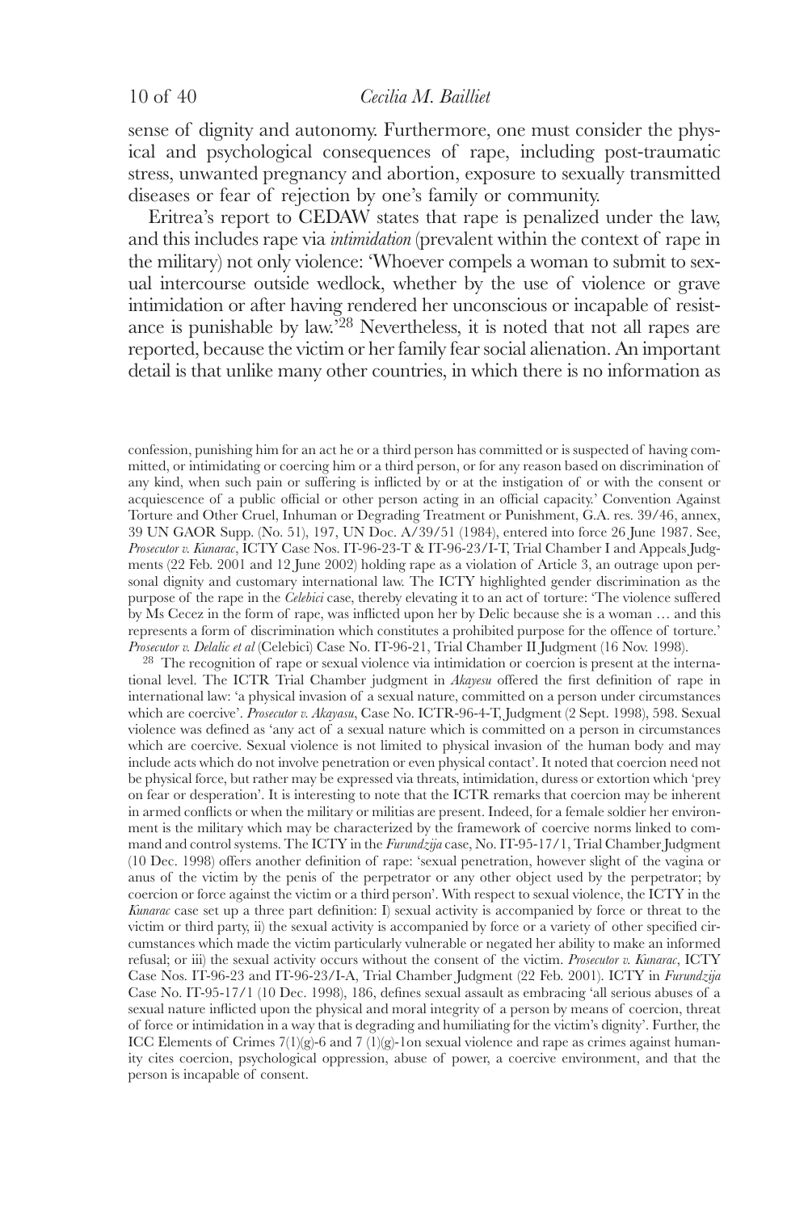sense of dignity and autonomy. Furthermore, one must consider the physical and psychological consequences of rape, including post-traumatic stress, unwanted pregnancy and abortion, exposure to sexually transmitted diseases or fear of rejection by one's family or community.

Eritrea's report to CEDAW states that rape is penalized under the law, and this includes rape via *intimidation* (prevalent within the context of rape in the military) not only violence: 'Whoever compels a woman to submit to sexual intercourse outside wedlock, whether by the use of violence or grave intimidation or after having rendered her unconscious or incapable of resistance is punishable by law.'[28] Nevertheless, it is noted that not all rapes are reported, because the victim or her family fear social alienation. An important detail is that unlike many other countries, in which there is no information as

---

confession, punishing him for an act he or a third person has committed or is suspected of having committed, or intimidating or coercing him or a third person, or for any reason based on discrimination of any kind, when such pain or suffering is inflicted by or at the instigation of or with the consent or acquiescence of a public official or other person acting in an official capacity.' Convention Against Torture and Other Cruel, Inhuman or Degrading Treatment or Punishment, G.A. res. 39/46, annex, 39 UN GAOR Supp. (No. 51), 197, UN Doc. A/39/51 (1984), entered into force 26 June 1987. See, *Prosecutor v. Kunarac*, ICTY Case Nos. IT-96-23-T & IT-96-23/I-T, Trial Chamber I and Appeals Judgments (22 Feb. 2001 and 12 June 2002) holding rape as a violation of Article 3, an outrage upon personal dignity and customary international law. The ICTY highlighted gender discrimination as the purpose of the rape in the *Celebici* case, thereby elevating it to an act of torture: 'The violence suffered by Ms Cecez in the form of rape, was inflicted upon her by Delic because she is a woman … and this represents a form of discrimination which constitutes a prohibited purpose for the offence of torture.' *Prosecutor v. Delalic et al* (Celebici) Case No. IT-96-21, Trial Chamber II Judgment (16 Nov. 1998).

[28] The recognition of rape or sexual violence via intimidation or coercion is present at the international level. The ICTR Trial Chamber judgment in *Akayesu* offered the first definition of rape in international law: 'a physical invasion of a sexual nature, committed on a person under circumstances which are coercive'. *Prosecutor v. Akayasu*, Case No. ICTR-96-4-T, Judgment (2 Sept. 1998), 598. Sexual violence was defined as 'any act of a sexual nature which is committed on a person in circumstances which are coercive. Sexual violence is not limited to physical invasion of the human body and may include acts which do not involve penetration or even physical contact'. It noted that coercion need not be physical force, but rather may be expressed via threats, intimidation, duress or extortion which 'prey on fear or desperation'. It is interesting to note that the ICTR remarks that coercion may be inherent in armed conflicts or when the military or militias are present. Indeed, for a female soldier her environment is the military which may be characterized by the framework of coercive norms linked to command and control systems. The ICTY in the *Furundzija* case, No. IT-95-17/1, Trial Chamber Judgment (10 Dec. 1998) offers another definition of rape: 'sexual penetration, however slight of the vagina or anus of the victim by the penis of the perpetrator or any other object used by the perpetrator; by coercion or force against the victim or a third person'. With respect to sexual violence, the ICTY in the *Kunarac* case set up a three part definition: I) sexual activity is accompanied by force or threat to the victim or third party, ii) the sexual activity is accompanied by force or a variety of other specified circumstances which made the victim particularly vulnerable or negated her ability to make an informed refusal; or iii) the sexual activity occurs without the consent of the victim. *Prosecutor v. Kunarac*, ICTY Case Nos. IT-96-23 and IT-96-23/I-A, Trial Chamber Judgment (22 Feb. 2001). ICTY in *Furundzija* Case No. IT-95-17/1 (10 Dec. 1998), 186, defines sexual assault as embracing 'all serious abuses of a sexual nature inflicted upon the physical and moral integrity of a person by means of coercion, threat of force or intimidation in a way that is degrading and humiliating for the victim's dignity'. Further, the ICC Elements of Crimes 7(1)(g)-6 and 7 (1)(g)-1on sexual violence and rape as crimes against humanity cites coercion, psychological oppression, abuse of power, a coercive environment, and that the person is incapable of consent.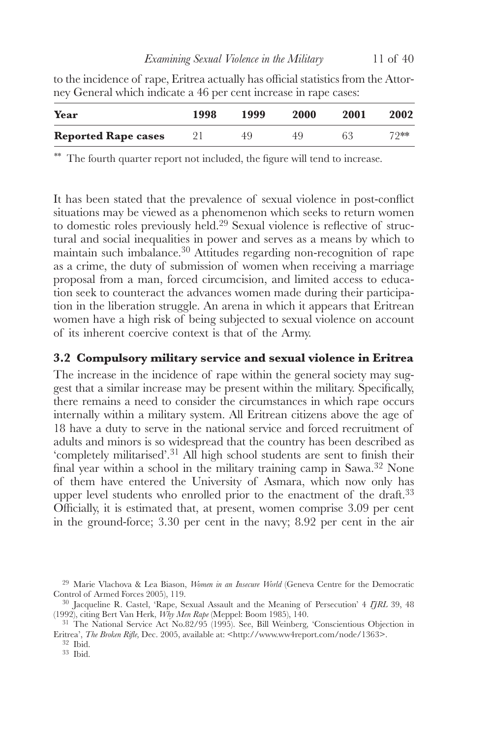to the incidence of rape, Eritrea actually has official statistics from the Attorney General which indicate a 46 per cent increase in rape cases:

| **Year** | **1998** | **1999** | **2000** | **2001** | **2002** |
|---|---|---|---|---|---|
| **Reported Rape cases** | 21 | 49 | 49 | 63 | 72** |

** The fourth quarter report not included, the figure will tend to increase.

It has been stated that the prevalence of sexual violence in post-conflict situations may be viewed as a phenomenon which seeks to return women to domestic roles previously held.[29] Sexual violence is reflective of structural and social inequalities in power and serves as a means by which to maintain such imbalance.[30] Attitudes regarding non-recognition of rape as a crime, the duty of submission of women when receiving a marriage proposal from a man, forced circumcision, and limited access to education seek to counteract the advances women made during their participation in the liberation struggle. An arena in which it appears that Eritrean women have a high risk of being subjected to sexual violence on account of its inherent coercive context is that of the Army.

### 3.2 Compulsory military service and sexual violence in Eritrea

The increase in the incidence of rape within the general society may suggest that a similar increase may be present within the military. Specifically, there remains a need to consider the circumstances in which rape occurs internally within a military system. All Eritrean citizens above the age of 18 have a duty to serve in the national service and forced recruitment of adults and minors is so widespread that the country has been described as 'completely militarised'.[31] All high school students are sent to finish their final year within a school in the military training camp in Sawa.[32] None of them have entered the University of Asmara, which now only has upper level students who enrolled prior to the enactment of the draft.[33] Officially, it is estimated that, at present, women comprise 3.09 per cent in the ground-force; 3.30 per cent in the navy; 8.92 per cent in the air

---

[29] Marie Vlachova & Lea Biason, *Women in an Insecure World* (Geneva Centre for the Democratic Control of Armed Forces 2005), 119.

[30] Jacqueline R. Castel, 'Rape, Sexual Assault and the Meaning of Persecution' 4 *IJRL* 39, 48 (1992), citing Bert Van Herk, *Why Men Rape* (Meppel: Boom 1985), 140.

[31] The National Service Act No.82/95 (1995). See, Bill Weinberg, 'Conscientious Objection in Eritrea', *The Broken Rifle*, Dec. 2005, available at: <http://www.ww4report.com/node/1363>.

[32] Ibid.

[33] Ibid.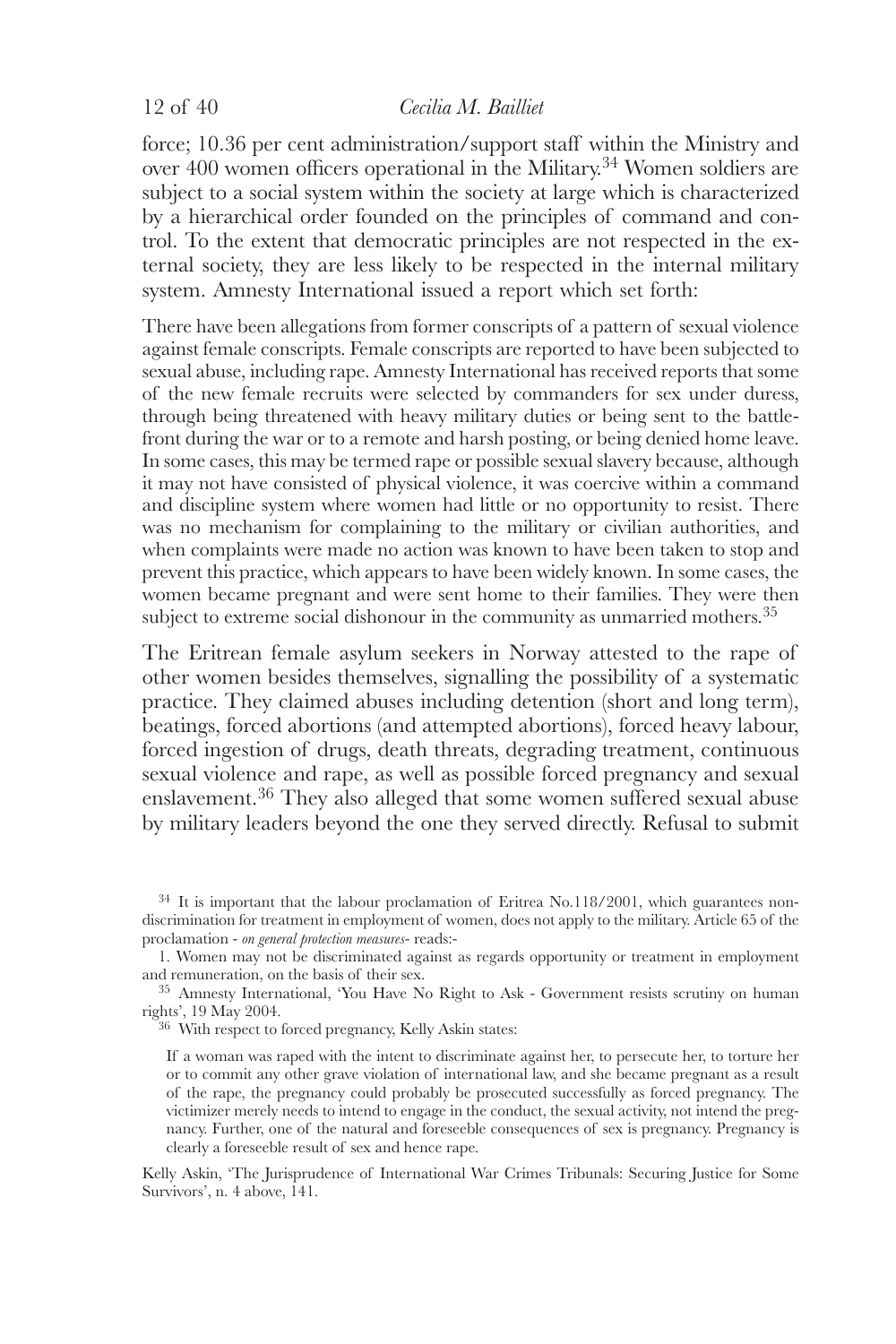force; 10.36 per cent administration/support staff within the Ministry and over 400 women officers operational in the Military.[34] Women soldiers are subject to a social system within the society at large which is characterized by a hierarchical order founded on the principles of command and control. To the extent that democratic principles are not respected in the external society, they are less likely to be respected in the internal military system. Amnesty International issued a report which set forth:

> There have been allegations from former conscripts of a pattern of sexual violence against female conscripts. Female conscripts are reported to have been subjected to sexual abuse, including rape. Amnesty International has received reports that some of the new female recruits were selected by commanders for sex under duress, through being threatened with heavy military duties or being sent to the battlefront during the war or to a remote and harsh posting, or being denied home leave. In some cases, this may be termed rape or possible sexual slavery because, although it may not have consisted of physical violence, it was coercive within a command and discipline system where women had little or no opportunity to resist. There was no mechanism for complaining to the military or civilian authorities, and when complaints were made no action was known to have been taken to stop and prevent this practice, which appears to have been widely known. In some cases, the women became pregnant and were sent home to their families. They were then subject to extreme social dishonour in the community as unmarried mothers.[35]

The Eritrean female asylum seekers in Norway attested to the rape of other women besides themselves, signalling the possibility of a systematic practice. They claimed abuses including detention (short and long term), beatings, forced abortions (and attempted abortions), forced heavy labour, forced ingestion of drugs, death threats, degrading treatment, continuous sexual violence and rape, as well as possible forced pregnancy and sexual enslavement.[36] They also alleged that some women suffered sexual abuse by military leaders beyond the one they served directly. Refusal to submit

---

[34] It is important that the labour proclamation of Eritrea No.118/2001, which guarantees non-discrimination for treatment in employment of women, does not apply to the military. Article 65 of the proclamation - *on general protection measures*- reads:-

1. Women may not be discriminated against as regards opportunity or treatment in employment and remuneration, on the basis of their sex.

[35] Amnesty International, 'You Have No Right to Ask - Government resists scrutiny on human rights', 19 May 2004.

[36] With respect to forced pregnancy, Kelly Askin states:

> If a woman was raped with the intent to discriminate against her, to persecute her, to torture her or to commit any other grave violation of international law, and she became pregnant as a result of the rape, the pregnancy could probably be prosecuted successfully as forced pregnancy. The victimizer merely needs to intend to engage in the conduct, the sexual activity, not intend the pregnancy. Further, one of the natural and foreseeble consequences of sex is pregnancy. Pregnancy is clearly a foreseeble result of sex and hence rape.

Kelly Askin, 'The Jurisprudence of International War Crimes Tribunals: Securing Justice for Some Survivors', n. 4 above, 141.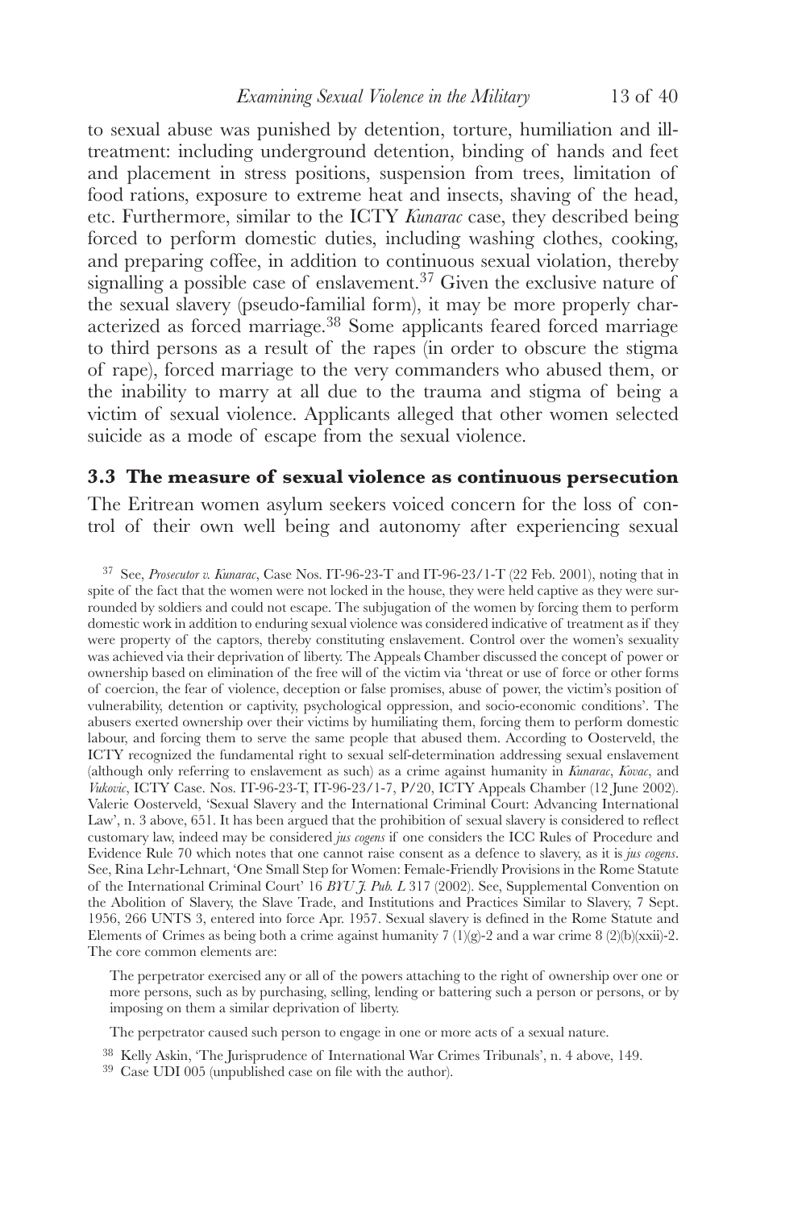to sexual abuse was punished by detention, torture, humiliation and ill-treatment: including underground detention, binding of hands and feet and placement in stress positions, suspension from trees, limitation of food rations, exposure to extreme heat and insects, shaving of the head, etc. Furthermore, similar to the ICTY *Kunarac* case, they described being forced to perform domestic duties, including washing clothes, cooking, and preparing coffee, in addition to continuous sexual violation, thereby signalling a possible case of enslavement.[37] Given the exclusive nature of the sexual slavery (pseudo-familial form), it may be more properly characterized as forced marriage.[38] Some applicants feared forced marriage to third persons as a result of the rapes (in order to obscure the stigma of rape), forced marriage to the very commanders who abused them, or the inability to marry at all due to the trauma and stigma of being a victim of sexual violence. Applicants alleged that other women selected suicide as a mode of escape from the sexual violence.

### 3.3 The measure of sexual violence as continuous persecution

The Eritrean women asylum seekers voiced concern for the loss of control of their own well being and autonomy after experiencing sexual

[37] See, *Prosecutor v. Kunarac*, Case Nos. IT-96-23-T and IT-96-23/1-T (22 Feb. 2001), noting that in spite of the fact that the women were not locked in the house, they were held captive as they were surrounded by soldiers and could not escape. The subjugation of the women by forcing them to perform domestic work in addition to enduring sexual violence was considered indicative of treatment as if they were property of the captors, thereby constituting enslavement. Control over the women's sexuality was achieved via their deprivation of liberty. The Appeals Chamber discussed the concept of power or ownership based on elimination of the free will of the victim via 'threat or use of force or other forms of coercion, the fear of violence, deception or false promises, abuse of power, the victim's position of vulnerability, detention or captivity, psychological oppression, and socio-economic conditions'. The abusers exerted ownership over their victims by humiliating them, forcing them to perform domestic labour, and forcing them to serve the same people that abused them. According to Oosterveld, the ICTY recognized the fundamental right to sexual self-determination addressing sexual enslavement (although only referring to enslavement as such) as a crime against humanity in *Kunarac*, *Kovac*, and *Vukovic*, ICTY Case. Nos. IT-96-23-T, IT-96-23/1-7, P/20, ICTY Appeals Chamber (12 June 2002). Valerie Oosterveld, 'Sexual Slavery and the International Criminal Court: Advancing International Law', n. 3 above, 651. It has been argued that the prohibition of sexual slavery is considered to reflect customary law, indeed may be considered *jus cogens* if one considers the ICC Rules of Procedure and Evidence Rule 70 which notes that one cannot raise consent as a defence to slavery, as it is *jus cogens*. See, Rina Lehr-Lehnart, 'One Small Step for Women: Female-Friendly Provisions in the Rome Statute of the International Criminal Court' 16 *BYU J. Pub. L* 317 (2002). See, Supplemental Convention on the Abolition of Slavery, the Slave Trade, and Institutions and Practices Similar to Slavery, 7 Sept. 1956, 266 UNTS 3, entered into force Apr. 1957. Sexual slavery is defined in the Rome Statute and Elements of Crimes as being both a crime against humanity 7 (1)(g)-2 and a war crime 8 (2)(b)(xxii)-2. The core common elements are:

> The perpetrator exercised any or all of the powers attaching to the right of ownership over one or more persons, such as by purchasing, selling, lending or battering such a person or persons, or by imposing on them a similar deprivation of liberty.
>
> The perpetrator caused such person to engage in one or more acts of a sexual nature.

[38] Kelly Askin, 'The Jurisprudence of International War Crimes Tribunals', n. 4 above, 149.

[39] Case UDI 005 (unpublished case on file with the author).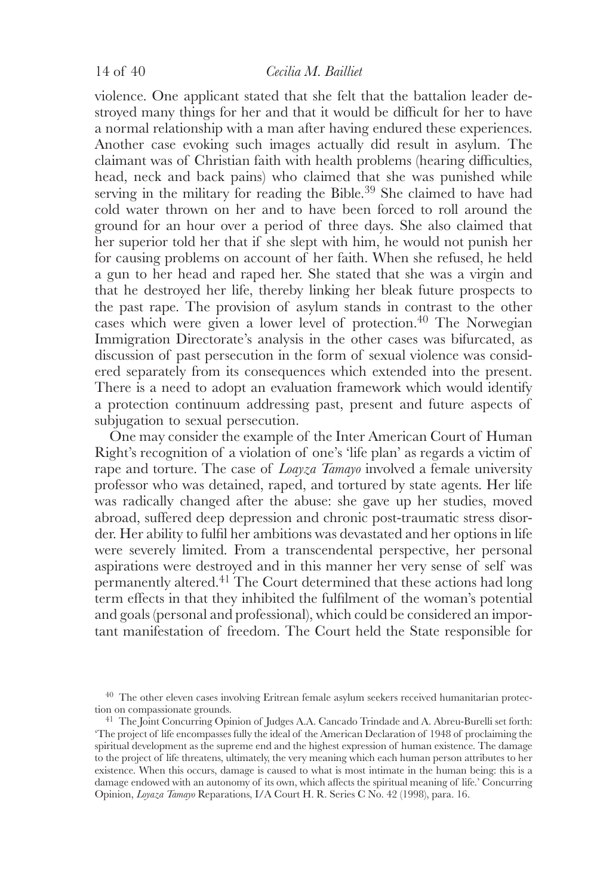violence. One applicant stated that she felt that the battalion leader destroyed many things for her and that it would be difficult for her to have a normal relationship with a man after having endured these experiences. Another case evoking such images actually did result in asylum. The claimant was of Christian faith with health problems (hearing difficulties, head, neck and back pains) who claimed that she was punished while serving in the military for reading the Bible.[39] She claimed to have had cold water thrown on her and to have been forced to roll around the ground for an hour over a period of three days. She also claimed that her superior told her that if she slept with him, he would not punish her for causing problems on account of her faith. When she refused, he held a gun to her head and raped her. She stated that she was a virgin and that he destroyed her life, thereby linking her bleak future prospects to the past rape. The provision of asylum stands in contrast to the other cases which were given a lower level of protection.[40] The Norwegian Immigration Directorate's analysis in the other cases was bifurcated, as discussion of past persecution in the form of sexual violence was considered separately from its consequences which extended into the present. There is a need to adopt an evaluation framework which would identify a protection continuum addressing past, present and future aspects of subjugation to sexual persecution.

One may consider the example of the Inter American Court of Human Right's recognition of a violation of one's 'life plan' as regards a victim of rape and torture. The case of *Loayza Tamayo* involved a female university professor who was detained, raped, and tortured by state agents. Her life was radically changed after the abuse: she gave up her studies, moved abroad, suffered deep depression and chronic post-traumatic stress disorder. Her ability to fulfil her ambitions was devastated and her options in life were severely limited. From a transcendental perspective, her personal aspirations were destroyed and in this manner her very sense of self was permanently altered.[41] The Court determined that these actions had long term effects in that they inhibited the fulfilment of the woman's potential and goals (personal and professional), which could be considered an important manifestation of freedom. The Court held the State responsible for

[40] The other eleven cases involving Eritrean female asylum seekers received humanitarian protection on compassionate grounds.

[41] The Joint Concurring Opinion of Judges A.A. Cancado Trindade and A. Abreu-Burelli set forth: 'The project of life encompasses fully the ideal of the American Declaration of 1948 of proclaiming the spiritual development as the supreme end and the highest expression of human existence. The damage to the project of life threatens, ultimately, the very meaning which each human person attributes to her existence. When this occurs, damage is caused to what is most intimate in the human being: this is a damage endowed with an autonomy of its own, which affects the spiritual meaning of life.' Concurring Opinion, *Loyaza Tamayo* Reparations, I/A Court H. R. Series C No. 42 (1998), para. 16.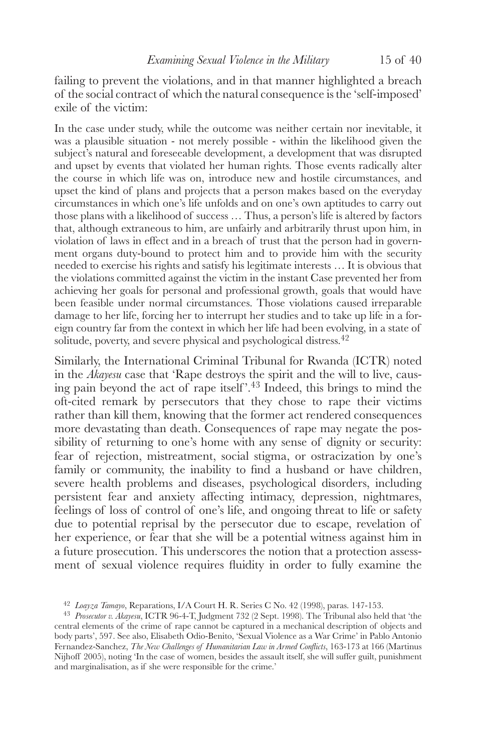failing to prevent the violations, and in that manner highlighted a breach of the social contract of which the natural consequence is the 'self-imposed' exile of the victim:

> In the case under study, while the outcome was neither certain nor inevitable, it was a plausible situation - not merely possible - within the likelihood given the subject's natural and foreseeable development, a development that was disrupted and upset by events that violated her human rights. Those events radically alter the course in which life was on, introduce new and hostile circumstances, and upset the kind of plans and projects that a person makes based on the everyday circumstances in which one's life unfolds and on one's own aptitudes to carry out those plans with a likelihood of success … Thus, a person's life is altered by factors that, although extraneous to him, are unfairly and arbitrarily thrust upon him, in violation of laws in effect and in a breach of trust that the person had in government organs duty-bound to protect him and to provide him with the security needed to exercise his rights and satisfy his legitimate interests … It is obvious that the violations committed against the victim in the instant Case prevented her from achieving her goals for personal and professional growth, goals that would have been feasible under normal circumstances. Those violations caused irreparable damage to her life, forcing her to interrupt her studies and to take up life in a foreign country far from the context in which her life had been evolving, in a state of solitude, poverty, and severe physical and psychological distress.[42]

Similarly, the International Criminal Tribunal for Rwanda (ICTR) noted in the *Akayesu* case that 'Rape destroys the spirit and the will to live, causing pain beyond the act of rape itself'.[43] Indeed, this brings to mind the oft-cited remark by persecutors that they chose to rape their victims rather than kill them, knowing that the former act rendered consequences more devastating than death. Consequences of rape may negate the possibility of returning to one's home with any sense of dignity or security: fear of rejection, mistreatment, social stigma, or ostracization by one's family or community, the inability to find a husband or have children, severe health problems and diseases, psychological disorders, including persistent fear and anxiety affecting intimacy, depression, nightmares, feelings of loss of control of one's life, and ongoing threat to life or safety due to potential reprisal by the persecutor due to escape, revelation of her experience, or fear that she will be a potential witness against him in a future prosecution. This underscores the notion that a protection assessment of sexual violence requires fluidity in order to fully examine the

---

[42] *Loayza Tamayo*, Reparations, I/A Court H. R. Series C No. 42 (1998), paras. 147-153.

[43] *Prosecutor v. Akayesu*, ICTR 96-4-T, Judgment 732 (2 Sept. 1998). The Tribunal also held that 'the central elements of the crime of rape cannot be captured in a mechanical description of objects and body parts', 597. See also, Elisabeth Odio-Benito, 'Sexual Violence as a War Crime' in Pablo Antonio Fernandez-Sanchez, *The New Challenges of Humanitarian Law in Armed Conflicts*, 163-173 at 166 (Martinus Nijhoff 2005), noting 'In the case of women, besides the assault itself, she will suffer guilt, punishment and marginalisation, as if she were responsible for the crime.'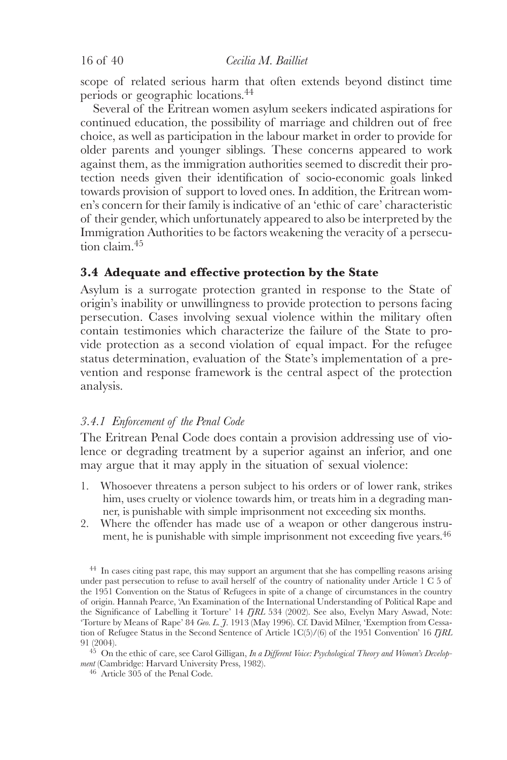scope of related serious harm that often extends beyond distinct time periods or geographic locations.[44]

Several of the Eritrean women asylum seekers indicated aspirations for continued education, the possibility of marriage and children out of free choice, as well as participation in the labour market in order to provide for older parents and younger siblings. These concerns appeared to work against them, as the immigration authorities seemed to discredit their protection needs given their identification of socio-economic goals linked towards provision of support to loved ones. In addition, the Eritrean women's concern for their family is indicative of an 'ethic of care' characteristic of their gender, which unfortunately appeared to also be interpreted by the Immigration Authorities to be factors weakening the veracity of a persecution claim.[45]

### 3.4 Adequate and effective protection by the State

Asylum is a surrogate protection granted in response to the State of origin's inability or unwillingness to provide protection to persons facing persecution. Cases involving sexual violence within the military often contain testimonies which characterize the failure of the State to provide protection as a second violation of equal impact. For the refugee status determination, evaluation of the State's implementation of a prevention and response framework is the central aspect of the protection analysis.

#### *3.4.1 Enforcement of the Penal Code*

The Eritrean Penal Code does contain a provision addressing use of violence or degrading treatment by a superior against an inferior, and one may argue that it may apply in the situation of sexual violence:

1. Whosoever threatens a person subject to his orders or of lower rank, strikes him, uses cruelty or violence towards him, or treats him in a degrading manner, is punishable with simple imprisonment not exceeding six months.
2. Where the offender has made use of a weapon or other dangerous instrument, he is punishable with simple imprisonment not exceeding five years.[46]

[44] In cases citing past rape, this may support an argument that she has compelling reasons arising under past persecution to refuse to avail herself of the country of nationality under Article 1 C 5 of the 1951 Convention on the Status of Refugees in spite of a change of circumstances in the country of origin. Hannah Pearce, 'An Examination of the International Understanding of Political Rape and the Significance of Labelling it Torture' 14 *IJRL* 534 (2002). See also, Evelyn Mary Aswad, Note: 'Torture by Means of Rape' 84 *Geo. L. J.* 1913 (May 1996). Cf. David Milner, 'Exemption from Cessation of Refugee Status in the Second Sentence of Article 1C(5)/(6) of the 1951 Convention' 16 *IJRL* 91 (2004).

[45] On the ethic of care, see Carol Gilligan, *In a Different Voice: Psychological Theory and Women's Development* (Cambridge: Harvard University Press, 1982).

[46] Article 305 of the Penal Code.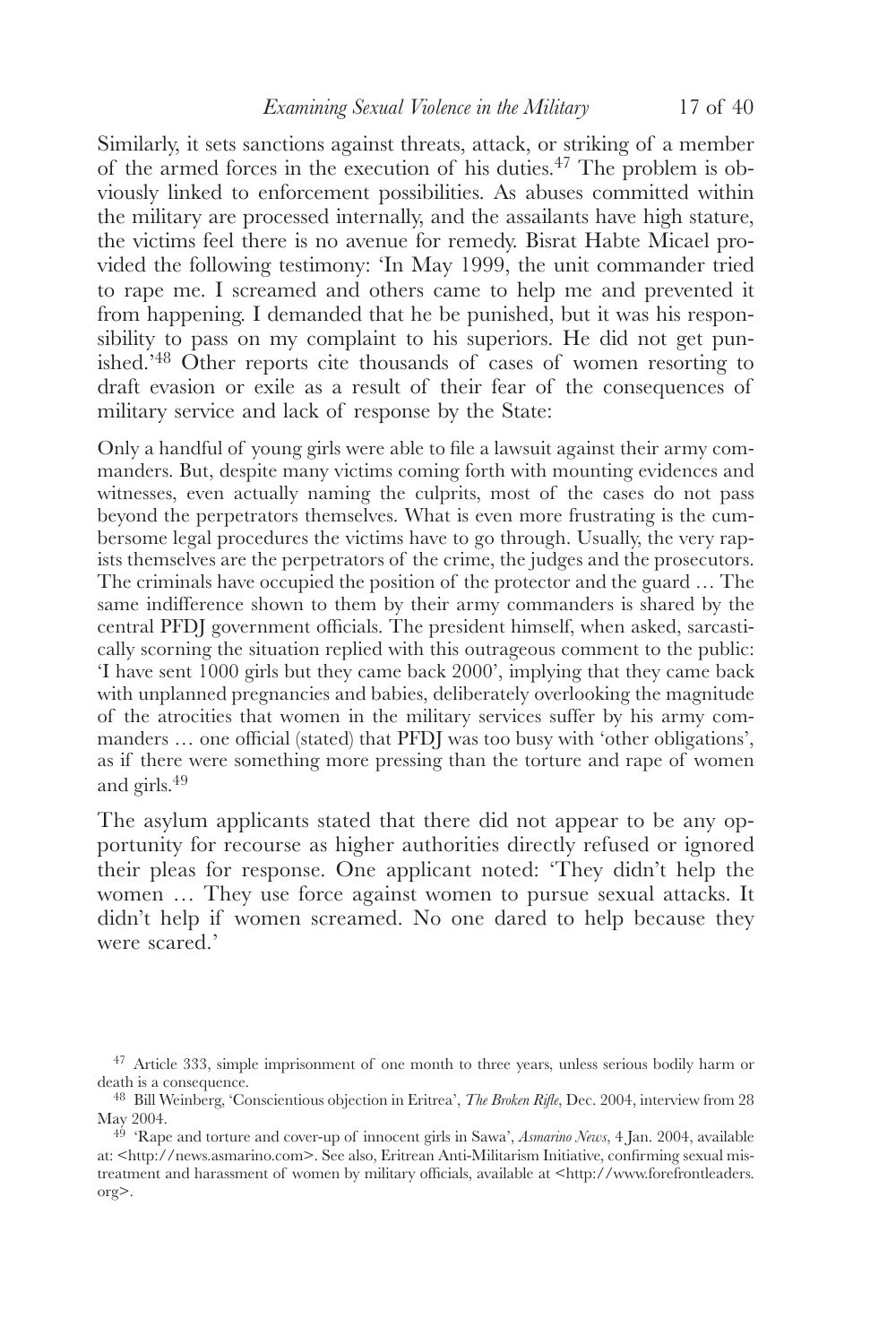Similarly, it sets sanctions against threats, attack, or striking of a member of the armed forces in the execution of his duties.[47] The problem is obviously linked to enforcement possibilities. As abuses committed within the military are processed internally, and the assailants have high stature, the victims feel there is no avenue for remedy. Bisrat Habte Micael provided the following testimony: 'In May 1999, the unit commander tried to rape me. I screamed and others came to help me and prevented it from happening. I demanded that he be punished, but it was his responsibility to pass on my complaint to his superiors. He did not get punished.'[48] Other reports cite thousands of cases of women resorting to draft evasion or exile as a result of their fear of the consequences of military service and lack of response by the State:

> Only a handful of young girls were able to file a lawsuit against their army commanders. But, despite many victims coming forth with mounting evidences and witnesses, even actually naming the culprits, most of the cases do not pass beyond the perpetrators themselves. What is even more frustrating is the cumbersome legal procedures the victims have to go through. Usually, the very rapists themselves are the perpetrators of the crime, the judges and the prosecutors. The criminals have occupied the position of the protector and the guard … The same indifference shown to them by their army commanders is shared by the central PFDJ government officials. The president himself, when asked, sarcastically scorning the situation replied with this outrageous comment to the public: 'I have sent 1000 girls but they came back 2000', implying that they came back with unplanned pregnancies and babies, deliberately overlooking the magnitude of the atrocities that women in the military services suffer by his army commanders … one official (stated) that PFDJ was too busy with 'other obligations', as if there were something more pressing than the torture and rape of women and girls.[49]

The asylum applicants stated that there did not appear to be any opportunity for recourse as higher authorities directly refused or ignored their pleas for response. One applicant noted: 'They didn't help the women … They use force against women to pursue sexual attacks. It didn't help if women screamed. No one dared to help because they were scared.'

---

[47] Article 333, simple imprisonment of one month to three years, unless serious bodily harm or death is a consequence.

[48] Bill Weinberg, 'Conscientious objection in Eritrea', *The Broken Rifle*, Dec. 2004, interview from 28 May 2004.

[49] 'Rape and torture and cover-up of innocent girls in Sawa', *Asmarino News*, 4 Jan. 2004, available at: <http://news.asmarino.com>. See also, Eritrean Anti-Militarism Initiative, confirming sexual mistreatment and harassment of women by military officials, available at <http://www.forefrontleaders.org>.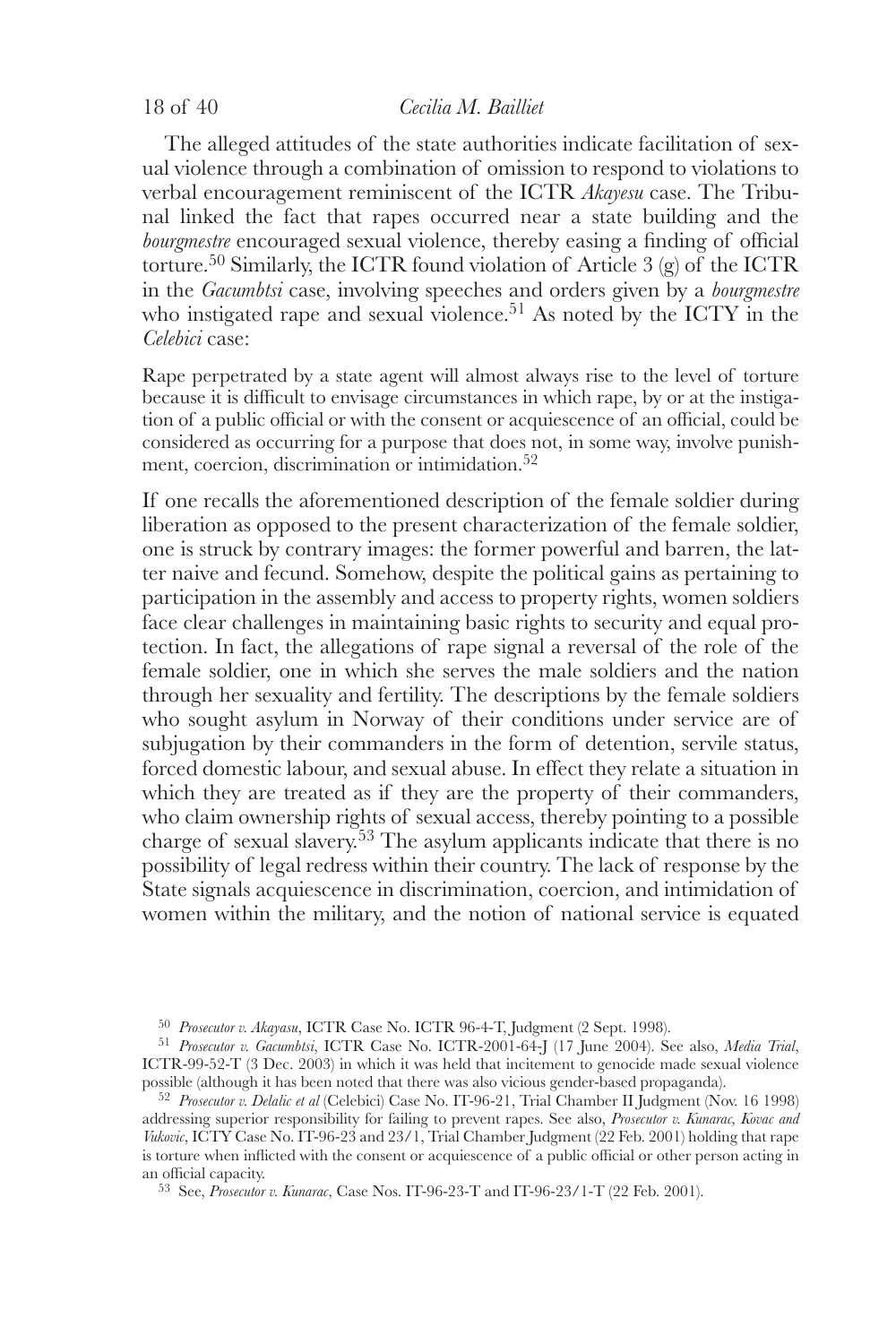The alleged attitudes of the state authorities indicate facilitation of sexual violence through a combination of omission to respond to violations to verbal encouragement reminiscent of the ICTR *Akayesu* case. The Tribunal linked the fact that rapes occurred near a state building and the *bourgmestre* encouraged sexual violence, thereby easing a finding of official torture.[50] Similarly, the ICTR found violation of Article 3 (g) of the ICTR in the *Gacumbtsi* case, involving speeches and orders given by a *bourgmestre* who instigated rape and sexual violence.[51] As noted by the ICTY in the *Celebici* case:

> Rape perpetrated by a state agent will almost always rise to the level of torture because it is difficult to envisage circumstances in which rape, by or at the instigation of a public official or with the consent or acquiescence of an official, could be considered as occurring for a purpose that does not, in some way, involve punishment, coercion, discrimination or intimidation.[52]

If one recalls the aforementioned description of the female soldier during liberation as opposed to the present characterization of the female soldier, one is struck by contrary images: the former powerful and barren, the latter naive and fecund. Somehow, despite the political gains as pertaining to participation in the assembly and access to property rights, women soldiers face clear challenges in maintaining basic rights to security and equal protection. In fact, the allegations of rape signal a reversal of the role of the female soldier, one in which she serves the male soldiers and the nation through her sexuality and fertility. The descriptions by the female soldiers who sought asylum in Norway of their conditions under service are of subjugation by their commanders in the form of detention, servile status, forced domestic labour, and sexual abuse. In effect they relate a situation in which they are treated as if they are the property of their commanders, who claim ownership rights of sexual access, thereby pointing to a possible charge of sexual slavery.[53] The asylum applicants indicate that there is no possibility of legal redress within their country. The lack of response by the State signals acquiescence in discrimination, coercion, and intimidation of women within the military, and the notion of national service is equated

---

[50] *Prosecutor v. Akayasu*, ICTR Case No. ICTR 96-4-T, Judgment (2 Sept. 1998).

[51] *Prosecutor v. Gacumbtsi*, ICTR Case No. ICTR-2001-64-J (17 June 2004). See also, *Media Trial*, ICTR-99-52-T (3 Dec. 2003) in which it was held that incitement to genocide made sexual violence possible (although it has been noted that there was also vicious gender-based propaganda).

[52] *Prosecutor v. Delalic et al* (Celebici) Case No. IT-96-21, Trial Chamber II Judgment (Nov. 16 1998) addressing superior responsibility for failing to prevent rapes. See also, *Prosecutor v. Kunarac, Kovac and Vukovic*, ICTY Case No. IT-96-23 and 23/1, Trial Chamber Judgment (22 Feb. 2001) holding that rape is torture when inflicted with the consent or acquiescence of a public official or other person acting in an official capacity.

[53] See, *Prosecutor v. Kunarac*, Case Nos. IT-96-23-T and IT-96-23/1-T (22 Feb. 2001).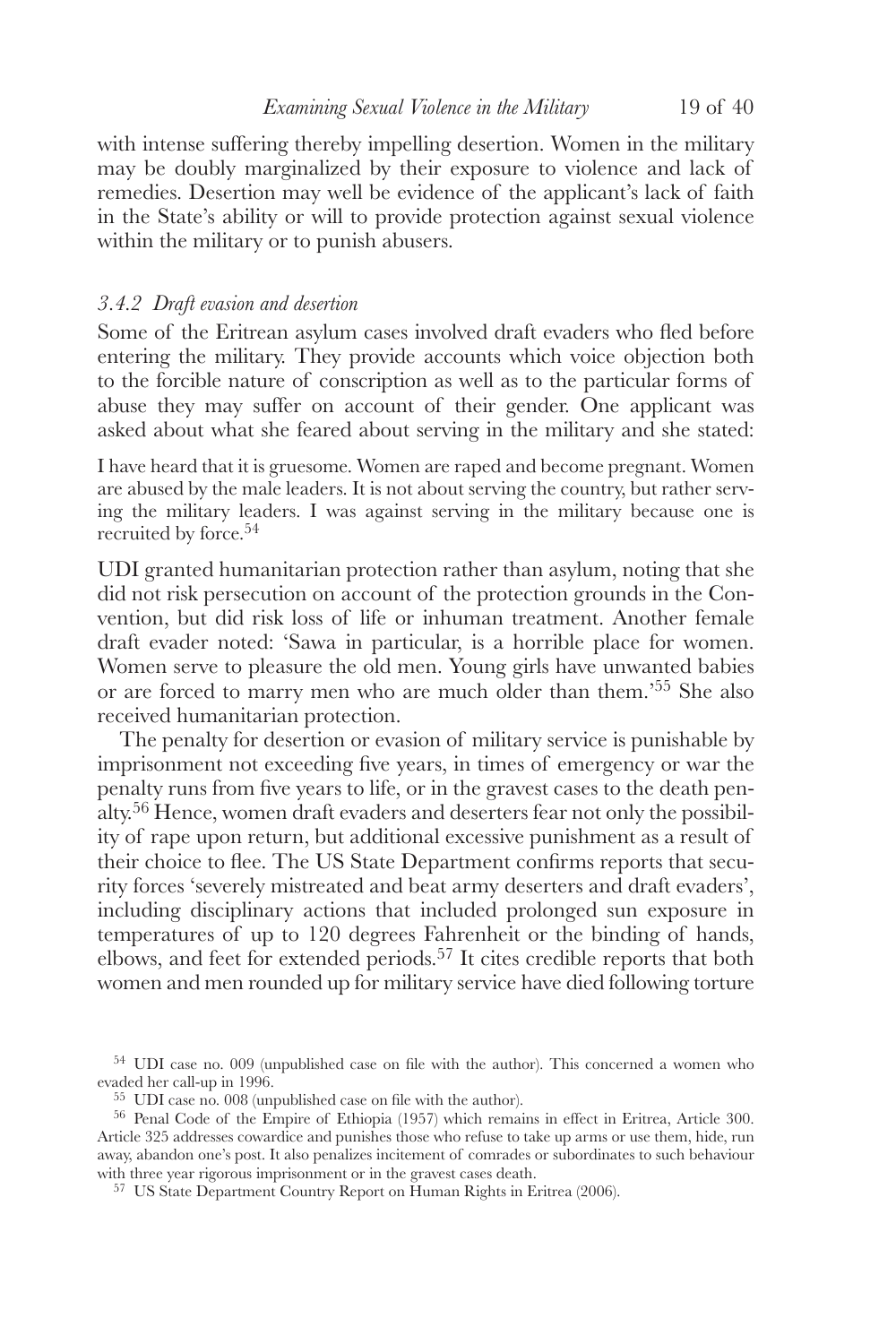with intense suffering thereby impelling desertion. Women in the military may be doubly marginalized by their exposure to violence and lack of remedies. Desertion may well be evidence of the applicant's lack of faith in the State's ability or will to provide protection against sexual violence within the military or to punish abusers.

### *3.4.2 Draft evasion and desertion*

Some of the Eritrean asylum cases involved draft evaders who fled before entering the military. They provide accounts which voice objection both to the forcible nature of conscription as well as to the particular forms of abuse they may suffer on account of their gender. One applicant was asked about what she feared about serving in the military and she stated:

> I have heard that it is gruesome. Women are raped and become pregnant. Women are abused by the male leaders. It is not about serving the country, but rather serving the military leaders. I was against serving in the military because one is recruited by force.[54]

UDI granted humanitarian protection rather than asylum, noting that she did not risk persecution on account of the protection grounds in the Convention, but did risk loss of life or inhuman treatment. Another female draft evader noted: 'Sawa in particular, is a horrible place for women. Women serve to pleasure the old men. Young girls have unwanted babies or are forced to marry men who are much older than them.'[55] She also received humanitarian protection.

The penalty for desertion or evasion of military service is punishable by imprisonment not exceeding five years, in times of emergency or war the penalty runs from five years to life, or in the gravest cases to the death penalty.[56] Hence, women draft evaders and deserters fear not only the possibility of rape upon return, but additional excessive punishment as a result of their choice to flee. The US State Department confirms reports that security forces 'severely mistreated and beat army deserters and draft evaders', including disciplinary actions that included prolonged sun exposure in temperatures of up to 120 degrees Fahrenheit or the binding of hands, elbows, and feet for extended periods.[57] It cites credible reports that both women and men rounded up for military service have died following torture

[54] UDI case no. 009 (unpublished case on file with the author). This concerned a women who evaded her call-up in 1996.

[55] UDI case no. 008 (unpublished case on file with the author).

[56] Penal Code of the Empire of Ethiopia (1957) which remains in effect in Eritrea, Article 300. Article 325 addresses cowardice and punishes those who refuse to take up arms or use them, hide, run away, abandon one's post. It also penalizes incitement of comrades or subordinates to such behaviour with three year rigorous imprisonment or in the gravest cases death.

[57] US State Department Country Report on Human Rights in Eritrea (2006).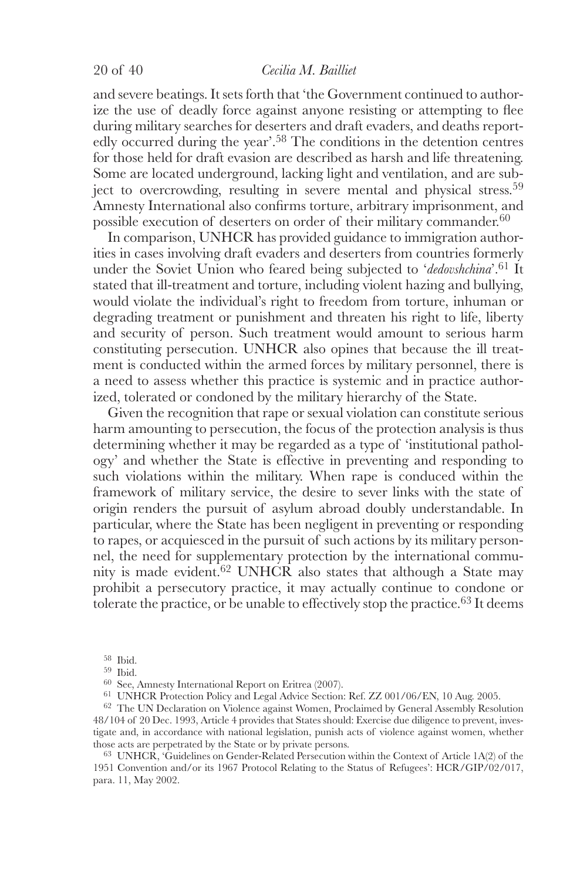and severe beatings. It sets forth that 'the Government continued to authorize the use of deadly force against anyone resisting or attempting to flee during military searches for deserters and draft evaders, and deaths reportedly occurred during the year'.[58] The conditions in the detention centres for those held for draft evasion are described as harsh and life threatening. Some are located underground, lacking light and ventilation, and are subject to overcrowding, resulting in severe mental and physical stress.[59] Amnesty International also confirms torture, arbitrary imprisonment, and possible execution of deserters on order of their military commander.[60]

In comparison, UNHCR has provided guidance to immigration authorities in cases involving draft evaders and deserters from countries formerly under the Soviet Union who feared being subjected to '*dedovshchina*'.[61] It stated that ill-treatment and torture, including violent hazing and bullying, would violate the individual's right to freedom from torture, inhuman or degrading treatment or punishment and threaten his right to life, liberty and security of person. Such treatment would amount to serious harm constituting persecution. UNHCR also opines that because the ill treatment is conducted within the armed forces by military personnel, there is a need to assess whether this practice is systemic and in practice authorized, tolerated or condoned by the military hierarchy of the State.

Given the recognition that rape or sexual violation can constitute serious harm amounting to persecution, the focus of the protection analysis is thus determining whether it may be regarded as a type of 'institutional pathology' and whether the State is effective in preventing and responding to such violations within the military. When rape is conduced within the framework of military service, the desire to sever links with the state of origin renders the pursuit of asylum abroad doubly understandable. In particular, where the State has been negligent in preventing or responding to rapes, or acquiesced in the pursuit of such actions by its military personnel, the need for supplementary protection by the international community is made evident.[62] UNHCR also states that although a State may prohibit a persecutory practice, it may actually continue to condone or tolerate the practice, or be unable to effectively stop the practice.[63] It deems

---

[58] Ibid.

[59] Ibid.

[60] See, Amnesty International Report on Eritrea (2007).

[61] UNHCR Protection Policy and Legal Advice Section: Ref. ZZ 001/06/EN, 10 Aug. 2005.

[62] The UN Declaration on Violence against Women, Proclaimed by General Assembly Resolution 48/104 of 20 Dec. 1993, Article 4 provides that States should: Exercise due diligence to prevent, investigate and, in accordance with national legislation, punish acts of violence against women, whether those acts are perpetrated by the State or by private persons.

[63] UNHCR, 'Guidelines on Gender-Related Persecution within the Context of Article 1A(2) of the 1951 Convention and/or its 1967 Protocol Relating to the Status of Refugees': HCR/GIP/02/017, para. 11, May 2002.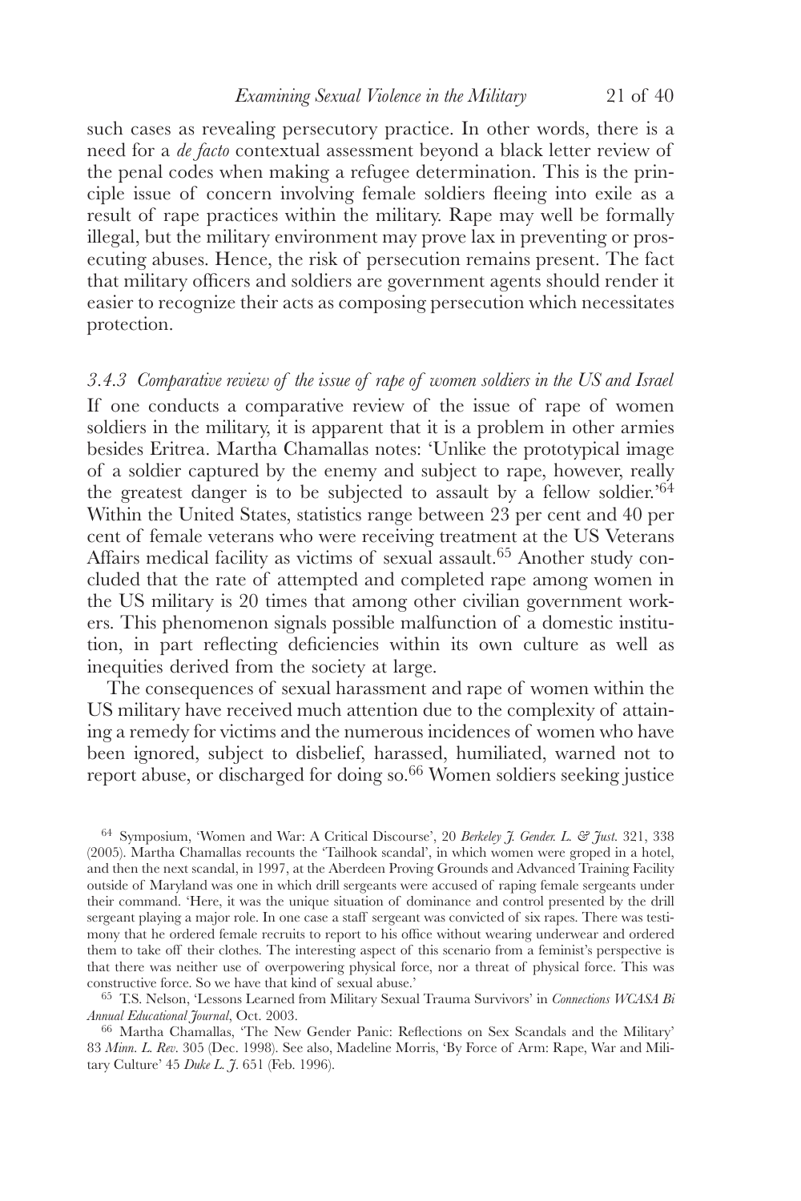such cases as revealing persecutory practice. In other words, there is a need for a *de facto* contextual assessment beyond a black letter review of the penal codes when making a refugee determination. This is the principle issue of concern involving female soldiers fleeing into exile as a result of rape practices within the military. Rape may well be formally illegal, but the military environment may prove lax in preventing or prosecuting abuses. Hence, the risk of persecution remains present. The fact that military officers and soldiers are government agents should render it easier to recognize their acts as composing persecution which necessitates protection.

### *3.4.3 Comparative review of the issue of rape of women soldiers in the US and Israel*

If one conducts a comparative review of the issue of rape of women soldiers in the military, it is apparent that it is a problem in other armies besides Eritrea. Martha Chamallas notes: 'Unlike the prototypical image of a soldier captured by the enemy and subject to rape, however, really the greatest danger is to be subjected to assault by a fellow soldier.'[64] Within the United States, statistics range between 23 per cent and 40 per cent of female veterans who were receiving treatment at the US Veterans Affairs medical facility as victims of sexual assault.[65] Another study concluded that the rate of attempted and completed rape among women in the US military is 20 times that among other civilian government workers. This phenomenon signals possible malfunction of a domestic institution, in part reflecting deficiencies within its own culture as well as inequities derived from the society at large.

The consequences of sexual harassment and rape of women within the US military have received much attention due to the complexity of attaining a remedy for victims and the numerous incidences of women who have been ignored, subject to disbelief, harassed, humiliated, warned not to report abuse, or discharged for doing so.[66] Women soldiers seeking justice

---

[64] Symposium, 'Women and War: A Critical Discourse', 20 *Berkeley J. Gender. L. & Just.* 321, 338 (2005). Martha Chamallas recounts the 'Tailhook scandal', in which women were groped in a hotel, and then the next scandal, in 1997, at the Aberdeen Proving Grounds and Advanced Training Facility outside of Maryland was one in which drill sergeants were accused of raping female sergeants under their command. 'Here, it was the unique situation of dominance and control presented by the drill sergeant playing a major role. In one case a staff sergeant was convicted of six rapes. There was testimony that he ordered female recruits to report to his office without wearing underwear and ordered them to take off their clothes. The interesting aspect of this scenario from a feminist's perspective is that there was neither use of overpowering physical force, nor a threat of physical force. This was constructive force. So we have that kind of sexual abuse.'

[65] T.S. Nelson, 'Lessons Learned from Military Sexual Trauma Survivors' in *Connections WCASA Bi Annual Educational Journal*, Oct. 2003.

[66] Martha Chamallas, 'The New Gender Panic: Reflections on Sex Scandals and the Military' 83 *Minn. L. Rev.* 305 (Dec. 1998). See also, Madeline Morris, 'By Force of Arm: Rape, War and Military Culture' 45 *Duke L. J.* 651 (Feb. 1996).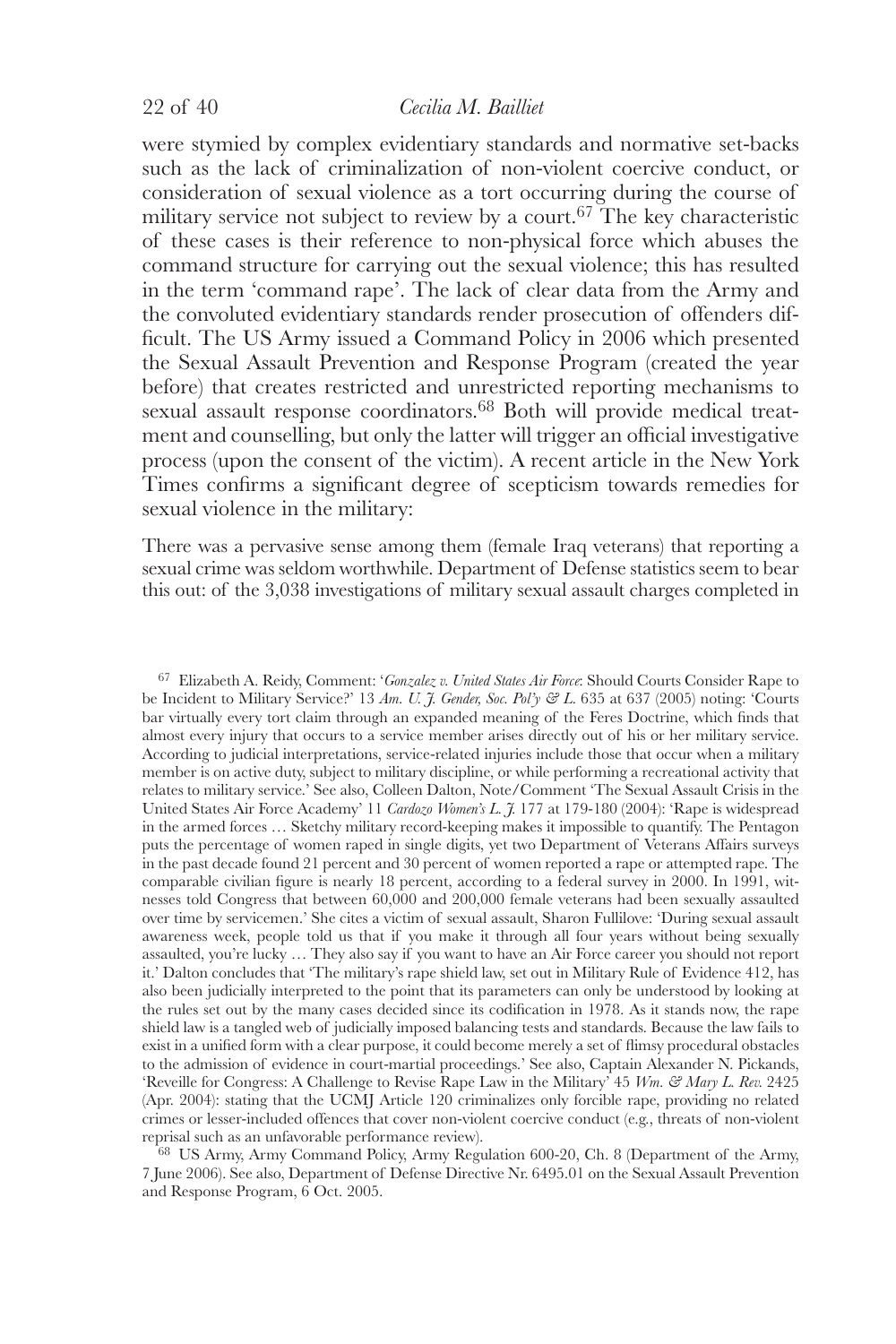were stymied by complex evidentiary standards and normative set-backs such as the lack of criminalization of non-violent coercive conduct, or consideration of sexual violence as a tort occurring during the course of military service not subject to review by a court.[67] The key characteristic of these cases is their reference to non-physical force which abuses the command structure for carrying out the sexual violence; this has resulted in the term 'command rape'. The lack of clear data from the Army and the convoluted evidentiary standards render prosecution of offenders difficult. The US Army issued a Command Policy in 2006 which presented the Sexual Assault Prevention and Response Program (created the year before) that creates restricted and unrestricted reporting mechanisms to sexual assault response coordinators.[68] Both will provide medical treatment and counselling, but only the latter will trigger an official investigative process (upon the consent of the victim). A recent article in the New York Times confirms a significant degree of scepticism towards remedies for sexual violence in the military:

There was a pervasive sense among them (female Iraq veterans) that reporting a sexual crime was seldom worthwhile. Department of Defense statistics seem to bear this out: of the 3,038 investigations of military sexual assault charges completed in

---

[67] Elizabeth A. Reidy, Comment: '*Gonzalez v. United States Air Force*: Should Courts Consider Rape to be Incident to Military Service?' 13 *Am. U. J. Gender, Soc. Pol'y & L.* 635 at 637 (2005) noting: 'Courts bar virtually every tort claim through an expanded meaning of the Feres Doctrine, which finds that almost every injury that occurs to a service member arises directly out of his or her military service. According to judicial interpretations, service-related injuries include those that occur when a military member is on active duty, subject to military discipline, or while performing a recreational activity that relates to military service.' See also, Colleen Dalton, Note/Comment 'The Sexual Assault Crisis in the United States Air Force Academy' 11 *Cardozo Women's L. J.* 177 at 179-180 (2004): 'Rape is widespread in the armed forces … Sketchy military record-keeping makes it impossible to quantify. The Pentagon puts the percentage of women raped in single digits, yet two Department of Veterans Affairs surveys in the past decade found 21 percent and 30 percent of women reported a rape or attempted rape. The comparable civilian figure is nearly 18 percent, according to a federal survey in 2000. In 1991, witnesses told Congress that between 60,000 and 200,000 female veterans had been sexually assaulted over time by servicemen.' She cites a victim of sexual assault, Sharon Fullilove: 'During sexual assault awareness week, people told us that if you make it through all four years without being sexually assaulted, you're lucky … They also say if you want to have an Air Force career you should not report it.' Dalton concludes that 'The military's rape shield law, set out in Military Rule of Evidence 412, has also been judicially interpreted to the point that its parameters can only be understood by looking at the rules set out by the many cases decided since its codification in 1978. As it stands now, the rape shield law is a tangled web of judicially imposed balancing tests and standards. Because the law fails to exist in a unified form with a clear purpose, it could become merely a set of flimsy procedural obstacles to the admission of evidence in court-martial proceedings.' See also, Captain Alexander N. Pickands, 'Reveille for Congress: A Challenge to Revise Rape Law in the Military' 45 *Wm. & Mary L. Rev.* 2425 (Apr. 2004): stating that the UCMJ Article 120 criminalizes only forcible rape, providing no related crimes or lesser-included offences that cover non-violent coercive conduct (e.g., threats of non-violent reprisal such as an unfavorable performance review).

[68] US Army, Army Command Policy, Army Regulation 600-20, Ch. 8 (Department of the Army, 7 June 2006). See also, Department of Defense Directive Nr. 6495.01 on the Sexual Assault Prevention and Response Program, 6 Oct. 2005.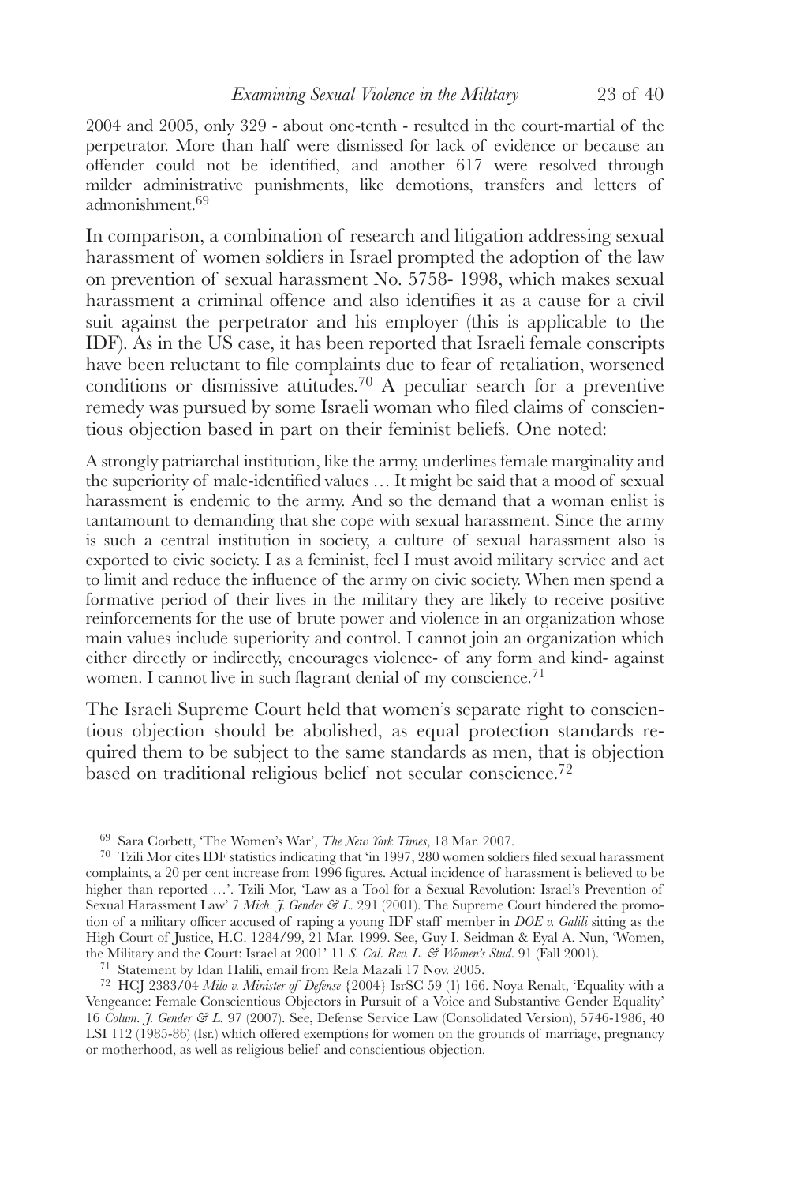2004 and 2005, only 329 - about one-tenth - resulted in the court-martial of the perpetrator. More than half were dismissed for lack of evidence or because an offender could not be identified, and another 617 were resolved through milder administrative punishments, like demotions, transfers and letters of admonishment.[69]

In comparison, a combination of research and litigation addressing sexual harassment of women soldiers in Israel prompted the adoption of the law on prevention of sexual harassment No. 5758- 1998, which makes sexual harassment a criminal offence and also identifies it as a cause for a civil suit against the perpetrator and his employer (this is applicable to the IDF). As in the US case, it has been reported that Israeli female conscripts have been reluctant to file complaints due to fear of retaliation, worsened conditions or dismissive attitudes.[70] A peculiar search for a preventive remedy was pursued by some Israeli woman who filed claims of conscientious objection based in part on their feminist beliefs. One noted:

> A strongly patriarchal institution, like the army, underlines female marginality and the superiority of male-identified values … It might be said that a mood of sexual harassment is endemic to the army. And so the demand that a woman enlist is tantamount to demanding that she cope with sexual harassment. Since the army is such a central institution in society, a culture of sexual harassment also is exported to civic society. I as a feminist, feel I must avoid military service and act to limit and reduce the influence of the army on civic society. When men spend a formative period of their lives in the military they are likely to receive positive reinforcements for the use of brute power and violence in an organization whose main values include superiority and control. I cannot join an organization which either directly or indirectly, encourages violence- of any form and kind- against women. I cannot live in such flagrant denial of my conscience.[71]

The Israeli Supreme Court held that women's separate right to conscientious objection should be abolished, as equal protection standards required them to be subject to the same standards as men, that is objection based on traditional religious belief not secular conscience.[72]

---

[69] Sara Corbett, 'The Women's War', *The New York Times*, 18 Mar. 2007.

[70] Tzili Mor cites IDF statistics indicating that 'in 1997, 280 women soldiers filed sexual harassment complaints, a 20 per cent increase from 1996 figures. Actual incidence of harassment is believed to be higher than reported …'. Tzili Mor, 'Law as a Tool for a Sexual Revolution: Israel's Prevention of Sexual Harassment Law' 7 *Mich. J. Gender & L.* 291 (2001). The Supreme Court hindered the promotion of a military officer accused of raping a young IDF staff member in *DOE v. Galili* sitting as the High Court of Justice, H.C. 1284/99, 21 Mar. 1999. See, Guy I. Seidman & Eyal A. Nun, 'Women, the Military and the Court: Israel at 2001' 11 *S. Cal. Rev. L. & Women's Stud*. 91 (Fall 2001).

[71] Statement by Idan Halili, email from Rela Mazali 17 Nov. 2005.

[72] HCJ 2383/04 *Milo v. Minister of Defense* {2004} IsrSC 59 (1) 166. Noya Renalt, 'Equality with a Vengeance: Female Conscientious Objectors in Pursuit of a Voice and Substantive Gender Equality' 16 *Colum. J. Gender & L.* 97 (2007). See, Defense Service Law (Consolidated Version), 5746-1986, 40 LSI 112 (1985-86) (Isr.) which offered exemptions for women on the grounds of marriage, pregnancy or motherhood, as well as religious belief and conscientious objection.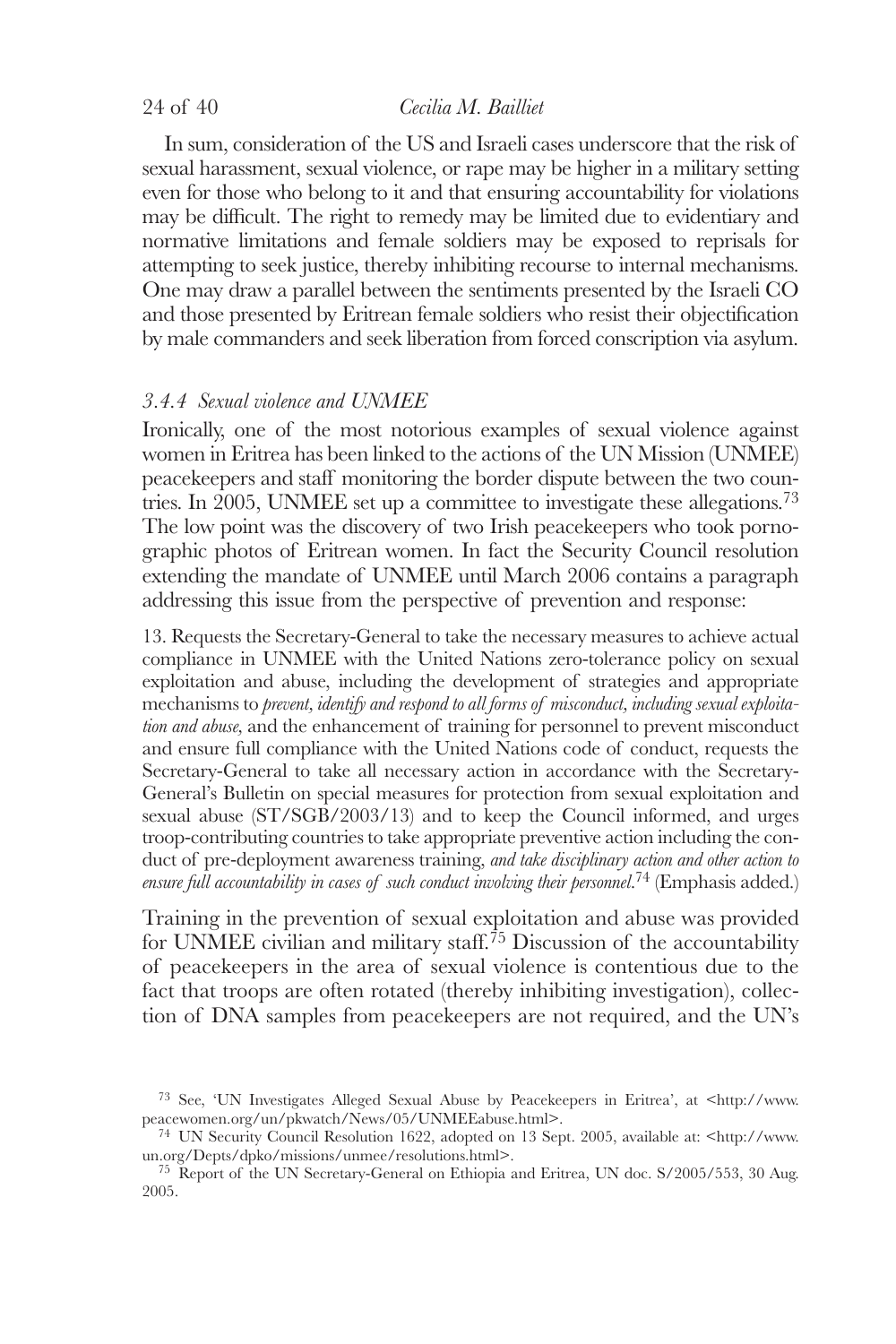In sum, consideration of the US and Israeli cases underscore that the risk of sexual harassment, sexual violence, or rape may be higher in a military setting even for those who belong to it and that ensuring accountability for violations may be difficult. The right to remedy may be limited due to evidentiary and normative limitations and female soldiers may be exposed to reprisals for attempting to seek justice, thereby inhibiting recourse to internal mechanisms. One may draw a parallel between the sentiments presented by the Israeli CO and those presented by Eritrean female soldiers who resist their objectification by male commanders and seek liberation from forced conscription via asylum.

### *3.4.4 Sexual violence and UNMEE*

Ironically, one of the most notorious examples of sexual violence against women in Eritrea has been linked to the actions of the UN Mission (UNMEE) peacekeepers and staff monitoring the border dispute between the two countries. In 2005, UNMEE set up a committee to investigate these allegations.[73] The low point was the discovery of two Irish peacekeepers who took pornographic photos of Eritrean women. In fact the Security Council resolution extending the mandate of UNMEE until March 2006 contains a paragraph addressing this issue from the perspective of prevention and response:

> 13. Requests the Secretary-General to take the necessary measures to achieve actual compliance in UNMEE with the United Nations zero-tolerance policy on sexual exploitation and abuse, including the development of strategies and appropriate mechanisms to *prevent, identify and respond to all forms of misconduct, including sexual exploitation and abuse,* and the enhancement of training for personnel to prevent misconduct and ensure full compliance with the United Nations code of conduct, requests the Secretary-General to take all necessary action in accordance with the Secretary-General's Bulletin on special measures for protection from sexual exploitation and sexual abuse (ST/SGB/2003/13) and to keep the Council informed, and urges troop-contributing countries to take appropriate preventive action including the conduct of pre-deployment awareness training, *and take disciplinary action and other action to ensure full accountability in cases of such conduct involving their personnel.*[74] (Emphasis added.)

Training in the prevention of sexual exploitation and abuse was provided for UNMEE civilian and military staff.[75] Discussion of the accountability of peacekeepers in the area of sexual violence is contentious due to the fact that troops are often rotated (thereby inhibiting investigation), collection of DNA samples from peacekeepers are not required, and the UN's

---

[73] See, 'UN Investigates Alleged Sexual Abuse by Peacekeepers in Eritrea', at <http://www.peacewomen.org/un/pkwatch/News/05/UNMEEabuse.html>.

[74] UN Security Council Resolution 1622, adopted on 13 Sept. 2005, available at: <http://www.un.org/Depts/dpko/missions/unmee/resolutions.html>.

[75] Report of the UN Secretary-General on Ethiopia and Eritrea, UN doc. S/2005/553, 30 Aug. 2005.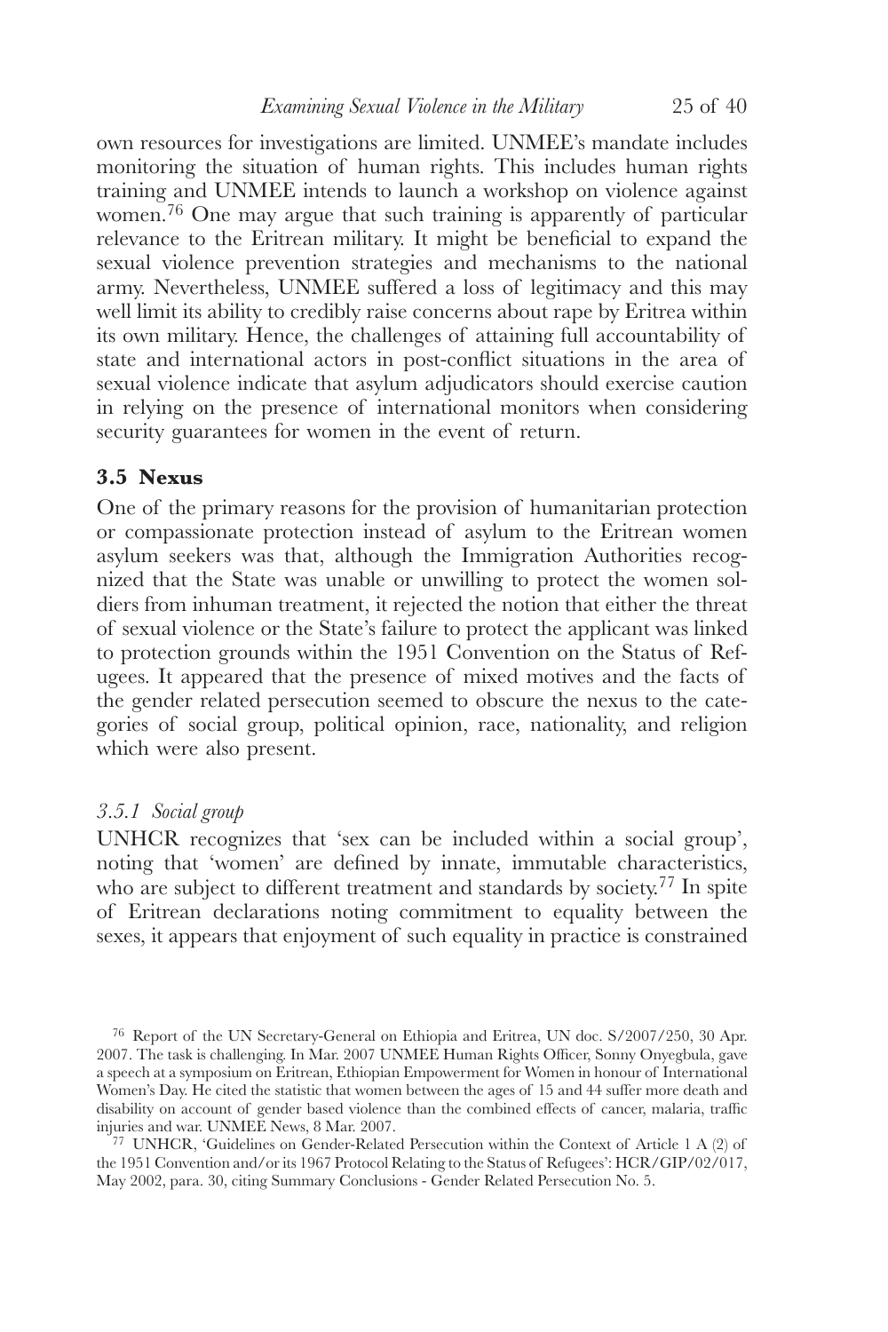own resources for investigations are limited. UNMEE's mandate includes monitoring the situation of human rights. This includes human rights training and UNMEE intends to launch a workshop on violence against women.[76] One may argue that such training is apparently of particular relevance to the Eritrean military. It might be beneficial to expand the sexual violence prevention strategies and mechanisms to the national army. Nevertheless, UNMEE suffered a loss of legitimacy and this may well limit its ability to credibly raise concerns about rape by Eritrea within its own military. Hence, the challenges of attaining full accountability of state and international actors in post-conflict situations in the area of sexual violence indicate that asylum adjudicators should exercise caution in relying on the presence of international monitors when considering security guarantees for women in the event of return.

### 3.5 Nexus

One of the primary reasons for the provision of humanitarian protection or compassionate protection instead of asylum to the Eritrean women asylum seekers was that, although the Immigration Authorities recognized that the State was unable or unwilling to protect the women soldiers from inhuman treatment, it rejected the notion that either the threat of sexual violence or the State's failure to protect the applicant was linked to protection grounds within the 1951 Convention on the Status of Refugees. It appeared that the presence of mixed motives and the facts of the gender related persecution seemed to obscure the nexus to the categories of social group, political opinion, race, nationality, and religion which were also present.

#### *3.5.1 Social group*

UNHCR recognizes that 'sex can be included within a social group', noting that 'women' are defined by innate, immutable characteristics, who are subject to different treatment and standards by society.[77] In spite of Eritrean declarations noting commitment to equality between the sexes, it appears that enjoyment of such equality in practice is constrained

---

[76] Report of the UN Secretary-General on Ethiopia and Eritrea, UN doc. S/2007/250, 30 Apr. 2007. The task is challenging. In Mar. 2007 UNMEE Human Rights Officer, Sonny Onyegbula, gave a speech at a symposium on Eritrean, Ethiopian Empowerment for Women in honour of International Women's Day. He cited the statistic that women between the ages of 15 and 44 suffer more death and disability on account of gender based violence than the combined effects of cancer, malaria, traffic injuries and war. UNMEE News, 8 Mar. 2007.

[77] UNHCR, 'Guidelines on Gender-Related Persecution within the Context of Article 1 A (2) of the 1951 Convention and/or its 1967 Protocol Relating to the Status of Refugees': HCR/GIP/02/017, May 2002, para. 30, citing Summary Conclusions - Gender Related Persecution No. 5.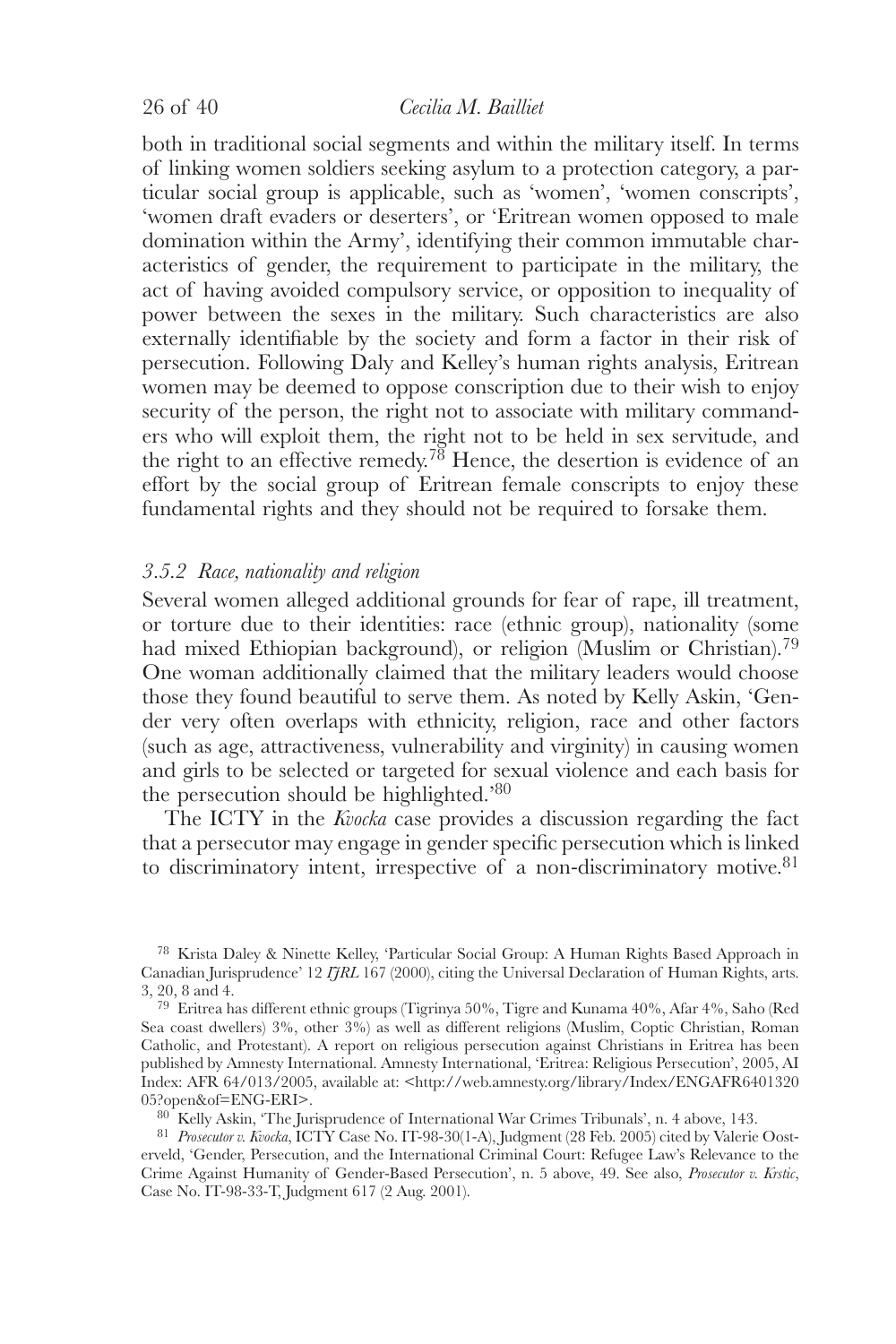both in traditional social segments and within the military itself. In terms of linking women soldiers seeking asylum to a protection category, a particular social group is applicable, such as 'women', 'women conscripts', 'women draft evaders or deserters', or 'Eritrean women opposed to male domination within the Army', identifying their common immutable characteristics of gender, the requirement to participate in the military, the act of having avoided compulsory service, or opposition to inequality of power between the sexes in the military. Such characteristics are also externally identifiable by the society and form a factor in their risk of persecution. Following Daly and Kelley's human rights analysis, Eritrean women may be deemed to oppose conscription due to their wish to enjoy security of the person, the right not to associate with military commanders who will exploit them, the right not to be held in sex servitude, and the right to an effective remedy.[78] Hence, the desertion is evidence of an effort by the social group of Eritrean female conscripts to enjoy these fundamental rights and they should not be required to forsake them.

### *3.5.2 Race, nationality and religion*

Several women alleged additional grounds for fear of rape, ill treatment, or torture due to their identities: race (ethnic group), nationality (some had mixed Ethiopian background), or religion (Muslim or Christian).[79] One woman additionally claimed that the military leaders would choose those they found beautiful to serve them. As noted by Kelly Askin, 'Gender very often overlaps with ethnicity, religion, race and other factors (such as age, attractiveness, vulnerability and virginity) in causing women and girls to be selected or targeted for sexual violence and each basis for the persecution should be highlighted.'[80]

The ICTY in the *Kvocka* case provides a discussion regarding the fact that a persecutor may engage in gender specific persecution which is linked to discriminatory intent, irrespective of a non-discriminatory motive.[81]

---

[78] Krista Daley & Ninette Kelley, 'Particular Social Group: A Human Rights Based Approach in Canadian Jurisprudence' 12 *IJRL* 167 (2000), citing the Universal Declaration of Human Rights, arts. 3, 20, 8 and 4.

[79] Eritrea has different ethnic groups (Tigrinya 50%, Tigre and Kunama 40%, Afar 4%, Saho (Red Sea coast dwellers) 3%, other 3%) as well as different religions (Muslim, Coptic Christian, Roman Catholic, and Protestant). A report on religious persecution against Christians in Eritrea has been published by Amnesty International. Amnesty International, 'Eritrea: Religious Persecution', 2005, AI Index: AFR 64/013/2005, available at: <http://web.amnesty.org/library/Index/ENGAFR640132005?open&of=ENG-ERI>.

[80] Kelly Askin, 'The Jurisprudence of International War Crimes Tribunals', n. 4 above, 143.

[81] *Prosecutor v. Kvocka*, ICTY Case No. IT-98-30(1-A), Judgment (28 Feb. 2005) cited by Valerie Oosterveld, 'Gender, Persecution, and the International Criminal Court: Refugee Law's Relevance to the Crime Against Humanity of Gender-Based Persecution', n. 5 above, 49. See also, *Prosecutor v. Krstic*, Case No. IT-98-33-T, Judgment 617 (2 Aug. 2001).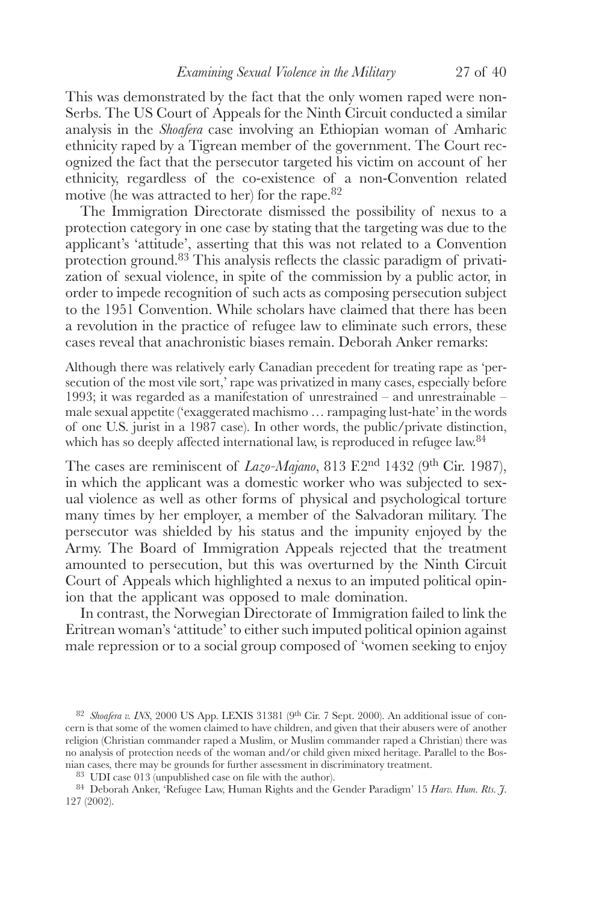This was demonstrated by the fact that the only women raped were non-Serbs. The US Court of Appeals for the Ninth Circuit conducted a similar analysis in the *Shoafera* case involving an Ethiopian woman of Amharic ethnicity raped by a Tigrean member of the government. The Court recognized the fact that the persecutor targeted his victim on account of her ethnicity, regardless of the co-existence of a non-Convention related motive (he was attracted to her) for the rape.[82]

The Immigration Directorate dismissed the possibility of nexus to a protection category in one case by stating that the targeting was due to the applicant's 'attitude', asserting that this was not related to a Convention protection ground.[83] This analysis reflects the classic paradigm of privatization of sexual violence, in spite of the commission by a public actor, in order to impede recognition of such acts as composing persecution subject to the 1951 Convention. While scholars have claimed that there has been a revolution in the practice of refugee law to eliminate such errors, these cases reveal that anachronistic biases remain. Deborah Anker remarks:

> Although there was relatively early Canadian precedent for treating rape as 'persecution of the most vile sort,' rape was privatized in many cases, especially before 1993; it was regarded as a manifestation of unrestrained – and unrestrainable – male sexual appetite ('exaggerated machismo … rampaging lust-hate' in the words of one U.S. jurist in a 1987 case). In other words, the public/private distinction, which has so deeply affected international law, is reproduced in refugee law.[84]

The cases are reminiscent of *Lazo-Majano*, 813 F.2nd 1432 (9th Cir. 1987), in which the applicant was a domestic worker who was subjected to sexual violence as well as other forms of physical and psychological torture many times by her employer, a member of the Salvadoran military. The persecutor was shielded by his status and the impunity enjoyed by the Army. The Board of Immigration Appeals rejected that the treatment amounted to persecution, but this was overturned by the Ninth Circuit Court of Appeals which highlighted a nexus to an imputed political opinion that the applicant was opposed to male domination.

In contrast, the Norwegian Directorate of Immigration failed to link the Eritrean woman's 'attitude' to either such imputed political opinion against male repression or to a social group composed of 'women seeking to enjoy

---

[82] *Shoafera v. INS*, 2000 US App. LEXIS 31381 (9th Cir. 7 Sept. 2000). An additional issue of concern is that some of the women claimed to have children, and given that their abusers were of another religion (Christian commander raped a Muslim, or Muslim commander raped a Christian) there was no analysis of protection needs of the woman and/or child given mixed heritage. Parallel to the Bosnian cases, there may be grounds for further assessment in discriminatory treatment.

[83] UDI case 013 (unpublished case on file with the author).

[84] Deborah Anker, 'Refugee Law, Human Rights and the Gender Paradigm' 15 *Harv. Hum. Rts. J.* 127 (2002).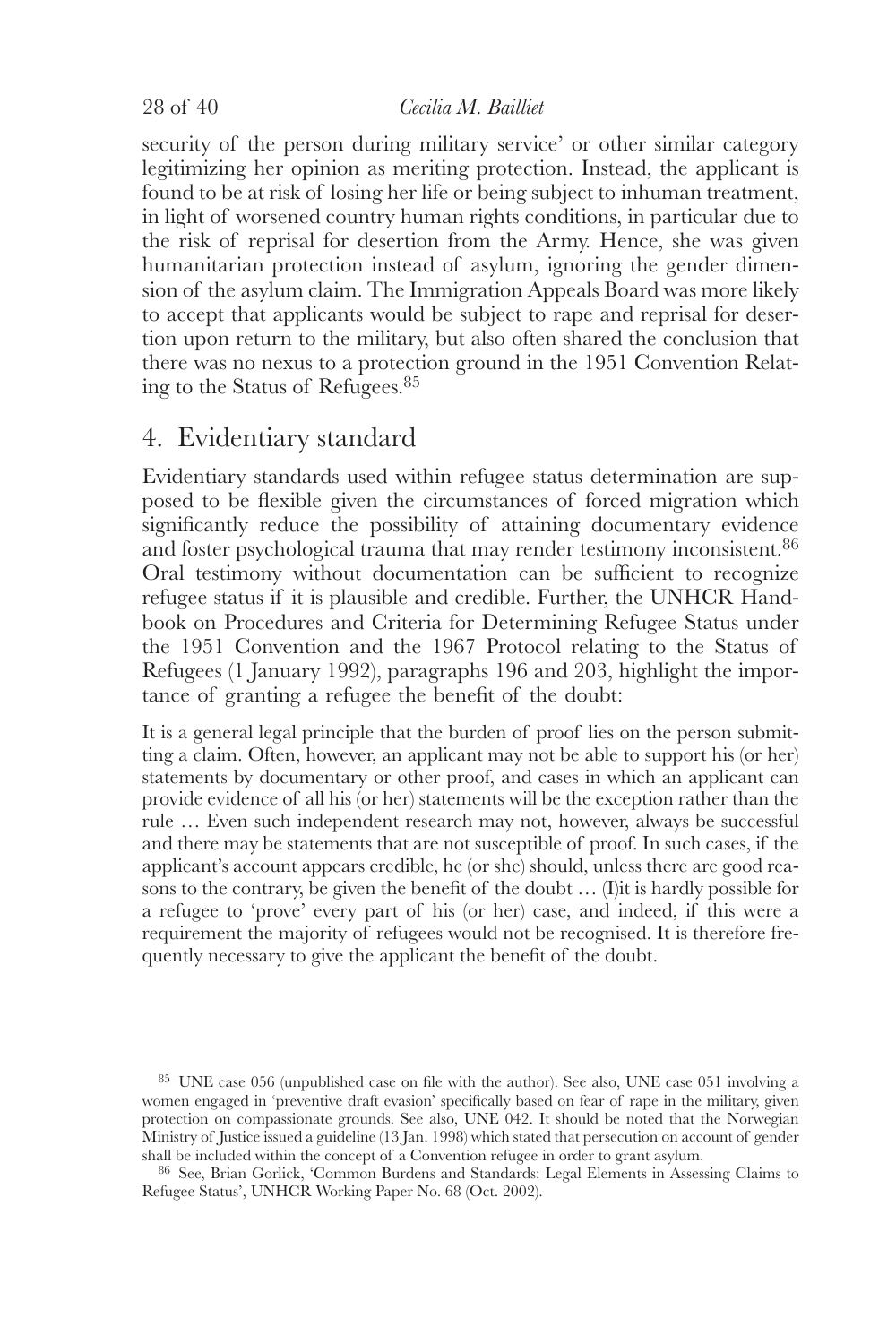security of the person during military service' or other similar category legitimizing her opinion as meriting protection. Instead, the applicant is found to be at risk of losing her life or being subject to inhuman treatment, in light of worsened country human rights conditions, in particular due to the risk of reprisal for desertion from the Army. Hence, she was given humanitarian protection instead of asylum, ignoring the gender dimension of the asylum claim. The Immigration Appeals Board was more likely to accept that applicants would be subject to rape and reprisal for desertion upon return to the military, but also often shared the conclusion that there was no nexus to a protection ground in the 1951 Convention Relating to the Status of Refugees.[85]

## 4. Evidentiary standard

Evidentiary standards used within refugee status determination are supposed to be flexible given the circumstances of forced migration which significantly reduce the possibility of attaining documentary evidence and foster psychological trauma that may render testimony inconsistent.[86] Oral testimony without documentation can be sufficient to recognize refugee status if it is plausible and credible. Further, the UNHCR Handbook on Procedures and Criteria for Determining Refugee Status under the 1951 Convention and the 1967 Protocol relating to the Status of Refugees (1 January 1992), paragraphs 196 and 203, highlight the importance of granting a refugee the benefit of the doubt:

> It is a general legal principle that the burden of proof lies on the person submitting a claim. Often, however, an applicant may not be able to support his (or her) statements by documentary or other proof, and cases in which an applicant can provide evidence of all his (or her) statements will be the exception rather than the rule … Even such independent research may not, however, always be successful and there may be statements that are not susceptible of proof. In such cases, if the applicant's account appears credible, he (or she) should, unless there are good reasons to the contrary, be given the benefit of the doubt … (I)it is hardly possible for a refugee to 'prove' every part of his (or her) case, and indeed, if this were a requirement the majority of refugees would not be recognised. It is therefore frequently necessary to give the applicant the benefit of the doubt.

---

[85] UNE case 056 (unpublished case on file with the author). See also, UNE case 051 involving a women engaged in 'preventive draft evasion' specifically based on fear of rape in the military, given protection on compassionate grounds. See also, UNE 042. It should be noted that the Norwegian Ministry of Justice issued a guideline (13 Jan. 1998) which stated that persecution on account of gender shall be included within the concept of a Convention refugee in order to grant asylum.

[86] See, Brian Gorlick, 'Common Burdens and Standards: Legal Elements in Assessing Claims to Refugee Status', UNHCR Working Paper No. 68 (Oct. 2002).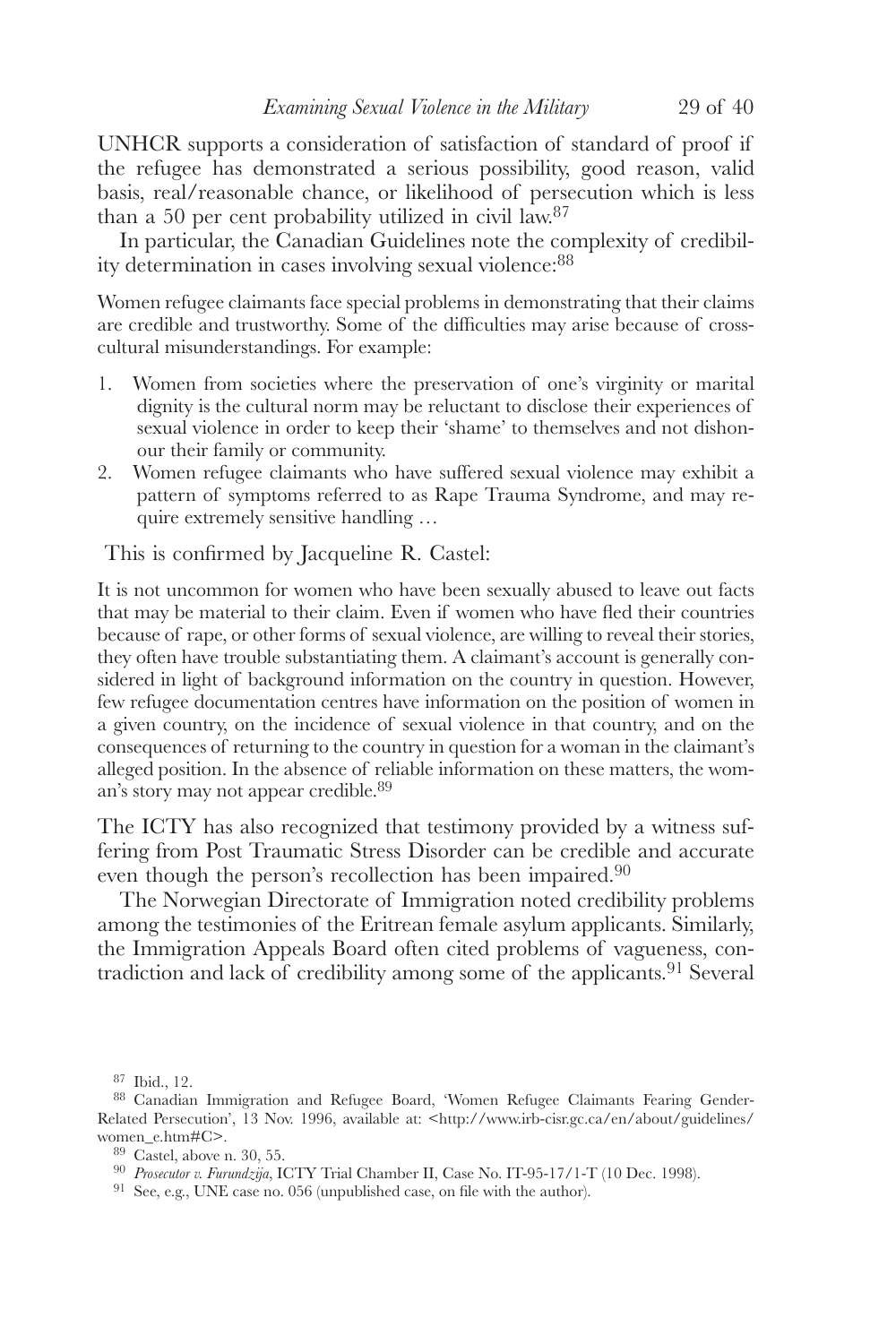UNHCR supports a consideration of satisfaction of standard of proof if the refugee has demonstrated a serious possibility, good reason, valid basis, real/reasonable chance, or likelihood of persecution which is less than a 50 per cent probability utilized in civil law.[87]

In particular, the Canadian Guidelines note the complexity of credibility determination in cases involving sexual violence:[88]

> Women refugee claimants face special problems in demonstrating that their claims are credible and trustworthy. Some of the difficulties may arise because of cross-cultural misunderstandings. For example:
>
> 1. Women from societies where the preservation of one's virginity or marital dignity is the cultural norm may be reluctant to disclose their experiences of sexual violence in order to keep their 'shame' to themselves and not dishonour their family or community.
> 2. Women refugee claimants who have suffered sexual violence may exhibit a pattern of symptoms referred to as Rape Trauma Syndrome, and may require extremely sensitive handling …

This is confirmed by Jacqueline R. Castel:

> It is not uncommon for women who have been sexually abused to leave out facts that may be material to their claim. Even if women who have fled their countries because of rape, or other forms of sexual violence, are willing to reveal their stories, they often have trouble substantiating them. A claimant's account is generally considered in light of background information on the country in question. However, few refugee documentation centres have information on the position of women in a given country, on the incidence of sexual violence in that country, and on the consequences of returning to the country in question for a woman in the claimant's alleged position. In the absence of reliable information on these matters, the woman's story may not appear credible.[89]

The ICTY has also recognized that testimony provided by a witness suffering from Post Traumatic Stress Disorder can be credible and accurate even though the person's recollection has been impaired.[90]

The Norwegian Directorate of Immigration noted credibility problems among the testimonies of the Eritrean female asylum applicants. Similarly, the Immigration Appeals Board often cited problems of vagueness, contradiction and lack of credibility among some of the applicants.[91] Several

---

[87] Ibid., 12.

[88] Canadian Immigration and Refugee Board, 'Women Refugee Claimants Fearing Gender-Related Persecution', 13 Nov. 1996, available at: <http://www.irb-cisr.gc.ca/en/about/guidelines/women_e.htm#C>.

[89] Castel, above n. 30, 55.

[90] *Prosecutor v. Furundzija*, ICTY Trial Chamber II, Case No. IT-95-17/1-T (10 Dec. 1998).

[91] See, e.g., UNE case no. 056 (unpublished case, on file with the author).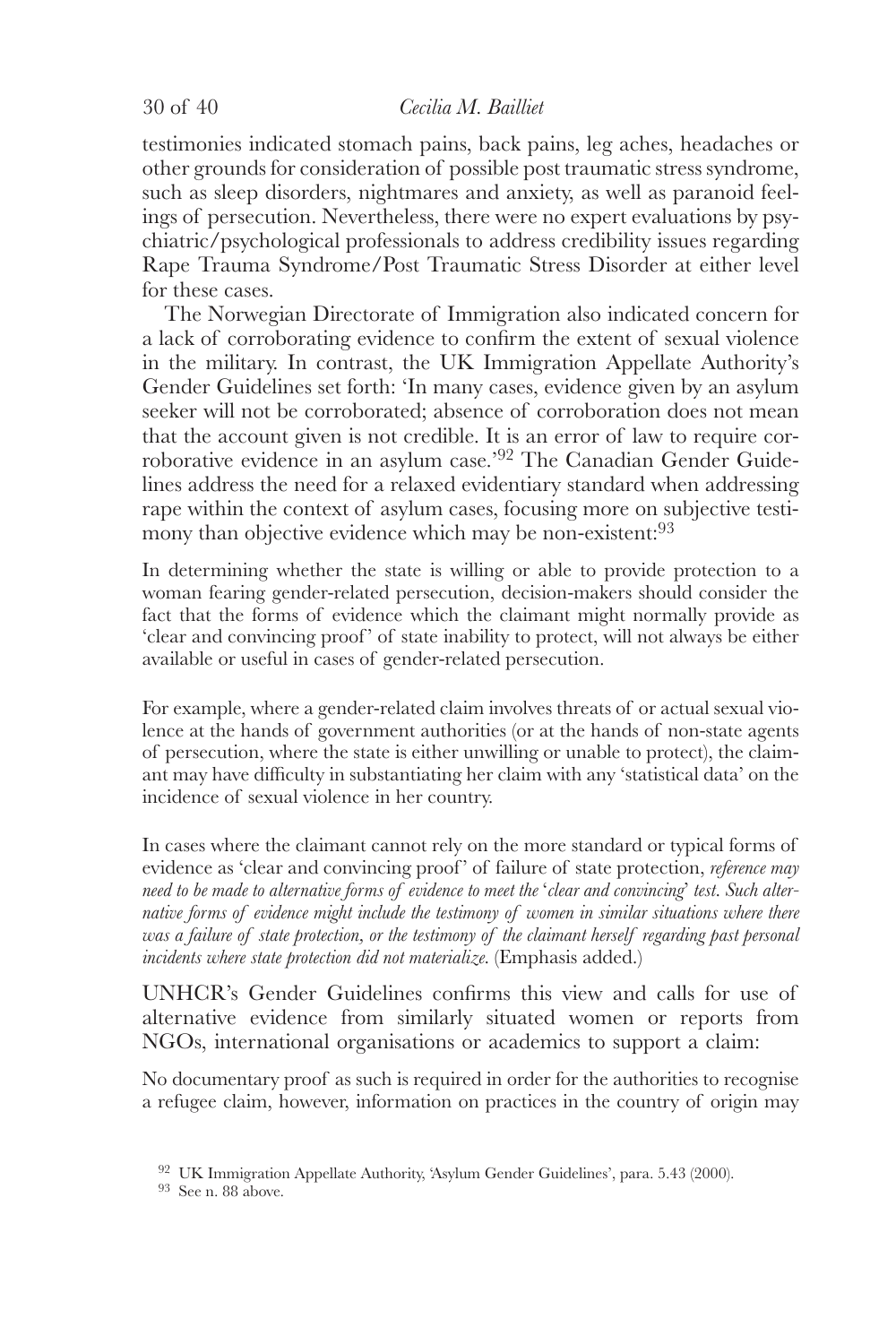testimonies indicated stomach pains, back pains, leg aches, headaches or other grounds for consideration of possible post traumatic stress syndrome, such as sleep disorders, nightmares and anxiety, as well as paranoid feelings of persecution. Nevertheless, there were no expert evaluations by psychiatric/psychological professionals to address credibility issues regarding Rape Trauma Syndrome/Post Traumatic Stress Disorder at either level for these cases.

The Norwegian Directorate of Immigration also indicated concern for a lack of corroborating evidence to confirm the extent of sexual violence in the military. In contrast, the UK Immigration Appellate Authority's Gender Guidelines set forth: 'In many cases, evidence given by an asylum seeker will not be corroborated; absence of corroboration does not mean that the account given is not credible. It is an error of law to require corroborative evidence in an asylum case.'[92] The Canadian Gender Guidelines address the need for a relaxed evidentiary standard when addressing rape within the context of asylum cases, focusing more on subjective testimony than objective evidence which may be non-existent:[93]

> In determining whether the state is willing or able to provide protection to a woman fearing gender-related persecution, decision-makers should consider the fact that the forms of evidence which the claimant might normally provide as 'clear and convincing proof' of state inability to protect, will not always be either available or useful in cases of gender-related persecution.
>
> For example, where a gender-related claim involves threats of or actual sexual violence at the hands of government authorities (or at the hands of non-state agents of persecution, where the state is either unwilling or unable to protect), the claimant may have difficulty in substantiating her claim with any 'statistical data' on the incidence of sexual violence in her country.
>
> In cases where the claimant cannot rely on the more standard or typical forms of evidence as 'clear and convincing proof' of failure of state protection, *reference may need to be made to alternative forms of evidence to meet the 'clear and convincing' test. Such alternative forms of evidence might include the testimony of women in similar situations where there was a failure of state protection, or the testimony of the claimant herself regarding past personal incidents where state protection did not materialize*. (Emphasis added.)

UNHCR's Gender Guidelines confirms this view and calls for use of alternative evidence from similarly situated women or reports from NGOs, international organisations or academics to support a claim:

> No documentary proof as such is required in order for the authorities to recognise a refugee claim, however, information on practices in the country of origin may

[92] UK Immigration Appellate Authority, 'Asylum Gender Guidelines', para. 5.43 (2000).

[93] See n. 88 above.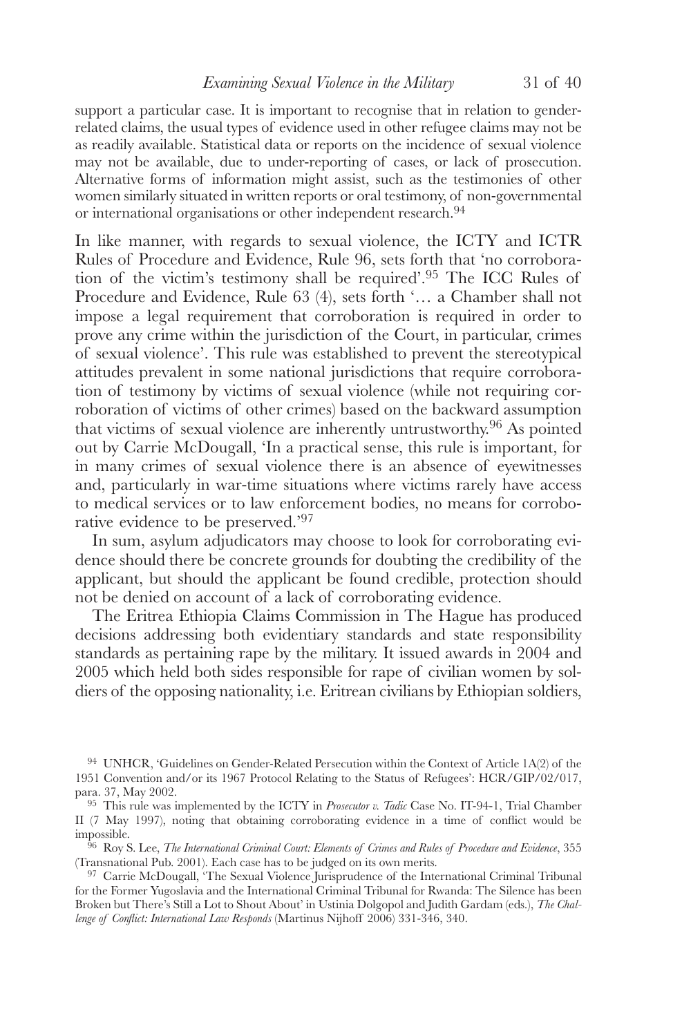support a particular case. It is important to recognise that in relation to gender-related claims, the usual types of evidence used in other refugee claims may not be as readily available. Statistical data or reports on the incidence of sexual violence may not be available, due to under-reporting of cases, or lack of prosecution. Alternative forms of information might assist, such as the testimonies of other women similarly situated in written reports or oral testimony, of non-governmental or international organisations or other independent research.[94]

In like manner, with regards to sexual violence, the ICTY and ICTR Rules of Procedure and Evidence, Rule 96, sets forth that 'no corroboration of the victim's testimony shall be required'.[95] The ICC Rules of Procedure and Evidence, Rule 63 (4), sets forth '… a Chamber shall not impose a legal requirement that corroboration is required in order to prove any crime within the jurisdiction of the Court, in particular, crimes of sexual violence'. This rule was established to prevent the stereotypical attitudes prevalent in some national jurisdictions that require corroboration of testimony by victims of sexual violence (while not requiring corroboration of victims of other crimes) based on the backward assumption that victims of sexual violence are inherently untrustworthy.[96] As pointed out by Carrie McDougall, 'In a practical sense, this rule is important, for in many crimes of sexual violence there is an absence of eyewitnesses and, particularly in war-time situations where victims rarely have access to medical services or to law enforcement bodies, no means for corroborative evidence to be preserved.'[97]

In sum, asylum adjudicators may choose to look for corroborating evidence should there be concrete grounds for doubting the credibility of the applicant, but should the applicant be found credible, protection should not be denied on account of a lack of corroborating evidence.

The Eritrea Ethiopia Claims Commission in The Hague has produced decisions addressing both evidentiary standards and state responsibility standards as pertaining rape by the military. It issued awards in 2004 and 2005 which held both sides responsible for rape of civilian women by soldiers of the opposing nationality, i.e. Eritrean civilians by Ethiopian soldiers,

---

[94] UNHCR, 'Guidelines on Gender-Related Persecution within the Context of Article 1A(2) of the 1951 Convention and/or its 1967 Protocol Relating to the Status of Refugees': HCR/GIP/02/017, para. 37, May 2002.

[95] This rule was implemented by the ICTY in *Prosecutor v. Tadic* Case No. IT-94-1, Trial Chamber II (7 May 1997), noting that obtaining corroborating evidence in a time of conflict would be impossible.

[96] Roy S. Lee, *The International Criminal Court: Elements of Crimes and Rules of Procedure and Evidence*, 355 (Transnational Pub. 2001). Each case has to be judged on its own merits.

[97] Carrie McDougall, 'The Sexual Violence Jurisprudence of the International Criminal Tribunal for the Former Yugoslavia and the International Criminal Tribunal for Rwanda: The Silence has been Broken but There's Still a Lot to Shout About' in Ustinia Dolgopol and Judith Gardam (eds.), *The Challenge of Conflict: International Law Responds* (Martinus Nijhoff 2006) 331-346, 340.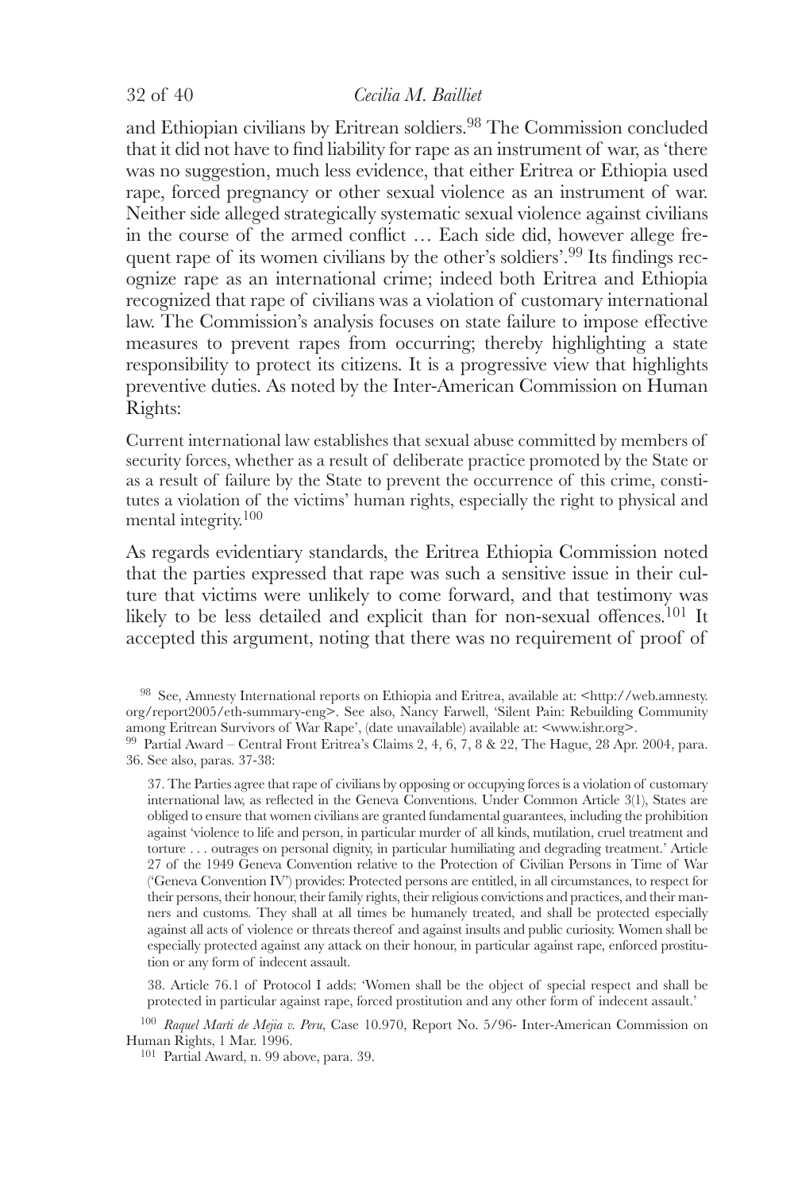and Ethiopian civilians by Eritrean soldiers.[98] The Commission concluded that it did not have to find liability for rape as an instrument of war, as 'there was no suggestion, much less evidence, that either Eritrea or Ethiopia used rape, forced pregnancy or other sexual violence as an instrument of war. Neither side alleged strategically systematic sexual violence against civilians in the course of the armed conflict … Each side did, however allege frequent rape of its women civilians by the other's soldiers'.[99] Its findings recognize rape as an international crime; indeed both Eritrea and Ethiopia recognized that rape of civilians was a violation of customary international law. The Commission's analysis focuses on state failure to impose effective measures to prevent rapes from occurring; thereby highlighting a state responsibility to protect its citizens. It is a progressive view that highlights preventive duties. As noted by the Inter-American Commission on Human Rights:

> Current international law establishes that sexual abuse committed by members of security forces, whether as a result of deliberate practice promoted by the State or as a result of failure by the State to prevent the occurrence of this crime, constitutes a violation of the victims' human rights, especially the right to physical and mental integrity.[100]

As regards evidentiary standards, the Eritrea Ethiopia Commission noted that the parties expressed that rape was such a sensitive issue in their culture that victims were unlikely to come forward, and that testimony was likely to be less detailed and explicit than for non-sexual offences.[101] It accepted this argument, noting that there was no requirement of proof of

---

[98] See, Amnesty International reports on Ethiopia and Eritrea, available at: <http://web.amnesty.org/report2005/eth-summary-eng>. See also, Nancy Farwell, 'Silent Pain: Rebuilding Community among Eritrean Survivors of War Rape', (date unavailable) available at: <www.ishr.org>.

[99] Partial Award – Central Front Eritrea's Claims 2, 4, 6, 7, 8 & 22, The Hague, 28 Apr. 2004, para. 36. See also, paras. 37-38:

> 37. The Parties agree that rape of civilians by opposing or occupying forces is a violation of customary international law, as reflected in the Geneva Conventions. Under Common Article 3(1), States are obliged to ensure that women civilians are granted fundamental guarantees, including the prohibition against 'violence to life and person, in particular murder of all kinds, mutilation, cruel treatment and torture . . . outrages on personal dignity, in particular humiliating and degrading treatment.' Article 27 of the 1949 Geneva Convention relative to the Protection of Civilian Persons in Time of War ('Geneva Convention IV') provides: Protected persons are entitled, in all circumstances, to respect for their persons, their honour, their family rights, their religious convictions and practices, and their manners and customs. They shall at all times be humanely treated, and shall be protected especially against all acts of violence or threats thereof and against insults and public curiosity. Women shall be especially protected against any attack on their honour, in particular against rape, enforced prostitution or any form of indecent assault.
>
> 38. Article 76.1 of Protocol I adds: 'Women shall be the object of special respect and shall be protected in particular against rape, forced prostitution and any other form of indecent assault.'

[100] *Raquel Marti de Mejia v. Peru*, Case 10.970, Report No. 5/96- Inter-American Commission on Human Rights, 1 Mar. 1996.

[101] Partial Award, n. 99 above, para. 39.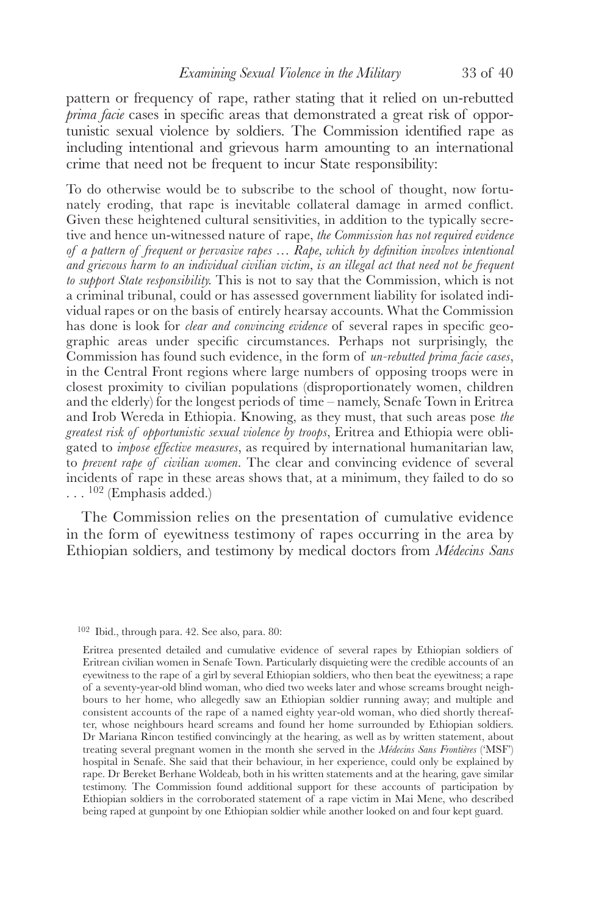pattern or frequency of rape, rather stating that it relied on un-rebutted *prima facie* cases in specific areas that demonstrated a great risk of opportunistic sexual violence by soldiers. The Commission identified rape as including intentional and grievous harm amounting to an international crime that need not be frequent to incur State responsibility:

> To do otherwise would be to subscribe to the school of thought, now fortunately eroding, that rape is inevitable collateral damage in armed conflict. Given these heightened cultural sensitivities, in addition to the typically secretive and hence un-witnessed nature of rape, *the Commission has not required evidence of a pattern of frequent or pervasive rapes … Rape, which by definition involves intentional and grievous harm to an individual civilian victim, is an illegal act that need not be frequent to support State responsibility.* This is not to say that the Commission, which is not a criminal tribunal, could or has assessed government liability for isolated individual rapes or on the basis of entirely hearsay accounts. What the Commission has done is look for *clear and convincing evidence* of several rapes in specific geographic areas under specific circumstances. Perhaps not surprisingly, the Commission has found such evidence, in the form of *un-rebutted prima facie cases*, in the Central Front regions where large numbers of opposing troops were in closest proximity to civilian populations (disproportionately women, children and the elderly) for the longest periods of time – namely, Senafe Town in Eritrea and Irob Wereda in Ethiopia. Knowing, as they must, that such areas pose *the greatest risk of opportunistic sexual violence by troops*, Eritrea and Ethiopia were obligated to *impose effective measures*, as required by international humanitarian law, to *prevent rape of civilian women*. The clear and convincing evidence of several incidents of rape in these areas shows that, at a minimum, they failed to do so . . . [102] (Emphasis added.)

The Commission relies on the presentation of cumulative evidence in the form of eyewitness testimony of rapes occurring in the area by Ethiopian soldiers, and testimony by medical doctors from *Médecins Sans*

---

[102] Ibid., through para. 42. See also, para. 80:

> Eritrea presented detailed and cumulative evidence of several rapes by Ethiopian soldiers of Eritrean civilian women in Senafe Town. Particularly disquieting were the credible accounts of an eyewitness to the rape of a girl by several Ethiopian soldiers, who then beat the eyewitness; a rape of a seventy-year-old blind woman, who died two weeks later and whose screams brought neighbours to her home, who allegedly saw an Ethiopian soldier running away; and multiple and consistent accounts of the rape of a named eighty year-old woman, who died shortly thereafter, whose neighbours heard screams and found her home surrounded by Ethiopian soldiers. Dr Mariana Rincon testified convincingly at the hearing, as well as by written statement, about treating several pregnant women in the month she served in the *Médecins Sans Frontières* ('MSF') hospital in Senafe. She said that their behaviour, in her experience, could only be explained by rape. Dr Bereket Berhane Woldeab, both in his written statements and at the hearing, gave similar testimony. The Commission found additional support for these accounts of participation by Ethiopian soldiers in the corroborated statement of a rape victim in Mai Mene, who described being raped at gunpoint by one Ethiopian soldier while another looked on and four kept guard.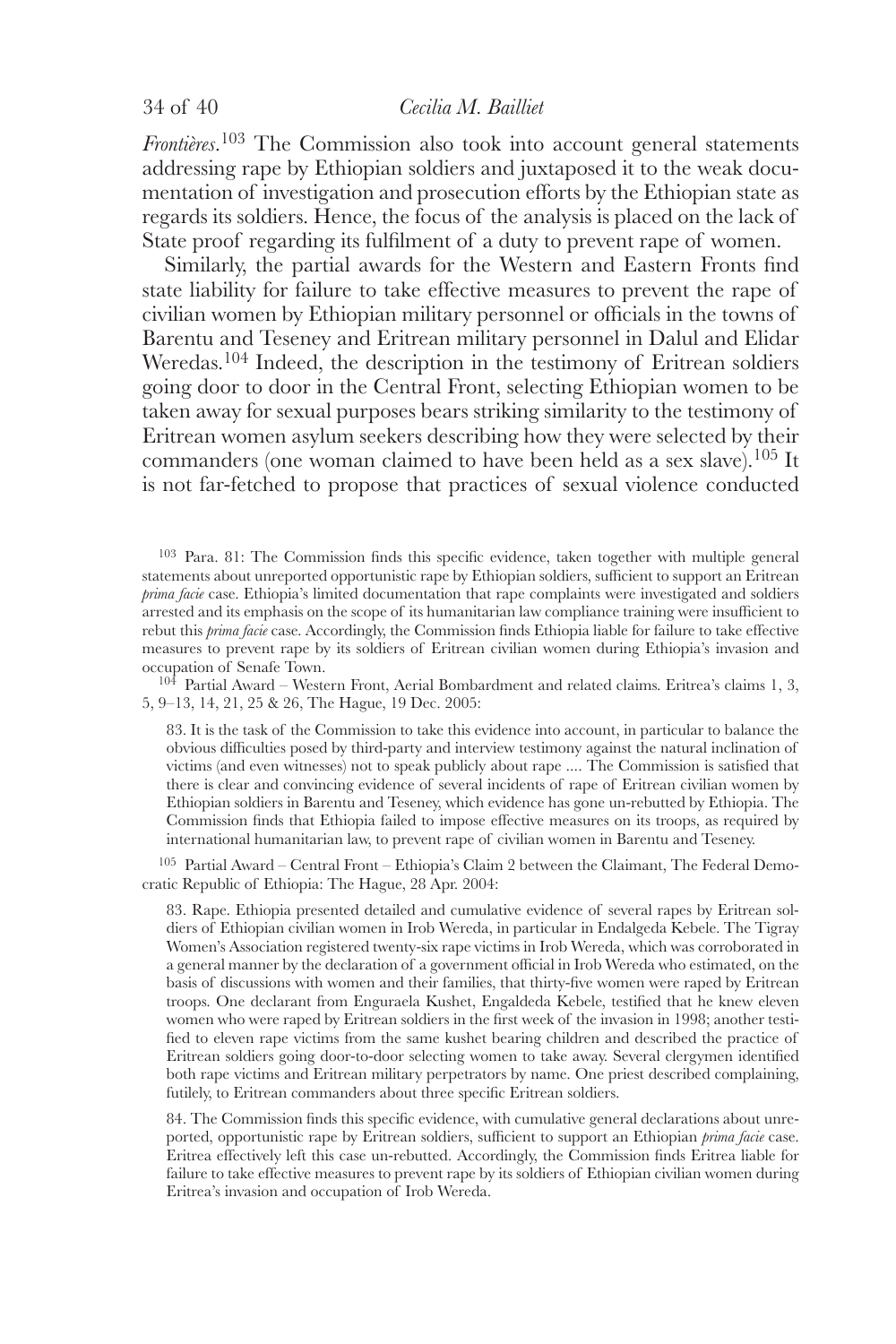*Frontières*.[103] The Commission also took into account general statements addressing rape by Ethiopian soldiers and juxtaposed it to the weak documentation of investigation and prosecution efforts by the Ethiopian state as regards its soldiers. Hence, the focus of the analysis is placed on the lack of State proof regarding its fulfilment of a duty to prevent rape of women.

Similarly, the partial awards for the Western and Eastern Fronts find state liability for failure to take effective measures to prevent the rape of civilian women by Ethiopian military personnel or officials in the towns of Barentu and Teseney and Eritrean military personnel in Dalul and Elidar Weredas.[104] Indeed, the description in the testimony of Eritrean soldiers going door to door in the Central Front, selecting Ethiopian women to be taken away for sexual purposes bears striking similarity to the testimony of Eritrean women asylum seekers describing how they were selected by their commanders (one woman claimed to have been held as a sex slave).[105] It is not far-fetched to propose that practices of sexual violence conducted

---

[103] Para. 81: The Commission finds this specific evidence, taken together with multiple general statements about unreported opportunistic rape by Ethiopian soldiers, sufficient to support an Eritrean *prima facie* case. Ethiopia's limited documentation that rape complaints were investigated and soldiers arrested and its emphasis on the scope of its humanitarian law compliance training were insufficient to rebut this *prima facie* case. Accordingly, the Commission finds Ethiopia liable for failure to take effective measures to prevent rape by its soldiers of Eritrean civilian women during Ethiopia's invasion and occupation of Senafe Town.

[104] Partial Award – Western Front, Aerial Bombardment and related claims. Eritrea's claims 1, 3, 5, 9–13, 14, 21, 25 & 26, The Hague, 19 Dec. 2005:

> 83. It is the task of the Commission to take this evidence into account, in particular to balance the obvious difficulties posed by third-party and interview testimony against the natural inclination of victims (and even witnesses) not to speak publicly about rape .... The Commission is satisfied that there is clear and convincing evidence of several incidents of rape of Eritrean civilian women by Ethiopian soldiers in Barentu and Teseney, which evidence has gone un-rebutted by Ethiopia. The Commission finds that Ethiopia failed to impose effective measures on its troops, as required by international humanitarian law, to prevent rape of civilian women in Barentu and Teseney.

[105] Partial Award – Central Front – Ethiopia's Claim 2 between the Claimant, The Federal Democratic Republic of Ethiopia: The Hague, 28 Apr. 2004:

> 83. Rape. Ethiopia presented detailed and cumulative evidence of several rapes by Eritrean soldiers of Ethiopian civilian women in Irob Wereda, in particular in Endalgeda Kebele. The Tigray Women's Association registered twenty-six rape victims in Irob Wereda, which was corroborated in a general manner by the declaration of a government official in Irob Wereda who estimated, on the basis of discussions with women and their families, that thirty-five women were raped by Eritrean troops. One declarant from Enguraela Kushet, Engaldeda Kebele, testified that he knew eleven women who were raped by Eritrean soldiers in the first week of the invasion in 1998; another testified to eleven rape victims from the same kushet bearing children and described the practice of Eritrean soldiers going door-to-door selecting women to take away. Several clergymen identified both rape victims and Eritrean military perpetrators by name. One priest described complaining, futilely, to Eritrean commanders about three specific Eritrean soldiers.
>
> 84. The Commission finds this specific evidence, with cumulative general declarations about unreported, opportunistic rape by Eritrean soldiers, sufficient to support an Ethiopian *prima facie* case. Eritrea effectively left this case un-rebutted. Accordingly, the Commission finds Eritrea liable for failure to take effective measures to prevent rape by its soldiers of Ethiopian civilian women during Eritrea's invasion and occupation of Irob Wereda.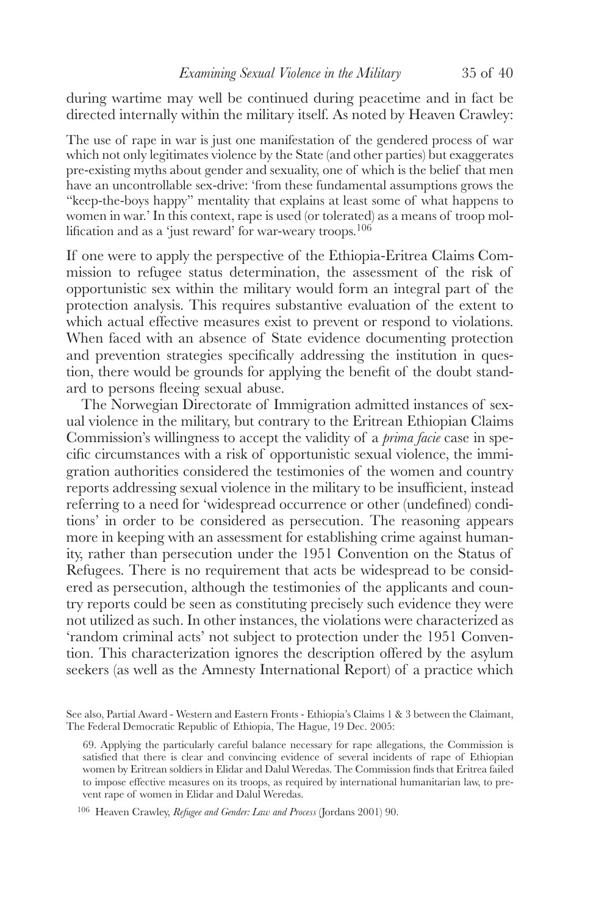during wartime may well be continued during peacetime and in fact be directed internally within the military itself. As noted by Heaven Crawley:

> The use of rape in war is just one manifestation of the gendered process of war which not only legitimates violence by the State (and other parties) but exaggerates pre-existing myths about gender and sexuality, one of which is the belief that men have an uncontrollable sex-drive: 'from these fundamental assumptions grows the "keep-the-boys happy" mentality that explains at least some of what happens to women in war.' In this context, rape is used (or tolerated) as a means of troop mollification and as a 'just reward' for war-weary troops.[106]

If one were to apply the perspective of the Ethiopia-Eritrea Claims Commission to refugee status determination, the assessment of the risk of opportunistic sex within the military would form an integral part of the protection analysis. This requires substantive evaluation of the extent to which actual effective measures exist to prevent or respond to violations. When faced with an absence of State evidence documenting protection and prevention strategies specifically addressing the institution in question, there would be grounds for applying the benefit of the doubt standard to persons fleeing sexual abuse.

The Norwegian Directorate of Immigration admitted instances of sexual violence in the military, but contrary to the Eritrean Ethiopian Claims Commission's willingness to accept the validity of a *prima facie* case in specific circumstances with a risk of opportunistic sexual violence, the immigration authorities considered the testimonies of the women and country reports addressing sexual violence in the military to be insufficient, instead referring to a need for 'widespread occurrence or other (undefined) conditions' in order to be considered as persecution. The reasoning appears more in keeping with an assessment for establishing crime against humanity, rather than persecution under the 1951 Convention on the Status of Refugees. There is no requirement that acts be widespread to be considered as persecution, although the testimonies of the applicants and country reports could be seen as constituting precisely such evidence they were not utilized as such. In other instances, the violations were characterized as 'random criminal acts' not subject to protection under the 1951 Convention. This characterization ignores the description offered by the asylum seekers (as well as the Amnesty International Report) of a practice which

---

See also, Partial Award - Western and Eastern Fronts - Ethiopia's Claims 1 & 3 between the Claimant, The Federal Democratic Republic of Ethiopia, The Hague, 19 Dec. 2005:

> 69. Applying the particularly careful balance necessary for rape allegations, the Commission is satisfied that there is clear and convincing evidence of several incidents of rape of Ethiopian women by Eritrean soldiers in Elidar and Dalul Weredas. The Commission finds that Eritrea failed to impose effective measures on its troops, as required by international humanitarian law, to prevent rape of women in Elidar and Dalul Weredas.

[106] Heaven Crawley, *Refugee and Gender: Law and Process* (Jordans 2001) 90.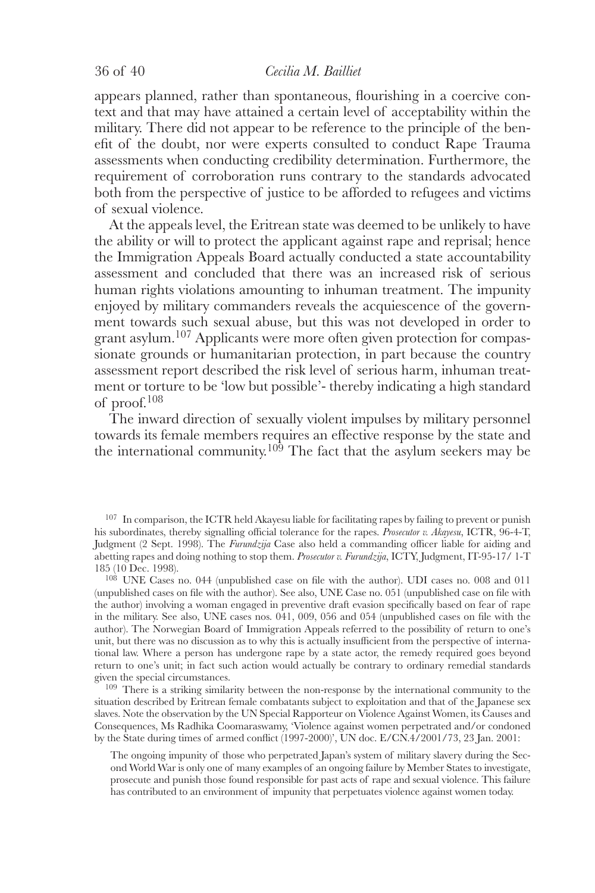appears planned, rather than spontaneous, flourishing in a coercive context and that may have attained a certain level of acceptability within the military. There did not appear to be reference to the principle of the benefit of the doubt, nor were experts consulted to conduct Rape Trauma assessments when conducting credibility determination. Furthermore, the requirement of corroboration runs contrary to the standards advocated both from the perspective of justice to be afforded to refugees and victims of sexual violence.

At the appeals level, the Eritrean state was deemed to be unlikely to have the ability or will to protect the applicant against rape and reprisal; hence the Immigration Appeals Board actually conducted a state accountability assessment and concluded that there was an increased risk of serious human rights violations amounting to inhuman treatment. The impunity enjoyed by military commanders reveals the acquiescence of the government towards such sexual abuse, but this was not developed in order to grant asylum.[107] Applicants were more often given protection for compassionate grounds or humanitarian protection, in part because the country assessment report described the risk level of serious harm, inhuman treatment or torture to be 'low but possible'- thereby indicating a high standard of proof.[108]

The inward direction of sexually violent impulses by military personnel towards its female members requires an effective response by the state and the international community.[109] The fact that the asylum seekers may be

---

[107] In comparison, the ICTR held Akayesu liable for facilitating rapes by failing to prevent or punish his subordinates, thereby signalling official tolerance for the rapes. *Prosecutor v. Akayesu*, ICTR, 96-4-T, Judgment (2 Sept. 1998). The *Furundzija* Case also held a commanding officer liable for aiding and abetting rapes and doing nothing to stop them. *Prosecutor v. Furundzija*, ICTY, Judgment, IT-95-17/ 1-T 185 (10 Dec. 1998).

[108] UNE Cases no. 044 (unpublished case on file with the author). UDI cases no. 008 and 011 (unpublished cases on file with the author). See also, UNE Case no. 051 (unpublished case on file with the author) involving a woman engaged in preventive draft evasion specifically based on fear of rape in the military. See also, UNE cases nos. 041, 009, 056 and 054 (unpublished cases on file with the author). The Norwegian Board of Immigration Appeals referred to the possibility of return to one's unit, but there was no discussion as to why this is actually insufficient from the perspective of international law. Where a person has undergone rape by a state actor, the remedy required goes beyond return to one's unit; in fact such action would actually be contrary to ordinary remedial standards given the special circumstances.

[109] There is a striking similarity between the non-response by the international community to the situation described by Eritrean female combatants subject to exploitation and that of the Japanese sex slaves. Note the observation by the UN Special Rapporteur on Violence Against Women, its Causes and Consequences, Ms Radhika Coomaraswamy, 'Violence against women perpetrated and/or condoned by the State during times of armed conflict (1997-2000)', UN doc. E/CN.4/2001/73, 23 Jan. 2001:

> The ongoing impunity of those who perpetrated Japan's system of military slavery during the Second World War is only one of many examples of an ongoing failure by Member States to investigate, prosecute and punish those found responsible for past acts of rape and sexual violence. This failure has contributed to an environment of impunity that perpetuates violence against women today.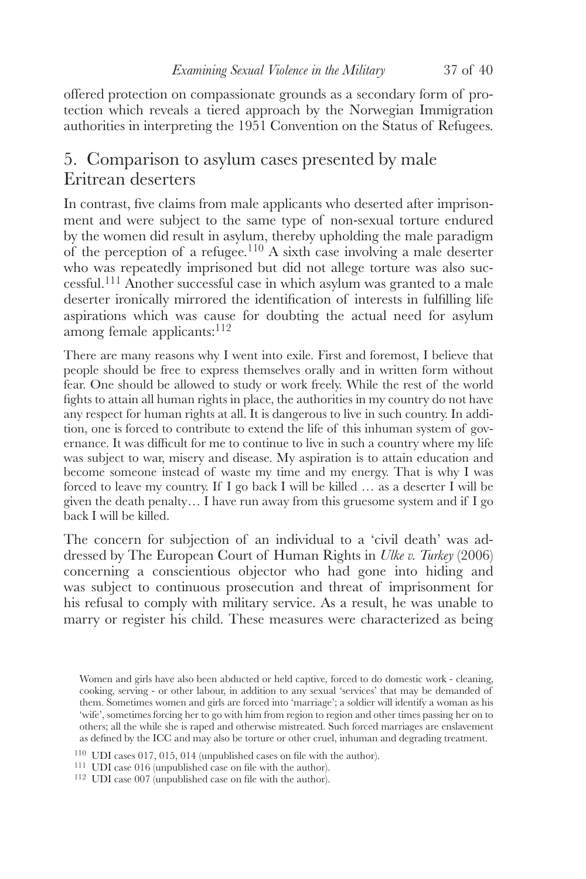offered protection on compassionate grounds as a secondary form of protection which reveals a tiered approach by the Norwegian Immigration authorities in interpreting the 1951 Convention on the Status of Refugees.

## 5. Comparison to asylum cases presented by male Eritrean deserters

In contrast, five claims from male applicants who deserted after imprisonment and were subject to the same type of non-sexual torture endured by the women did result in asylum, thereby upholding the male paradigm of the perception of a refugee.[110] A sixth case involving a male deserter who was repeatedly imprisoned but did not allege torture was also successful.[111] Another successful case in which asylum was granted to a male deserter ironically mirrored the identification of interests in fulfilling life aspirations which was cause for doubting the actual need for asylum among female applicants:[112]

> There are many reasons why I went into exile. First and foremost, I believe that people should be free to express themselves orally and in written form without fear. One should be allowed to study or work freely. While the rest of the world fights to attain all human rights in place, the authorities in my country do not have any respect for human rights at all. It is dangerous to live in such country. In addition, one is forced to contribute to extend the life of this inhuman system of governance. It was difficult for me to continue to live in such a country where my life was subject to war, misery and disease. My aspiration is to attain education and become someone instead of waste my time and my energy. That is why I was forced to leave my country. If I go back I will be killed … as a deserter I will be given the death penalty… I have run away from this gruesome system and if I go back I will be killed.

The concern for subjection of an individual to a 'civil death' was addressed by The European Court of Human Rights in *Ulke v. Turkey* (2006) concerning a conscientious objector who had gone into hiding and was subject to continuous prosecution and threat of imprisonment for his refusal to comply with military service. As a result, he was unable to marry or register his child. These measures were characterized as being

Women and girls have also been abducted or held captive, forced to do domestic work - cleaning, cooking, serving - or other labour, in addition to any sexual 'services' that may be demanded of them. Sometimes women and girls are forced into 'marriage'; a soldier will identify a woman as his 'wife', sometimes forcing her to go with him from region to region and other times passing her on to others; all the while she is raped and otherwise mistreated. Such forced marriages are enslavement as defined by the ICC and may also be torture or other cruel, inhuman and degrading treatment.

[110] UDI cases 017, 015, 014 (unpublished cases on file with the author).

[111] UDI case 016 (unpublished case on file with the author).

[112] UDI case 007 (unpublished case on file with the author).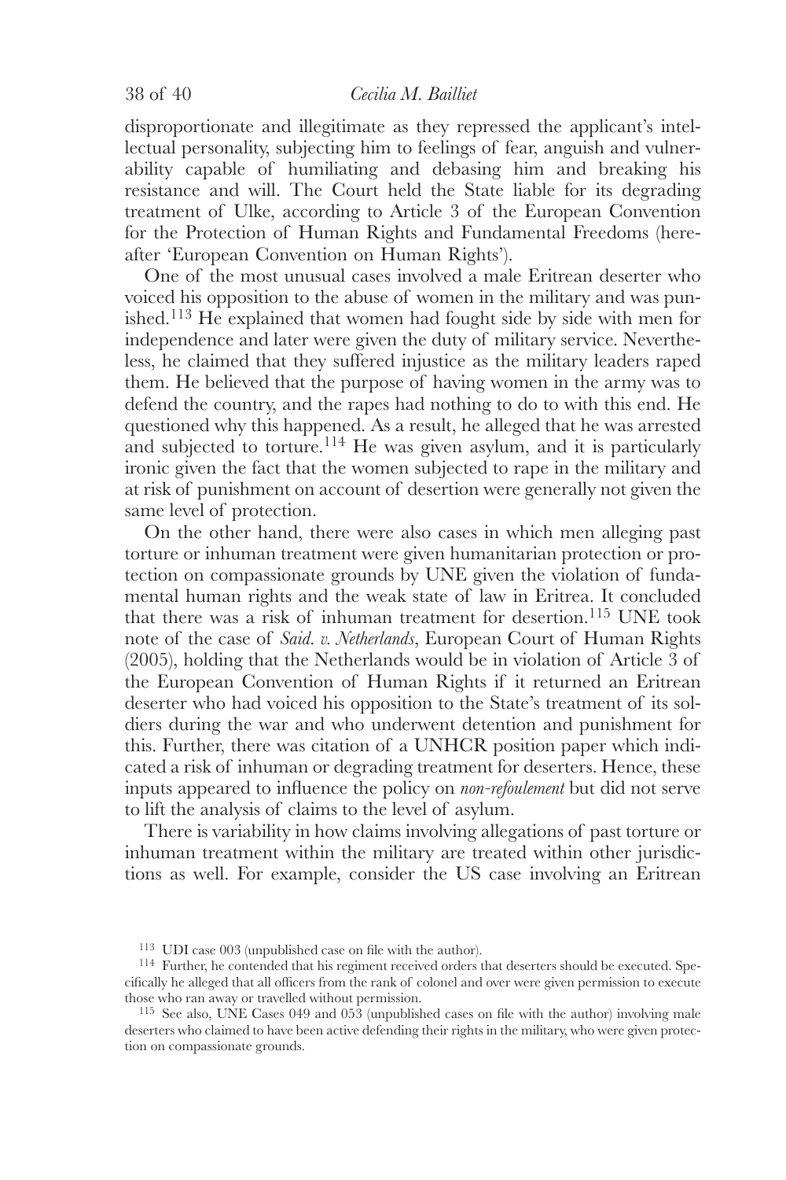disproportionate and illegitimate as they repressed the applicant's intellectual personality, subjecting him to feelings of fear, anguish and vulnerability capable of humiliating and debasing him and breaking his resistance and will. The Court held the State liable for its degrading treatment of Ulke, according to Article 3 of the European Convention for the Protection of Human Rights and Fundamental Freedoms (hereafter 'European Convention on Human Rights').

One of the most unusual cases involved a male Eritrean deserter who voiced his opposition to the abuse of women in the military and was punished.[113] He explained that women had fought side by side with men for independence and later were given the duty of military service. Nevertheless, he claimed that they suffered injustice as the military leaders raped them. He believed that the purpose of having women in the army was to defend the country, and the rapes had nothing to do to with this end. He questioned why this happened. As a result, he alleged that he was arrested and subjected to torture.[114] He was given asylum, and it is particularly ironic given the fact that the women subjected to rape in the military and at risk of punishment on account of desertion were generally not given the same level of protection.

On the other hand, there were also cases in which men alleging past torture or inhuman treatment were given humanitarian protection or protection on compassionate grounds by UNE given the violation of fundamental human rights and the weak state of law in Eritrea. It concluded that there was a risk of inhuman treatment for desertion.[115] UNE took note of the case of *Said. v. Netherlands*, European Court of Human Rights (2005), holding that the Netherlands would be in violation of Article 3 of the European Convention of Human Rights if it returned an Eritrean deserter who had voiced his opposition to the State's treatment of its soldiers during the war and who underwent detention and punishment for this. Further, there was citation of a UNHCR position paper which indicated a risk of inhuman or degrading treatment for deserters. Hence, these inputs appeared to influence the policy on *non-refoulement* but did not serve to lift the analysis of claims to the level of asylum.

There is variability in how claims involving allegations of past torture or inhuman treatment within the military are treated within other jurisdictions as well. For example, consider the US case involving an Eritrean

---

[113] UDI case 003 (unpublished case on file with the author).

[114] Further, he contended that his regiment received orders that deserters should be executed. Specifically he alleged that all officers from the rank of colonel and over were given permission to execute those who ran away or travelled without permission.

[115] See also, UNE Cases 049 and 053 (unpublished cases on file with the author) involving male deserters who claimed to have been active defending their rights in the military, who were given protection on compassionate grounds.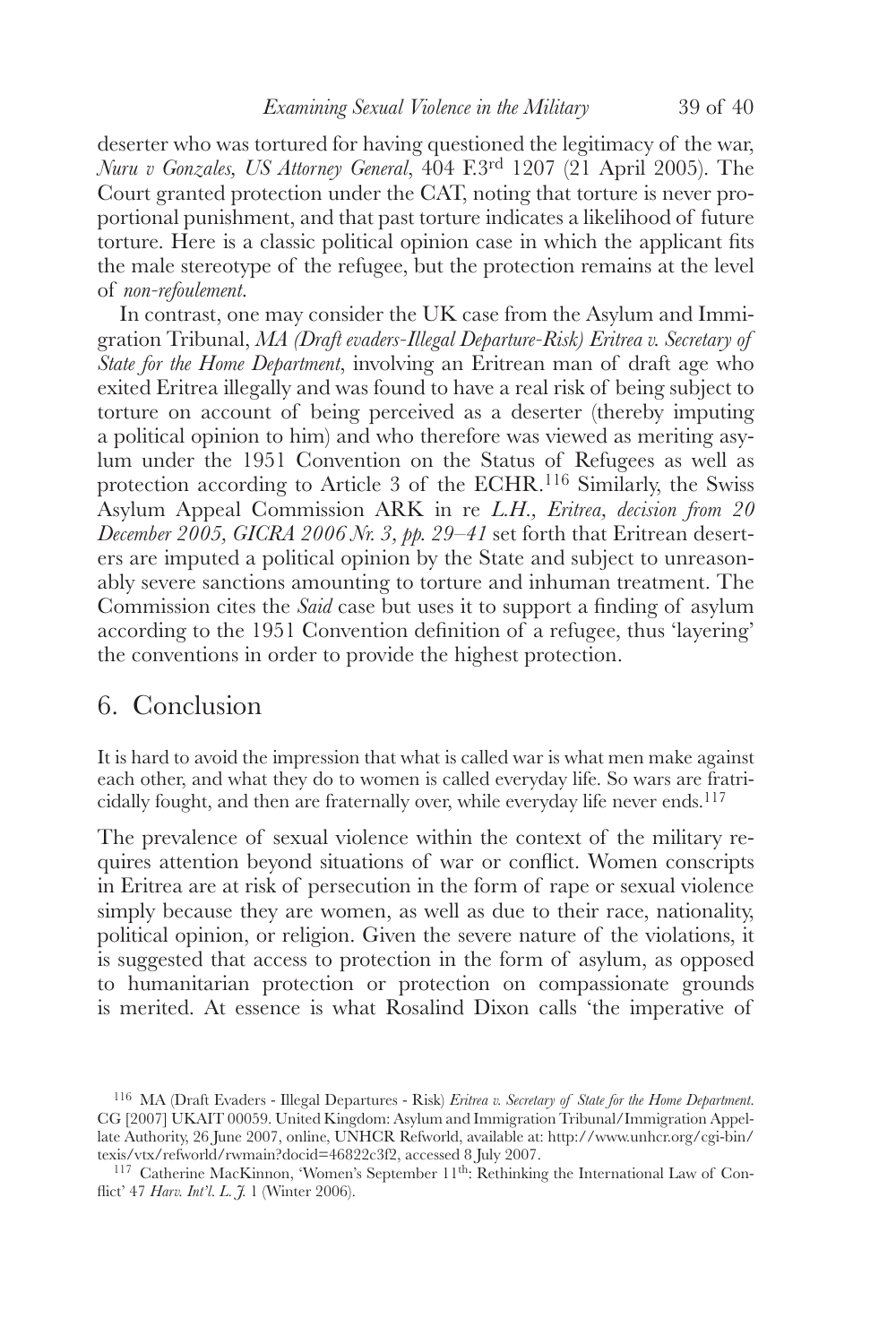deserter who was tortured for having questioned the legitimacy of the war, *Nuru v Gonzales, US Attorney General*, 404 F.3rd 1207 (21 April 2005). The Court granted protection under the CAT, noting that torture is never proportional punishment, and that past torture indicates a likelihood of future torture. Here is a classic political opinion case in which the applicant fits the male stereotype of the refugee, but the protection remains at the level of *non-refoulement*.

In contrast, one may consider the UK case from the Asylum and Immigration Tribunal, *MA (Draft evaders-Illegal Departure-Risk) Eritrea v. Secretary of State for the Home Department*, involving an Eritrean man of draft age who exited Eritrea illegally and was found to have a real risk of being subject to torture on account of being perceived as a deserter (thereby imputing a political opinion to him) and who therefore was viewed as meriting asylum under the 1951 Convention on the Status of Refugees as well as protection according to Article 3 of the ECHR.[116] Similarly, the Swiss Asylum Appeal Commission ARK in re *L.H., Eritrea, decision from 20 December 2005, GICRA 2006 Nr. 3, pp. 29–41* set forth that Eritrean deserters are imputed a political opinion by the State and subject to unreasonably severe sanctions amounting to torture and inhuman treatment. The Commission cites the *Said* case but uses it to support a finding of asylum according to the 1951 Convention definition of a refugee, thus 'layering' the conventions in order to provide the highest protection.

## 6. Conclusion

> It is hard to avoid the impression that what is called war is what men make against each other, and what they do to women is called everyday life. So wars are fratricidally fought, and then are fraternally over, while everyday life never ends.[117]

The prevalence of sexual violence within the context of the military requires attention beyond situations of war or conflict. Women conscripts in Eritrea are at risk of persecution in the form of rape or sexual violence simply because they are women, as well as due to their race, nationality, political opinion, or religion. Given the severe nature of the violations, it is suggested that access to protection in the form of asylum, as opposed to humanitarian protection or protection on compassionate grounds is merited. At essence is what Rosalind Dixon calls 'the imperative of

---

[116] MA (Draft Evaders - Illegal Departures - Risk) *Eritrea v. Secretary of State for the Home Department*. CG [2007] UKAIT 00059. United Kingdom: Asylum and Immigration Tribunal/Immigration Appellate Authority, 26 June 2007, online, UNHCR Refworld, available at: http://www.unhcr.org/cgi-bin/texis/vtx/refworld/rwmain?docid=46822c3f2, accessed 8 July 2007.

[117] Catherine MacKinnon, 'Women's September 11th: Rethinking the International Law of Conflict' 47 *Harv. Int'l. L. J.* 1 (Winter 2006).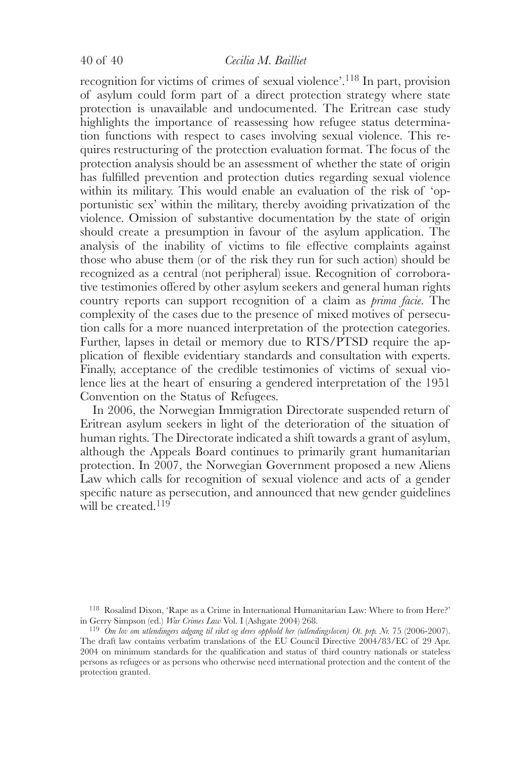recognition for victims of crimes of sexual violence'.[118] In part, provision of asylum could form part of a direct protection strategy where state protection is unavailable and undocumented. The Eritrean case study highlights the importance of reassessing how refugee status determination functions with respect to cases involving sexual violence. This requires restructuring of the protection evaluation format. The focus of the protection analysis should be an assessment of whether the state of origin has fulfilled prevention and protection duties regarding sexual violence within its military. This would enable an evaluation of the risk of 'opportunistic sex' within the military, thereby avoiding privatization of the violence. Omission of substantive documentation by the state of origin should create a presumption in favour of the asylum application. The analysis of the inability of victims to file effective complaints against those who abuse them (or of the risk they run for such action) should be recognized as a central (not peripheral) issue. Recognition of corroborative testimonies offered by other asylum seekers and general human rights country reports can support recognition of a claim as *prima facie*. The complexity of the cases due to the presence of mixed motives of persecution calls for a more nuanced interpretation of the protection categories. Further, lapses in detail or memory due to RTS/PTSD require the application of flexible evidentiary standards and consultation with experts. Finally, acceptance of the credible testimonies of victims of sexual violence lies at the heart of ensuring a gendered interpretation of the 1951 Convention on the Status of Refugees.

In 2006, the Norwegian Immigration Directorate suspended return of Eritrean asylum seekers in light of the deterioration of the situation of human rights. The Directorate indicated a shift towards a grant of asylum, although the Appeals Board continues to primarily grant humanitarian protection. In 2007, the Norwegian Government proposed a new Aliens Law which calls for recognition of sexual violence and acts of a gender specific nature as persecution, and announced that new gender guidelines will be created.[119]

[118] Rosalind Dixon, 'Rape as a Crime in International Humanitarian Law: Where to from Here?' in Gerry Simpson (ed.) *War Crimes Law* Vol. I (Ashgate 2004) 268.

[119] *Om lov om utlendingers adgang til riket og deres opphold her (utlendingsloven) Ot. prp. Nr.* 75 (2006-2007). The draft law contains verbatim translations of the EU Council Directive 2004/83/EC of 29 Apr. 2004 on minimum standards for the qualification and status of third country nationals or stateless persons as refugees or as persons who otherwise need international protection and the content of the protection granted.